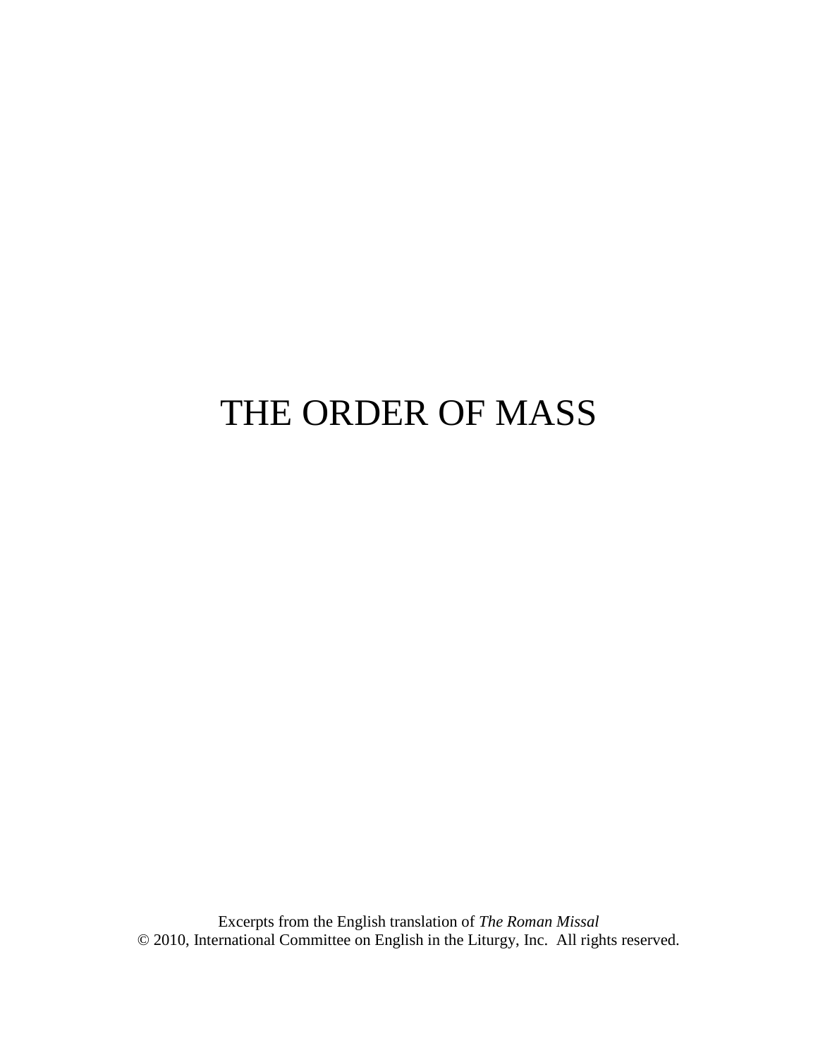# THE ORDER OF MASS

Excerpts from the English translation of *The Roman Missal*
© 2010, International Committee on English in the Liturgy, Inc.  All rights reserved.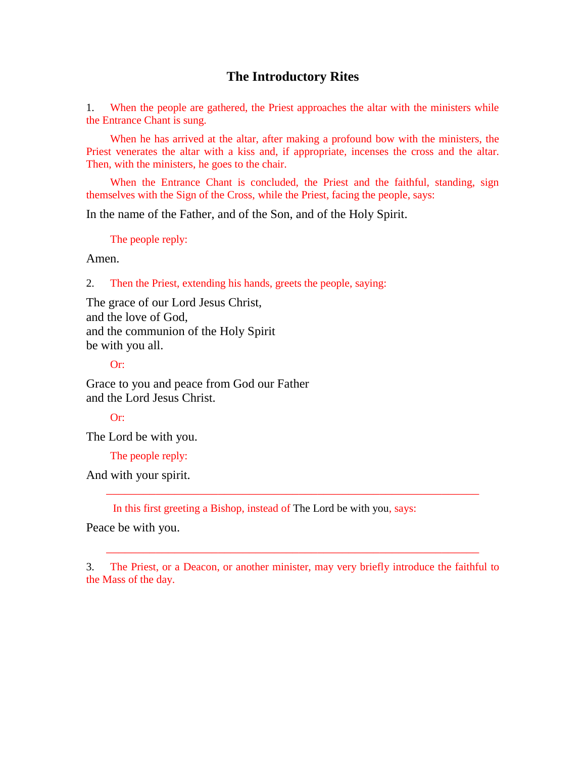## The Introductory Rites

1. When the people are gathered, the Priest approaches the altar with the ministers while the Entrance Chant is sung.

When he has arrived at the altar, after making a profound bow with the ministers, the Priest venerates the altar with a kiss and, if appropriate, incenses the cross and the altar. Then, with the ministers, he goes to the chair.

When the Entrance Chant is concluded, the Priest and the faithful, standing, sign themselves with the Sign of the Cross, while the Priest, facing the people, says:

In the name of the Father, and of the Son, and of the Holy Spirit.

The people reply:

Amen.

2. Then the Priest, extending his hands, greets the people, saying:

The grace of our Lord Jesus Christ,
and the love of God,
and the communion of the Holy Spirit
be with you all.

Or:

Grace to you and peace from God our Father
and the Lord Jesus Christ.

Or:

The Lord be with you.

The people reply:

And with your spirit.

---

In this first greeting a Bishop, instead of The Lord be with you, says:

Peace be with you.

---

3. The Priest, or a Deacon, or another minister, may very briefly introduce the faithful to the Mass of the day.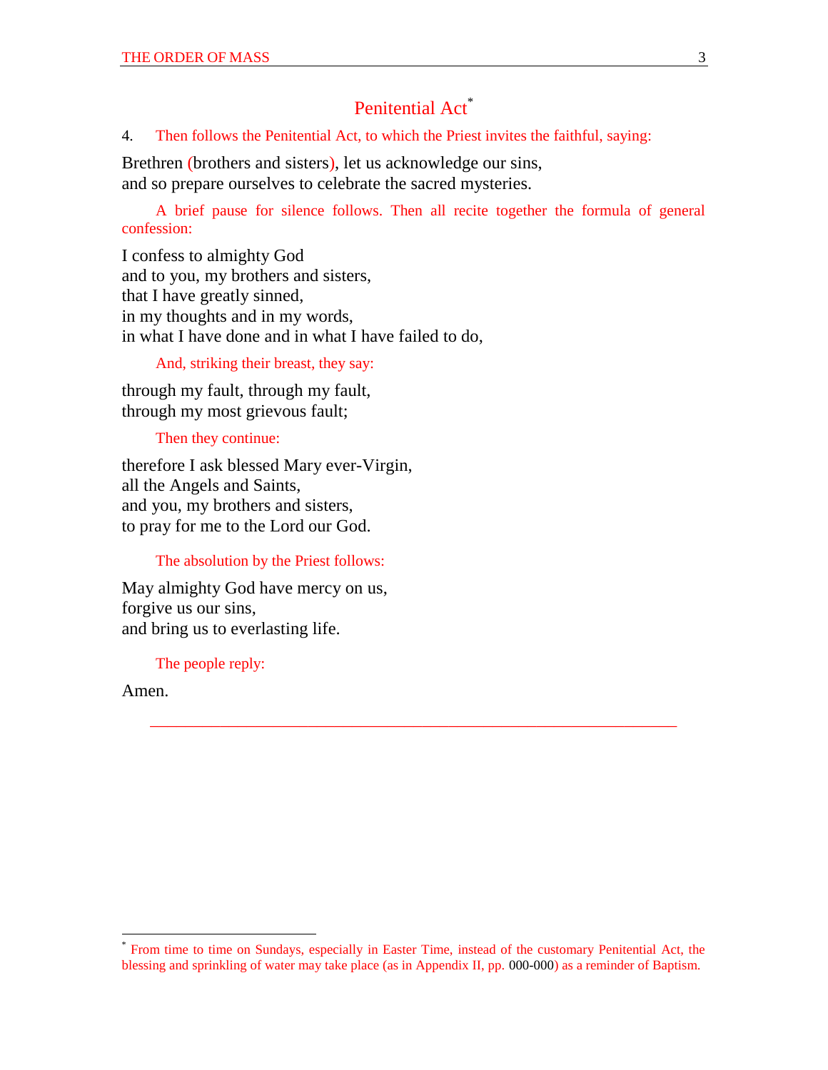## Penitential Act[*]

4. *Then follows the Penitential Act, to which the Priest invites the faithful, saying:*

Brethren (brothers and sisters), let us acknowledge our sins,
and so prepare ourselves to celebrate the sacred mysteries.

*A brief pause for silence follows. Then all recite together the formula of general confession:*

I confess to almighty God
and to you, my brothers and sisters,
that I have greatly sinned,
in my thoughts and in my words,
in what I have done and in what I have failed to do,

*And, striking their breast, they say:*

through my fault, through my fault,
through my most grievous fault;

*Then they continue:*

therefore I ask blessed Mary ever-Virgin,
all the Angels and Saints,
and you, my brothers and sisters,
to pray for me to the Lord our God.

*The absolution by the Priest follows:*

May almighty God have mercy on us,
forgive us our sins,
and bring us to everlasting life.

*The people reply:*

Amen.

---

[*] *From time to time on Sundays, especially in Easter Time, instead of the customary Penitential Act, the blessing and sprinkling of water may take place (as in Appendix II, pp.* 000-000*) as a reminder of Baptism.*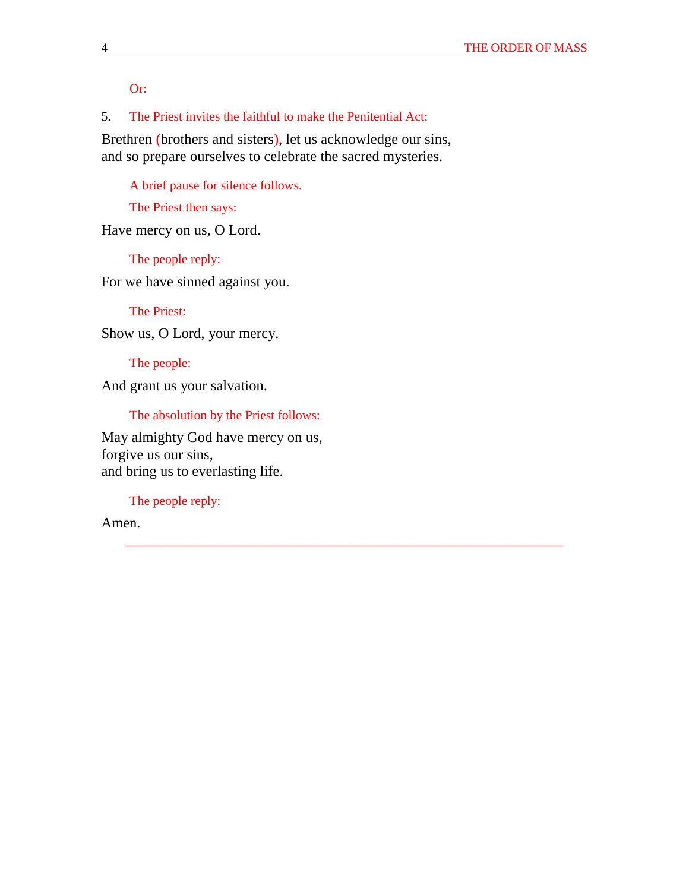Or:

5. The Priest invites the faithful to make the Penitential Act:

Brethren (brothers and sisters), let us acknowledge our sins,
and so prepare ourselves to celebrate the sacred mysteries.

A brief pause for silence follows.

The Priest then says:

Have mercy on us, O Lord.

The people reply:

For we have sinned against you.

The Priest:

Show us, O Lord, your mercy.

The people:

And grant us your salvation.

The absolution by the Priest follows:

May almighty God have mercy on us,
forgive us our sins,
and bring us to everlasting life.

The people reply:

Amen.

---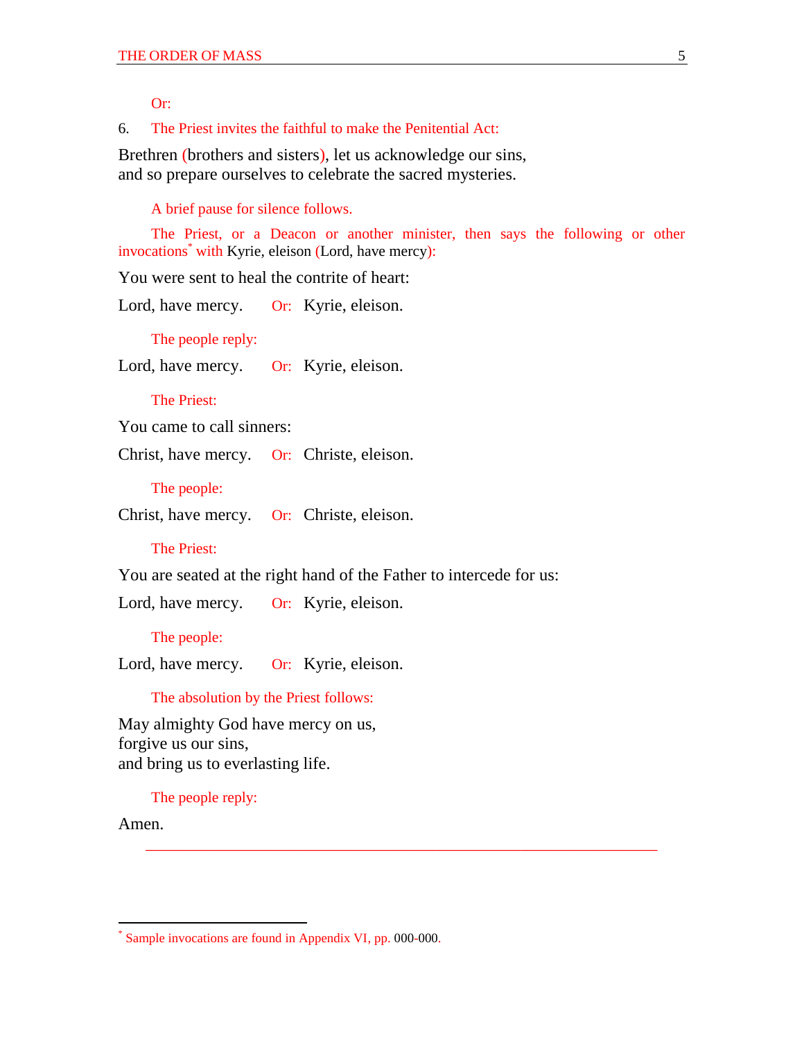Or:

6. The Priest invites the faithful to make the Penitential Act:

Brethren (brothers and sisters), let us acknowledge our sins,
and so prepare ourselves to celebrate the sacred mysteries.

A brief pause for silence follows.

The Priest, or a Deacon or another minister, then says the following or other invocations* with Kyrie, eleison (Lord, have mercy):

You were sent to heal the contrite of heart:

Lord, have mercy. Or: Kyrie, eleison.

The people reply:

Lord, have mercy. Or: Kyrie, eleison.

The Priest:

You came to call sinners:

Christ, have mercy. Or: Christe, eleison.

The people:

Christ, have mercy. Or: Christe, eleison.

The Priest:

You are seated at the right hand of the Father to intercede for us:

Lord, have mercy. Or: Kyrie, eleison.

The people:

Lord, have mercy. Or: Kyrie, eleison.

The absolution by the Priest follows:

May almighty God have mercy on us,
forgive us our sins,
and bring us to everlasting life.

The people reply:

Amen.

---

* Sample invocations are found in Appendix VI, pp. 000-000.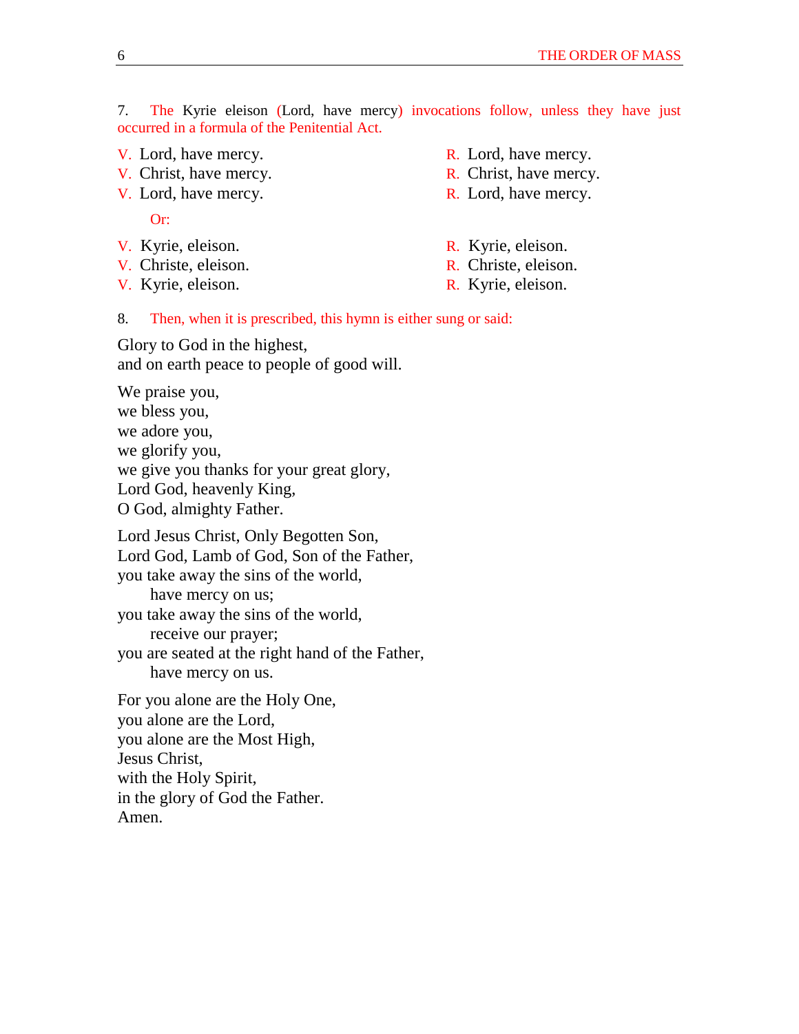7. The Kyrie eleison (Lord, have mercy) invocations follow, unless they have just occurred in a formula of the Penitential Act.

| | |
|---|---|
| V. Lord, have mercy. | R. Lord, have mercy. |
| V. Christ, have mercy. | R. Christ, have mercy. |
| V. Lord, have mercy. | R. Lord, have mercy. |

Or:

| | |
|---|---|
| V. Kyrie, eleison. | R. Kyrie, eleison. |
| V. Christe, eleison. | R. Christe, eleison. |
| V. Kyrie, eleison. | R. Kyrie, eleison. |

8. Then, when it is prescribed, this hymn is either sung or said:

Glory to God in the highest,  
and on earth peace to people of good will.

We praise you,  
we bless you,  
we adore you,  
we glorify you,  
we give you thanks for your great glory,  
Lord God, heavenly King,  
O God, almighty Father.

Lord Jesus Christ, Only Begotten Son,  
Lord God, Lamb of God, Son of the Father,  
you take away the sins of the world,  
  have mercy on us;  
you take away the sins of the world,  
  receive our prayer;  
you are seated at the right hand of the Father,  
  have mercy on us.

For you alone are the Holy One,  
you alone are the Lord,  
you alone are the Most High,  
Jesus Christ,  
with the Holy Spirit,  
in the glory of God the Father.  
Amen.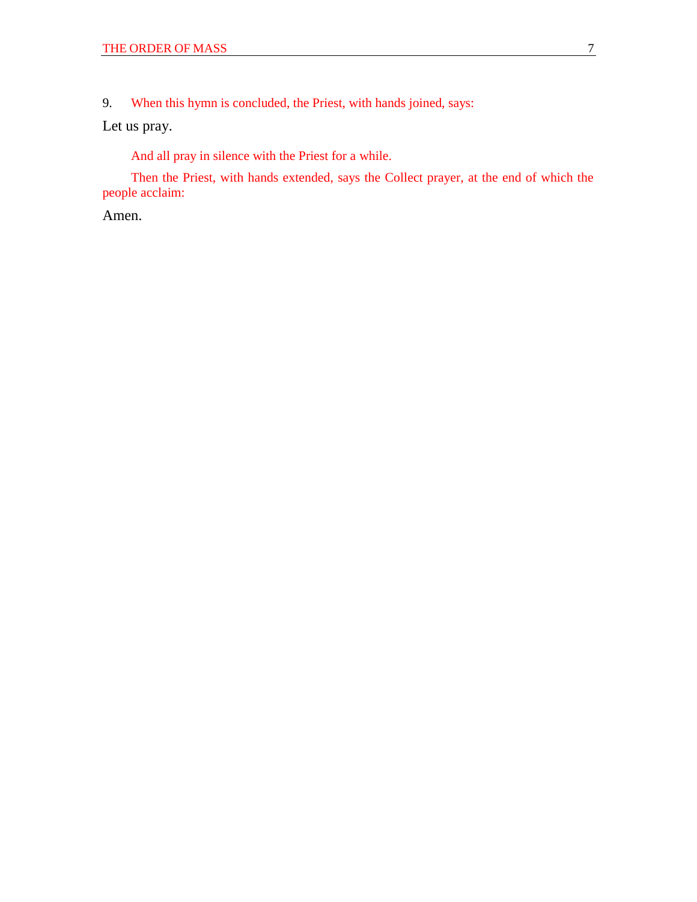9. *When this hymn is concluded, the Priest, with hands joined, says:*

Let us pray.

*And all pray in silence with the Priest for a while.*

*Then the Priest, with hands extended, says the Collect prayer, at the end of which the people acclaim:*

Amen.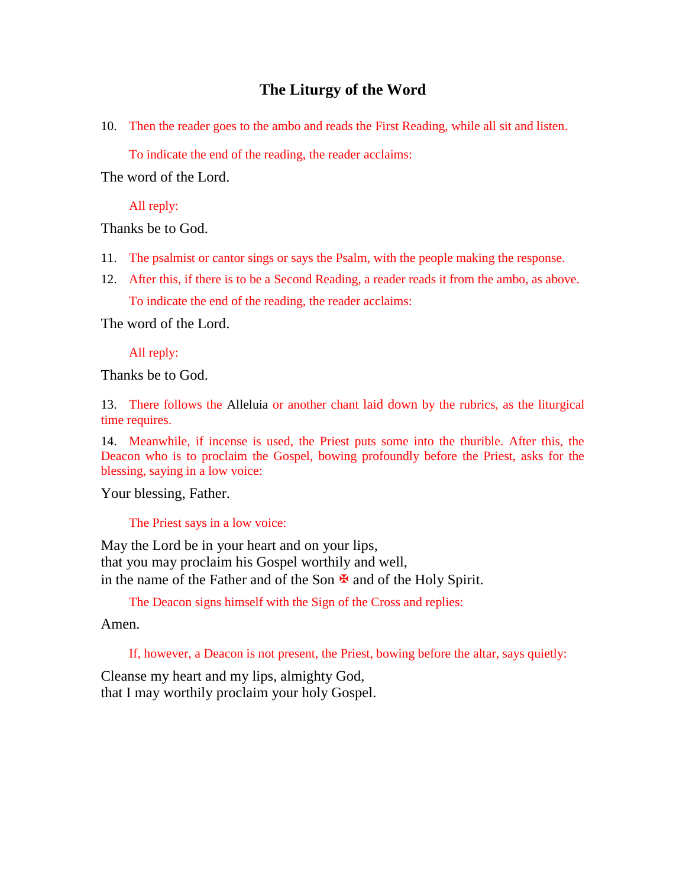## The Liturgy of the Word

10. Then the reader goes to the ambo and reads the First Reading, while all sit and listen.

To indicate the end of the reading, the reader acclaims:

The word of the Lord.

All reply:

Thanks be to God.

11. The psalmist or cantor sings or says the Psalm, with the people making the response.

12. After this, if there is to be a Second Reading, a reader reads it from the ambo, as above.

To indicate the end of the reading, the reader acclaims:

The word of the Lord.

All reply:

Thanks be to God.

13. There follows the Alleluia or another chant laid down by the rubrics, as the liturgical time requires.

14. Meanwhile, if incense is used, the Priest puts some into the thurible. After this, the Deacon who is to proclaim the Gospel, bowing profoundly before the Priest, asks for the blessing, saying in a low voice:

Your blessing, Father.

The Priest says in a low voice:

May the Lord be in your heart and on your lips,
that you may proclaim his Gospel worthily and well,
in the name of the Father and of the Son ✠ and of the Holy Spirit.

The Deacon signs himself with the Sign of the Cross and replies:

Amen.

If, however, a Deacon is not present, the Priest, bowing before the altar, says quietly:

Cleanse my heart and my lips, almighty God,
that I may worthily proclaim your holy Gospel.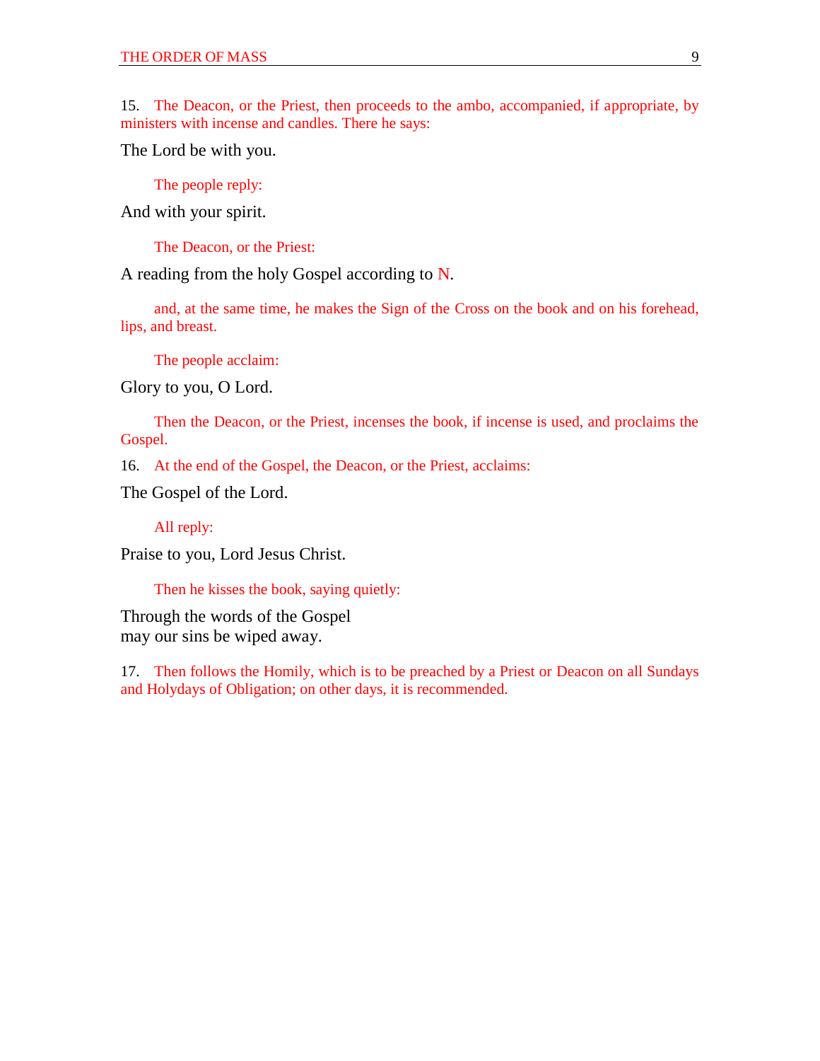15. *The Deacon, or the Priest, then proceeds to the ambo, accompanied, if appropriate, by ministers with incense and candles. There he says:*

The Lord be with you.

*The people reply:*

And with your spirit.

*The Deacon, or the Priest:*

A reading from the holy Gospel according to *N*.

*and, at the same time, he makes the Sign of the Cross on the book and on his forehead, lips, and breast.*

*The people acclaim:*

Glory to you, O Lord.

*Then the Deacon, or the Priest, incenses the book, if incense is used, and proclaims the Gospel.*

16. *At the end of the Gospel, the Deacon, or the Priest, acclaims:*

The Gospel of the Lord.

*All reply:*

Praise to you, Lord Jesus Christ.

*Then he kisses the book, saying quietly:*

Through the words of the Gospel
may our sins be wiped away.

17. *Then follows the Homily, which is to be preached by a Priest or Deacon on all Sundays and Holydays of Obligation; on other days, it is recommended.*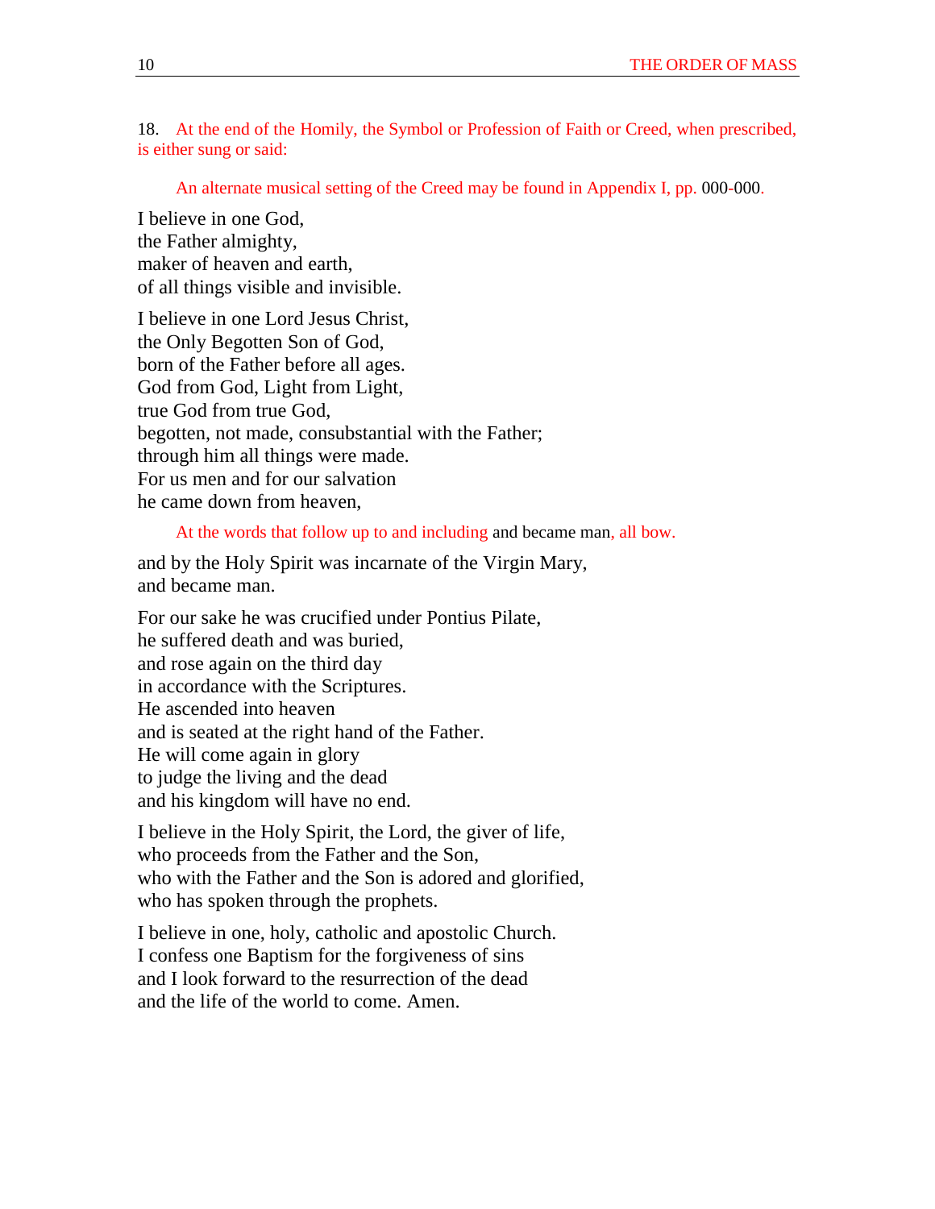18. *At the end of the Homily, the Symbol or Profession of Faith or Creed, when prescribed, is either sung or said:*

*An alternate musical setting of the Creed may be found in Appendix I, pp.* 000-000.

I believe in one God,  
the Father almighty,  
maker of heaven and earth,  
of all things visible and invisible.

I believe in one Lord Jesus Christ,  
the Only Begotten Son of God,  
born of the Father before all ages.  
God from God, Light from Light,  
true God from true God,  
begotten, not made, consubstantial with the Father;  
through him all things were made.  
For us men and for our salvation  
he came down from heaven,

*At the words that follow up to and including* and became man*, all bow.*

and by the Holy Spirit was incarnate of the Virgin Mary,  
and became man.

For our sake he was crucified under Pontius Pilate,  
he suffered death and was buried,  
and rose again on the third day  
in accordance with the Scriptures.  
He ascended into heaven  
and is seated at the right hand of the Father.  
He will come again in glory  
to judge the living and the dead  
and his kingdom will have no end.

I believe in the Holy Spirit, the Lord, the giver of life,  
who proceeds from the Father and the Son,  
who with the Father and the Son is adored and glorified,  
who has spoken through the prophets.

I believe in one, holy, catholic and apostolic Church.  
I confess one Baptism for the forgiveness of sins  
and I look forward to the resurrection of the dead  
and the life of the world to come. Amen.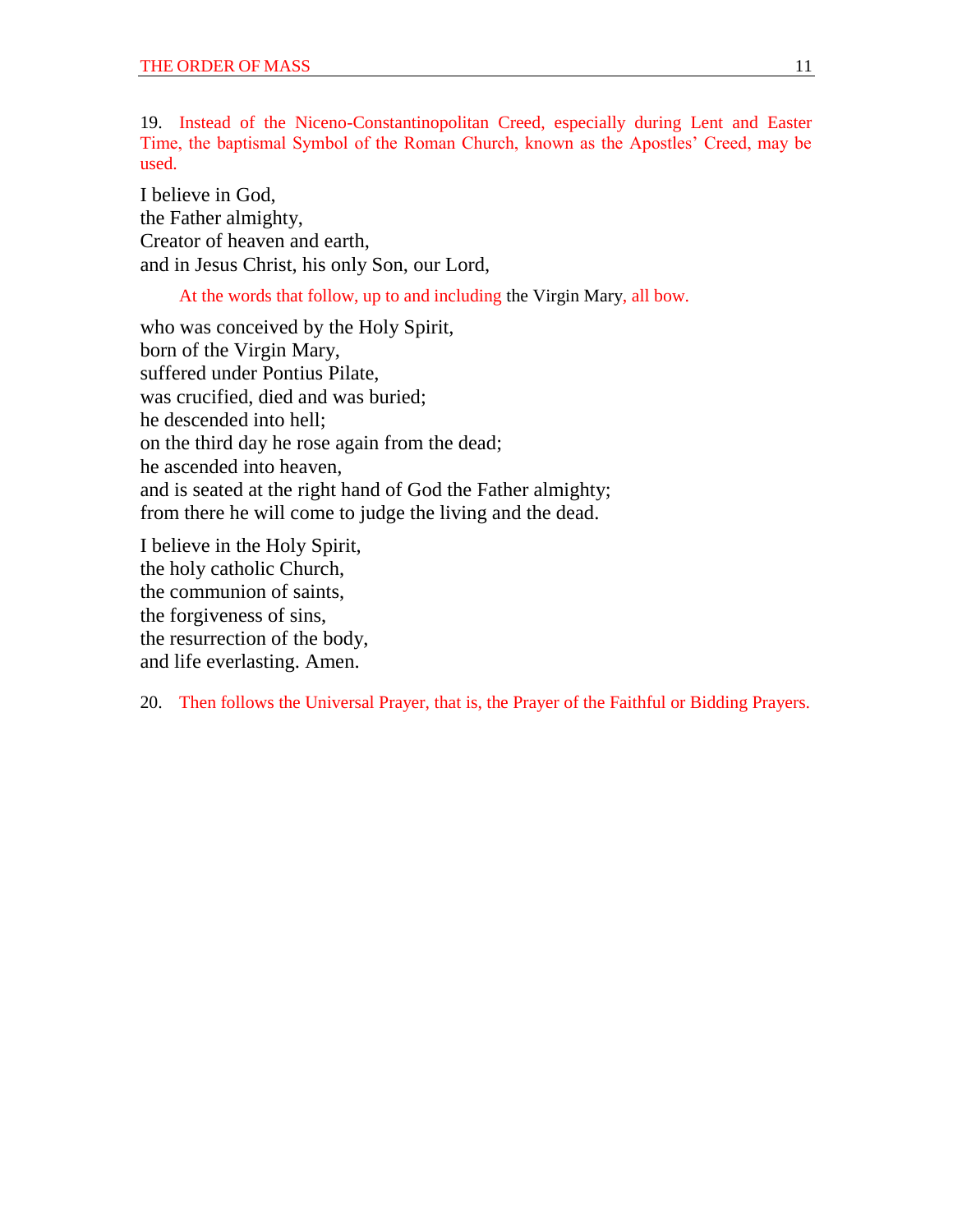19. Instead of the Niceno-Constantinopolitan Creed, especially during Lent and Easter Time, the baptismal Symbol of the Roman Church, known as the Apostles' Creed, may be used.

I believe in God,
the Father almighty,
Creator of heaven and earth,
and in Jesus Christ, his only Son, our Lord,

At the words that follow, up to and including the Virgin Mary, all bow.

who was conceived by the Holy Spirit,
born of the Virgin Mary,
suffered under Pontius Pilate,
was crucified, died and was buried;
he descended into hell;
on the third day he rose again from the dead;
he ascended into heaven,
and is seated at the right hand of God the Father almighty;
from there he will come to judge the living and the dead.

I believe in the Holy Spirit,
the holy catholic Church,
the communion of saints,
the forgiveness of sins,
the resurrection of the body,
and life everlasting. Amen.

20. Then follows the Universal Prayer, that is, the Prayer of the Faithful or Bidding Prayers.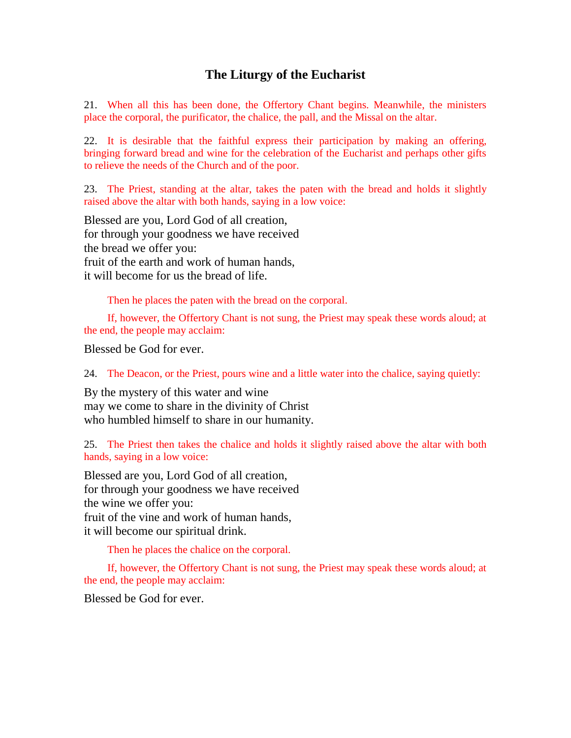## The Liturgy of the Eucharist

21. When all this has been done, the Offertory Chant begins. Meanwhile, the ministers place the corporal, the purificator, the chalice, the pall, and the Missal on the altar.

22. It is desirable that the faithful express their participation by making an offering, bringing forward bread and wine for the celebration of the Eucharist and perhaps other gifts to relieve the needs of the Church and of the poor.

23. The Priest, standing at the altar, takes the paten with the bread and holds it slightly raised above the altar with both hands, saying in a low voice:

Blessed are you, Lord God of all creation,
for through your goodness we have received
the bread we offer you:
fruit of the earth and work of human hands,
it will become for us the bread of life.

Then he places the paten with the bread on the corporal.

If, however, the Offertory Chant is not sung, the Priest may speak these words aloud; at the end, the people may acclaim:

Blessed be God for ever.

24. The Deacon, or the Priest, pours wine and a little water into the chalice, saying quietly:

By the mystery of this water and wine
may we come to share in the divinity of Christ
who humbled himself to share in our humanity.

25. The Priest then takes the chalice and holds it slightly raised above the altar with both hands, saying in a low voice:

Blessed are you, Lord God of all creation,
for through your goodness we have received
the wine we offer you:
fruit of the vine and work of human hands,
it will become our spiritual drink.

Then he places the chalice on the corporal.

If, however, the Offertory Chant is not sung, the Priest may speak these words aloud; at the end, the people may acclaim:

Blessed be God for ever.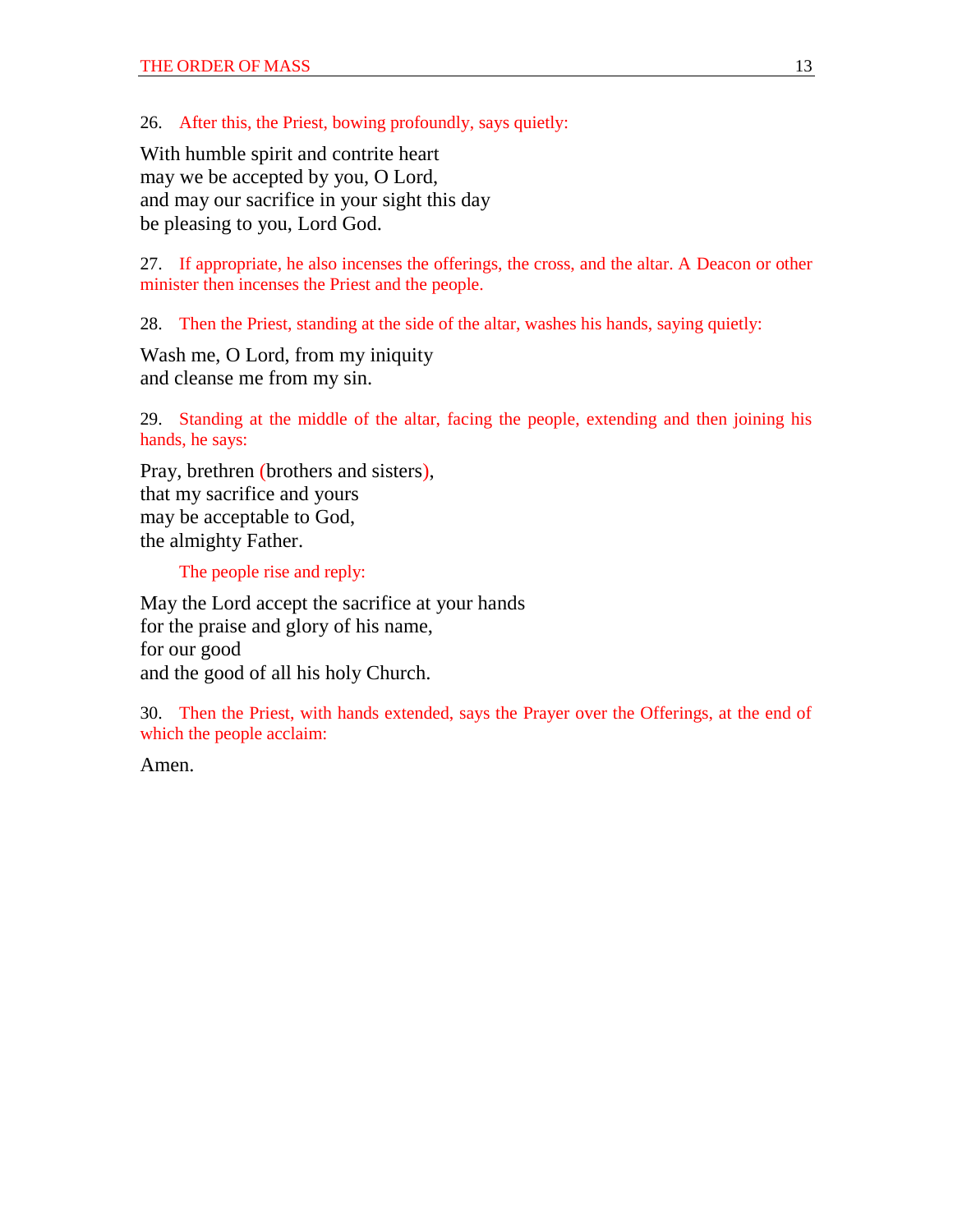26. *After this, the Priest, bowing profoundly, says quietly:*

With humble spirit and contrite heart
may we be accepted by you, O Lord,
and may our sacrifice in your sight this day
be pleasing to you, Lord God.

27. *If appropriate, he also incenses the offerings, the cross, and the altar. A Deacon or other minister then incenses the Priest and the people.*

28. *Then the Priest, standing at the side of the altar, washes his hands, saying quietly:*

Wash me, O Lord, from my iniquity
and cleanse me from my sin.

29. *Standing at the middle of the altar, facing the people, extending and then joining his hands, he says:*

Pray, brethren (brothers and sisters),
that my sacrifice and yours
may be acceptable to God,
the almighty Father.

*The people rise and reply:*

May the Lord accept the sacrifice at your hands
for the praise and glory of his name,
for our good
and the good of all his holy Church.

30. *Then the Priest, with hands extended, says the Prayer over the Offerings, at the end of which the people acclaim:*

Amen.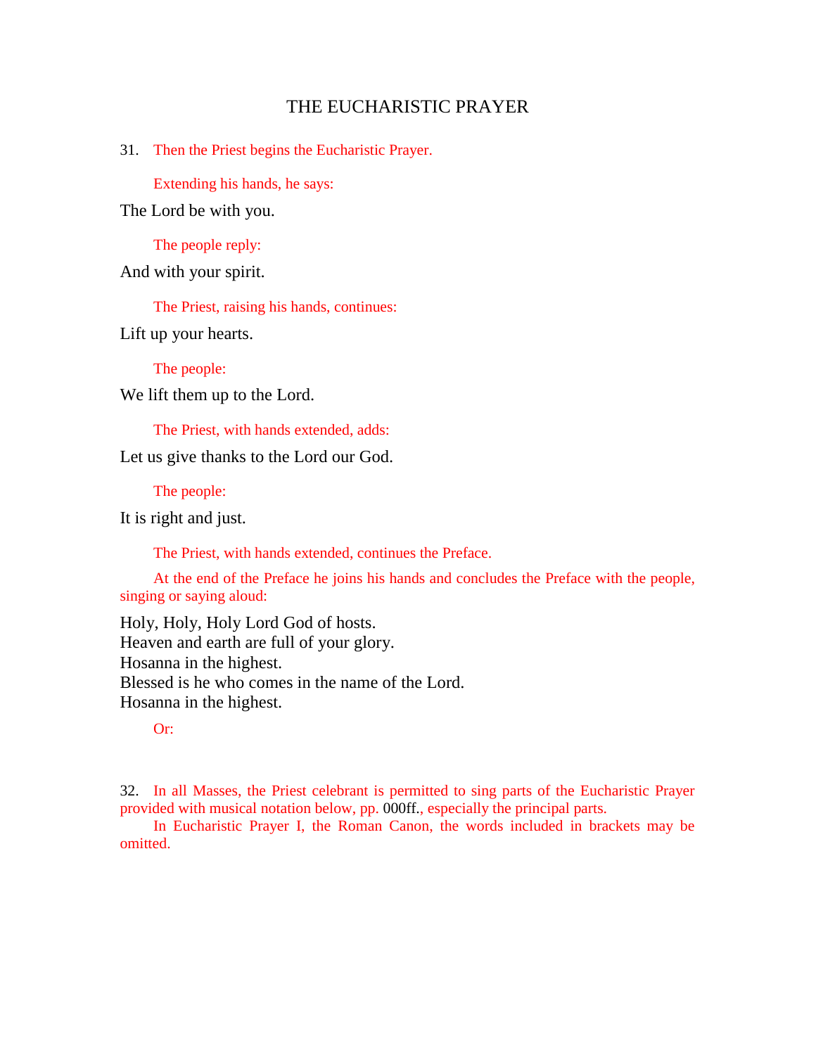# THE EUCHARISTIC PRAYER

31. *Then the Priest begins the Eucharistic Prayer.*

*Extending his hands, he says:*

The Lord be with you.

*The people reply:*

And with your spirit.

*The Priest, raising his hands, continues:*

Lift up your hearts.

*The people:*

We lift them up to the Lord.

*The Priest, with hands extended, adds:*

Let us give thanks to the Lord our God.

*The people:*

It is right and just.

*The Priest, with hands extended, continues the Preface.*

*At the end of the Preface he joins his hands and concludes the Preface with the people, singing or saying aloud:*

Holy, Holy, Holy Lord God of hosts.
Heaven and earth are full of your glory.
Hosanna in the highest.
Blessed is he who comes in the name of the Lord.
Hosanna in the highest.

*Or:*

32. *In all Masses, the Priest celebrant is permitted to sing parts of the Eucharistic Prayer provided with musical notation below, pp.* 000ff.*, especially the principal parts.*

*In Eucharistic Prayer I, the Roman Canon, the words included in brackets may be omitted.*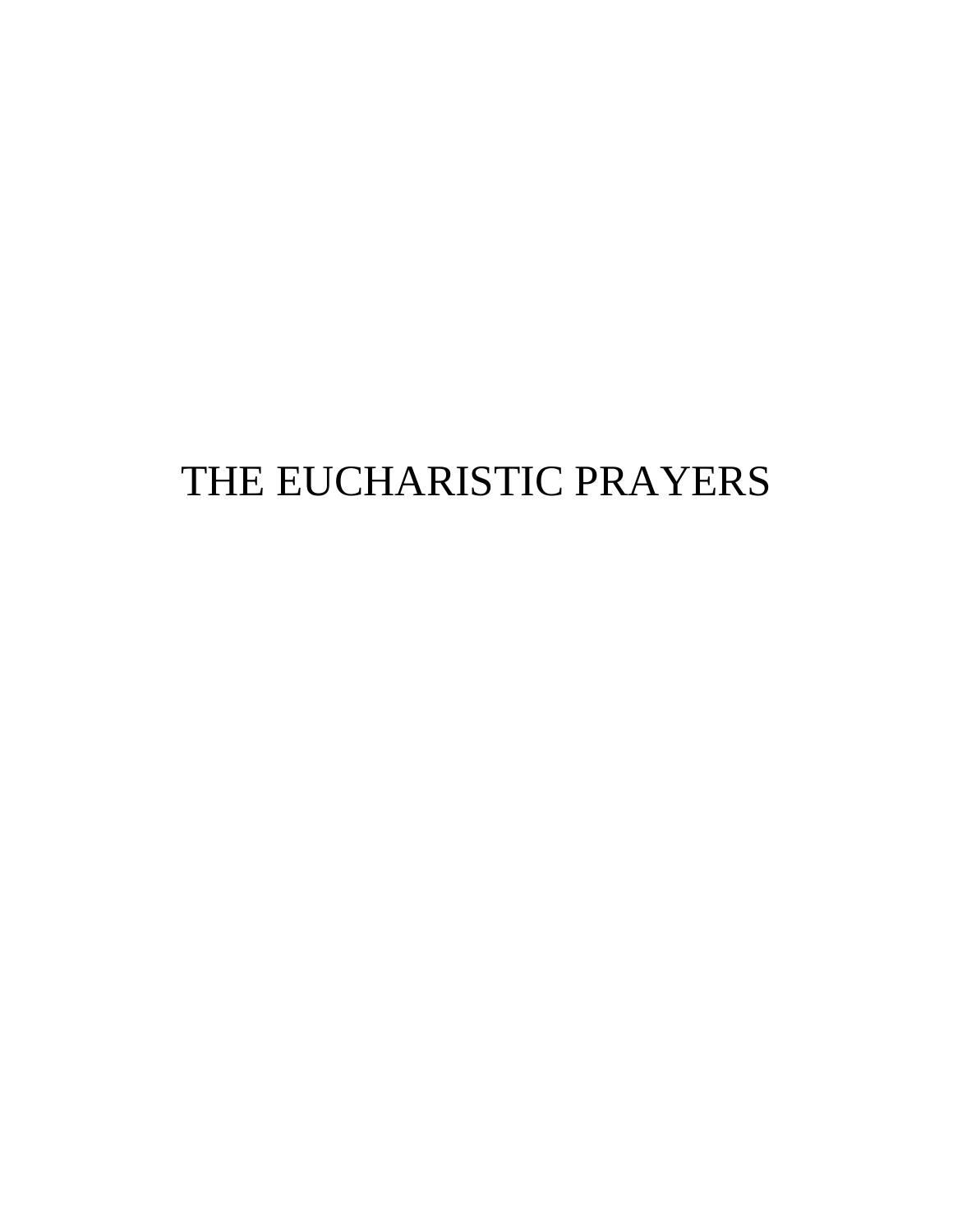# THE EUCHARISTIC PRAYERS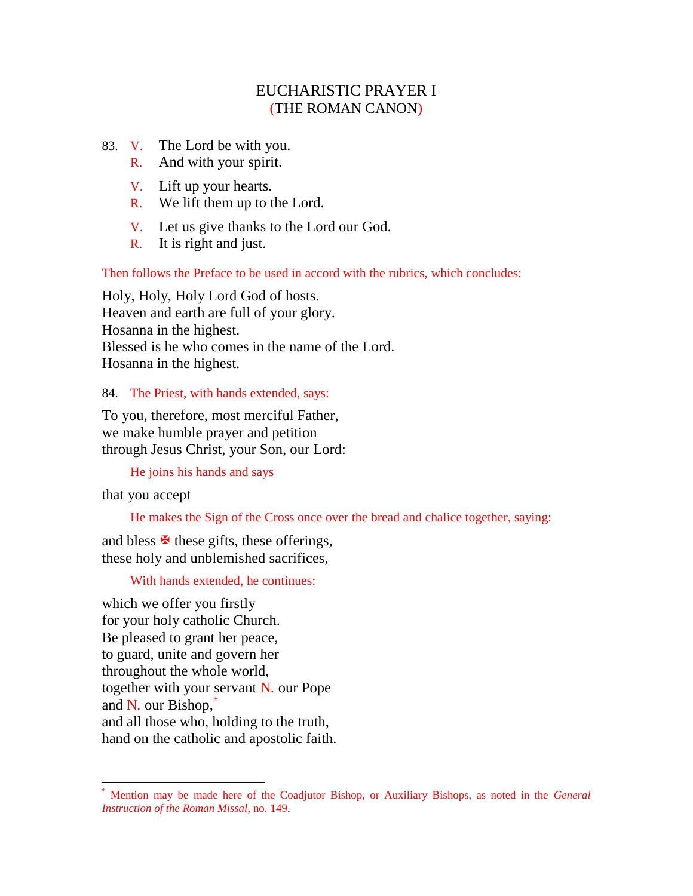# EUCHARISTIC PRAYER I
## (THE ROMAN CANON)

83. V. The Lord be with you.
R. And with your spirit.

V. Lift up your hearts.
R. We lift them up to the Lord.

V. Let us give thanks to the Lord our God.
R. It is right and just.

Then follows the Preface to be used in accord with the rubrics, which concludes:

Holy, Holy, Holy Lord God of hosts.
Heaven and earth are full of your glory.
Hosanna in the highest.
Blessed is he who comes in the name of the Lord.
Hosanna in the highest.

84. The Priest, with hands extended, says:

To you, therefore, most merciful Father,
we make humble prayer and petition
through Jesus Christ, your Son, our Lord:

He joins his hands and says

that you accept

He makes the Sign of the Cross once over the bread and chalice together, saying:

and bless ✠ these gifts, these offerings,
these holy and unblemished sacrifices,

With hands extended, he continues:

which we offer you firstly
for your holy catholic Church.
Be pleased to grant her peace,
to guard, unite and govern her
throughout the whole world,
together with your servant N. our Pope
and N. our Bishop,*
and all those who, holding to the truth,
hand on the catholic and apostolic faith.

---

* Mention may be made here of the Coadjutor Bishop, or Auxiliary Bishops, as noted in the *General Instruction of the Roman Missal*, no. 149.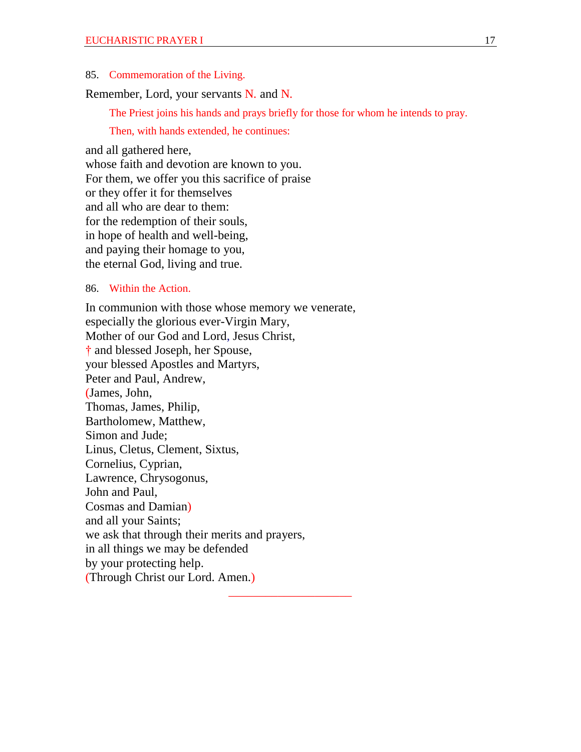85. Commemoration of the Living.

Remember, Lord, your servants N. and N.

> The Priest joins his hands and prays briefly for those for whom he intends to pray.
>
> Then, with hands extended, he continues:

and all gathered here,
whose faith and devotion are known to you.
For them, we offer you this sacrifice of praise
or they offer it for themselves
and all who are dear to them:
for the redemption of their souls,
in hope of health and well-being,
and paying their homage to you,
the eternal God, living and true.

86. Within the Action.

In communion with those whose memory we venerate,
especially the glorious ever-Virgin Mary,
Mother of our God and Lord, Jesus Christ,
† and blessed Joseph, her Spouse,
your blessed Apostles and Martyrs,
Peter and Paul, Andrew,
(James, John,
Thomas, James, Philip,
Bartholomew, Matthew,
Simon and Jude;
Linus, Cletus, Clement, Sixtus,
Cornelius, Cyprian,
Lawrence, Chrysogonus,
John and Paul,
Cosmas and Damian)
and all your Saints;
we ask that through their merits and prayers,
in all things we may be defended
by your protecting help.
(Through Christ our Lord. Amen.)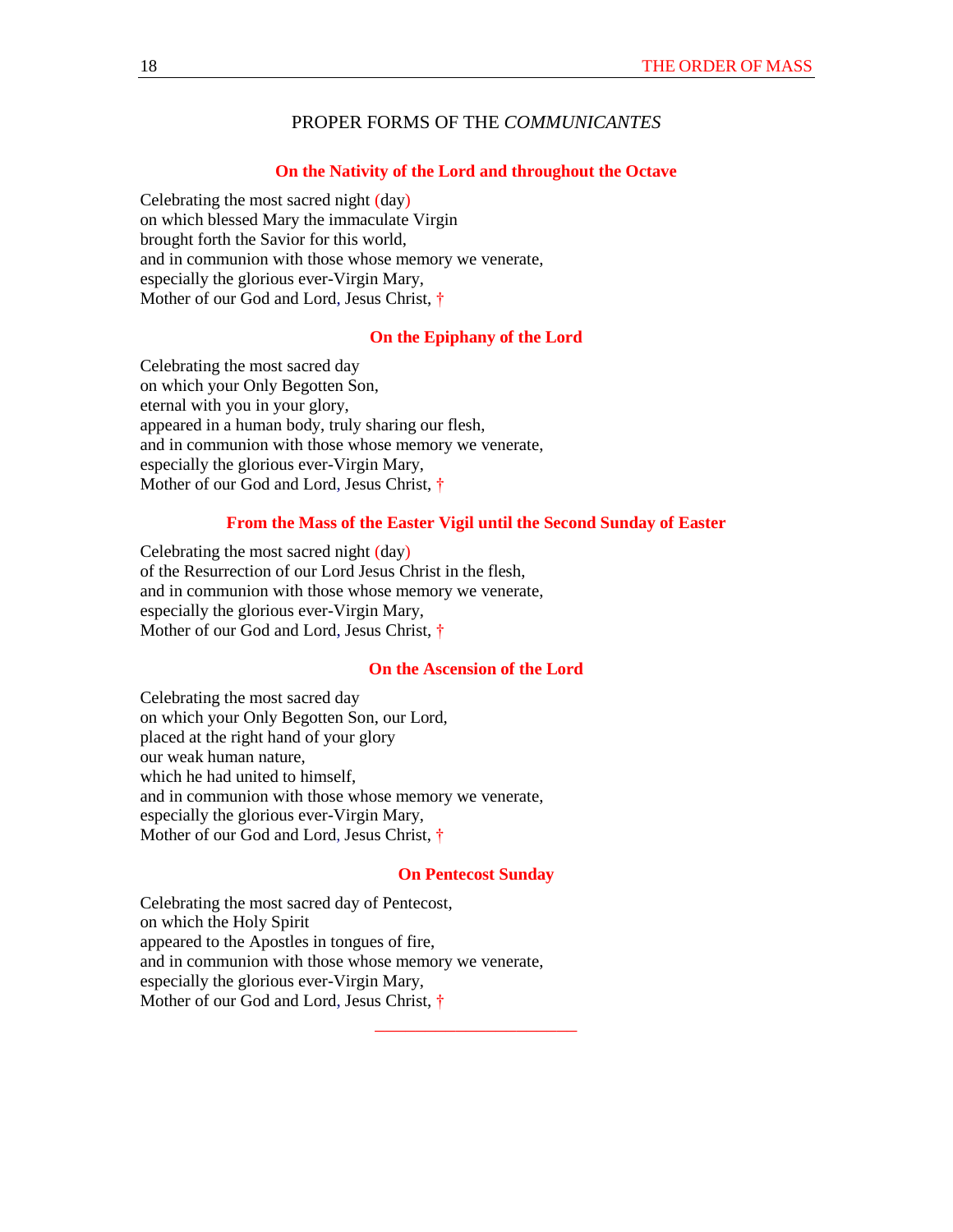## PROPER FORMS OF THE *COMMUNICANTES*

### On the Nativity of the Lord and throughout the Octave

Celebrating the most sacred night (day)
on which blessed Mary the immaculate Virgin
brought forth the Savior for this world,
and in communion with those whose memory we venerate,
especially the glorious ever-Virgin Mary,
Mother of our God and Lord, Jesus Christ, †

### On the Epiphany of the Lord

Celebrating the most sacred day
on which your Only Begotten Son,
eternal with you in your glory,
appeared in a human body, truly sharing our flesh,
and in communion with those whose memory we venerate,
especially the glorious ever-Virgin Mary,
Mother of our God and Lord, Jesus Christ, †

### From the Mass of the Easter Vigil until the Second Sunday of Easter

Celebrating the most sacred night (day)
of the Resurrection of our Lord Jesus Christ in the flesh,
and in communion with those whose memory we venerate,
especially the glorious ever-Virgin Mary,
Mother of our God and Lord, Jesus Christ, †

### On the Ascension of the Lord

Celebrating the most sacred day
on which your Only Begotten Son, our Lord,
placed at the right hand of your glory
our weak human nature,
which he had united to himself,
and in communion with those whose memory we venerate,
especially the glorious ever-Virgin Mary,
Mother of our God and Lord, Jesus Christ, †

### On Pentecost Sunday

Celebrating the most sacred day of Pentecost,
on which the Holy Spirit
appeared to the Apostles in tongues of fire,
and in communion with those whose memory we venerate,
especially the glorious ever-Virgin Mary,
Mother of our God and Lord, Jesus Christ, †

---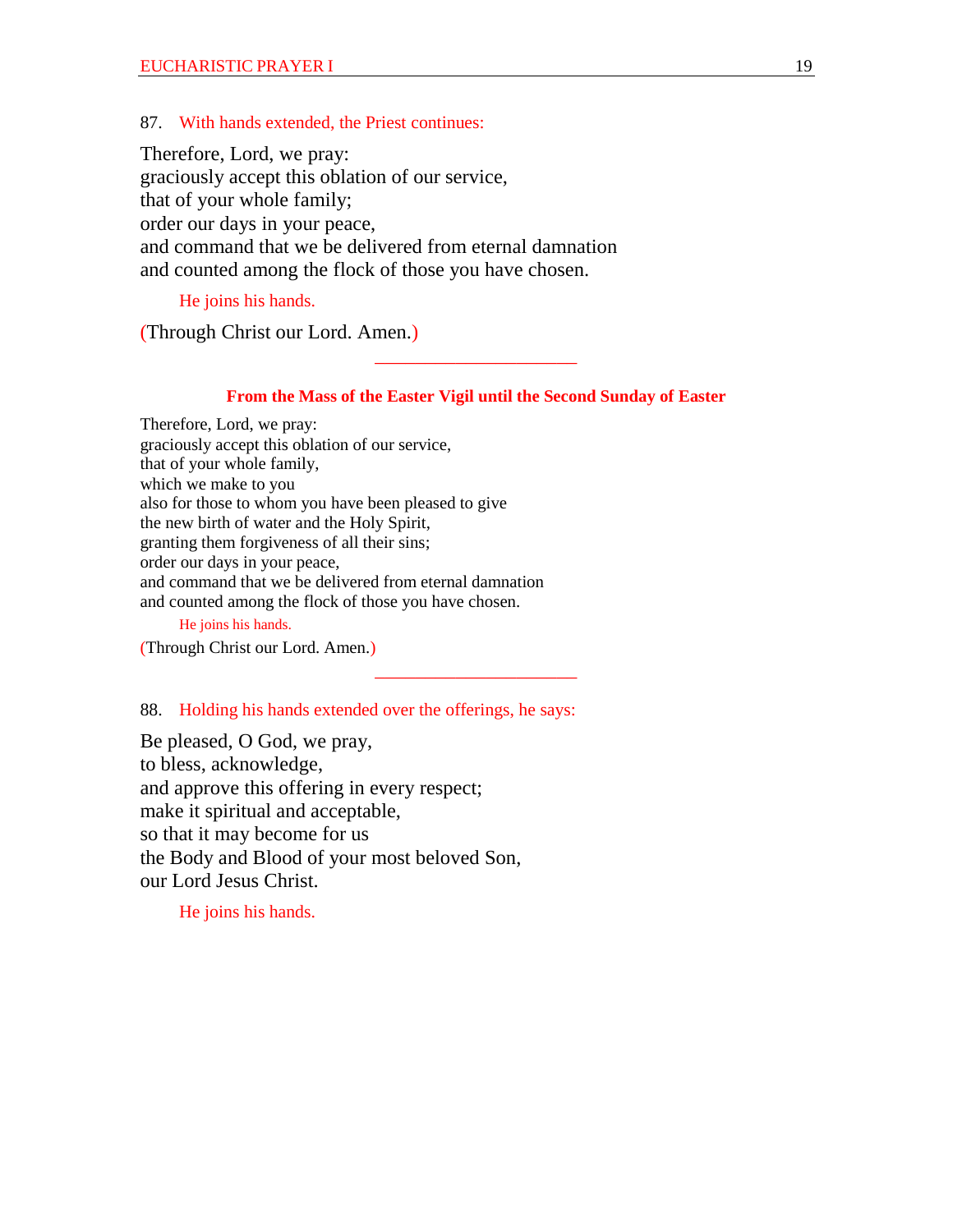87. With hands extended, the Priest continues:

Therefore, Lord, we pray:
graciously accept this oblation of our service,
that of your whole family;
order our days in your peace,
and command that we be delivered from eternal damnation
and counted among the flock of those you have chosen.

He joins his hands.

(Through Christ our Lord. Amen.)

---

**From the Mass of the Easter Vigil until the Second Sunday of Easter**

Therefore, Lord, we pray:
graciously accept this oblation of our service,
that of your whole family,
which we make to you
also for those to whom you have been pleased to give
the new birth of water and the Holy Spirit,
granting them forgiveness of all their sins;
order our days in your peace,
and command that we be delivered from eternal damnation
and counted among the flock of those you have chosen.

He joins his hands.

(Through Christ our Lord. Amen.)

---

88. Holding his hands extended over the offerings, he says:

Be pleased, O God, we pray,
to bless, acknowledge,
and approve this offering in every respect;
make it spiritual and acceptable,
so that it may become for us
the Body and Blood of your most beloved Son,
our Lord Jesus Christ.

He joins his hands.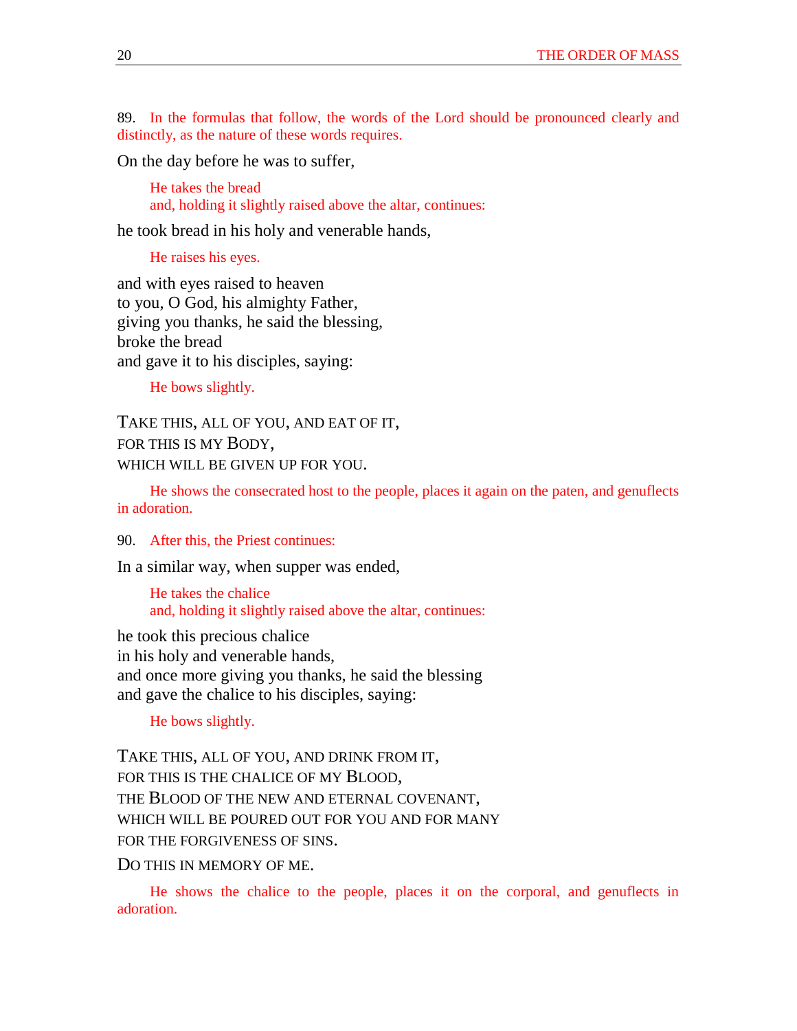89. *In the formulas that follow, the words of the Lord should be pronounced clearly and distinctly, as the nature of these words requires.*

On the day before he was to suffer,

> *He takes the bread*
> *and, holding it slightly raised above the altar, continues:*

he took bread in his holy and venerable hands,

> *He raises his eyes.*

and with eyes raised to heaven
to you, O God, his almighty Father,
giving you thanks, he said the blessing,
broke the bread
and gave it to his disciples, saying:

> *He bows slightly.*

TAKE THIS, ALL OF YOU, AND EAT OF IT,
FOR THIS IS MY BODY,
WHICH WILL BE GIVEN UP FOR YOU.

> *He shows the consecrated host to the people, places it again on the paten, and genuflects in adoration.*

90. *After this, the Priest continues:*

In a similar way, when supper was ended,

> *He takes the chalice*
> *and, holding it slightly raised above the altar, continues:*

he took this precious chalice
in his holy and venerable hands,
and once more giving you thanks, he said the blessing
and gave the chalice to his disciples, saying:

> *He bows slightly.*

TAKE THIS, ALL OF YOU, AND DRINK FROM IT,
FOR THIS IS THE CHALICE OF MY BLOOD,
THE BLOOD OF THE NEW AND ETERNAL COVENANT,
WHICH WILL BE POURED OUT FOR YOU AND FOR MANY
FOR THE FORGIVENESS OF SINS.

DO THIS IN MEMORY OF ME.

> *He shows the chalice to the people, places it on the corporal, and genuflects in adoration.*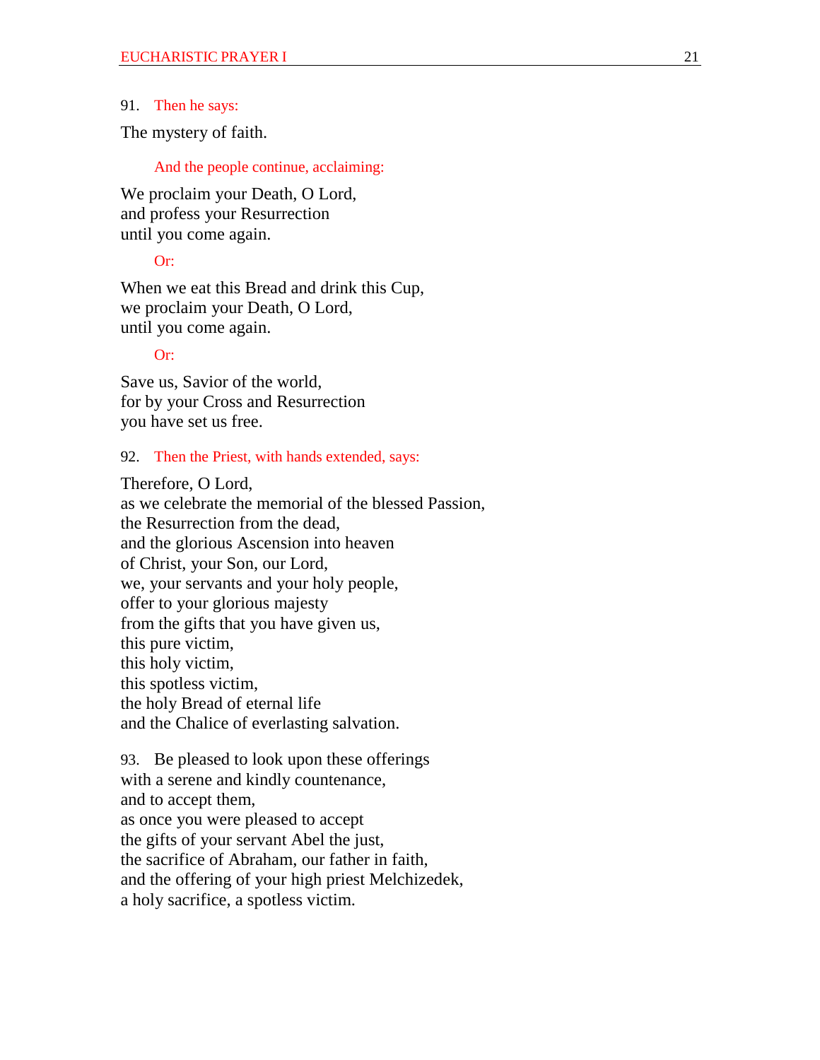91. *Then he says:*

The mystery of faith.

*And the people continue, acclaiming:*

We proclaim your Death, O Lord,
and profess your Resurrection
until you come again.

*Or:*

When we eat this Bread and drink this Cup,
we proclaim your Death, O Lord,
until you come again.

*Or:*

Save us, Savior of the world,
for by your Cross and Resurrection
you have set us free.

92. *Then the Priest, with hands extended, says:*

Therefore, O Lord,
as we celebrate the memorial of the blessed Passion,
the Resurrection from the dead,
and the glorious Ascension into heaven
of Christ, your Son, our Lord,
we, your servants and your holy people,
offer to your glorious majesty
from the gifts that you have given us,
this pure victim,
this holy victim,
this spotless victim,
the holy Bread of eternal life
and the Chalice of everlasting salvation.

93. Be pleased to look upon these offerings
with a serene and kindly countenance,
and to accept them,
as once you were pleased to accept
the gifts of your servant Abel the just,
the sacrifice of Abraham, our father in faith,
and the offering of your high priest Melchizedek,
a holy sacrifice, a spotless victim.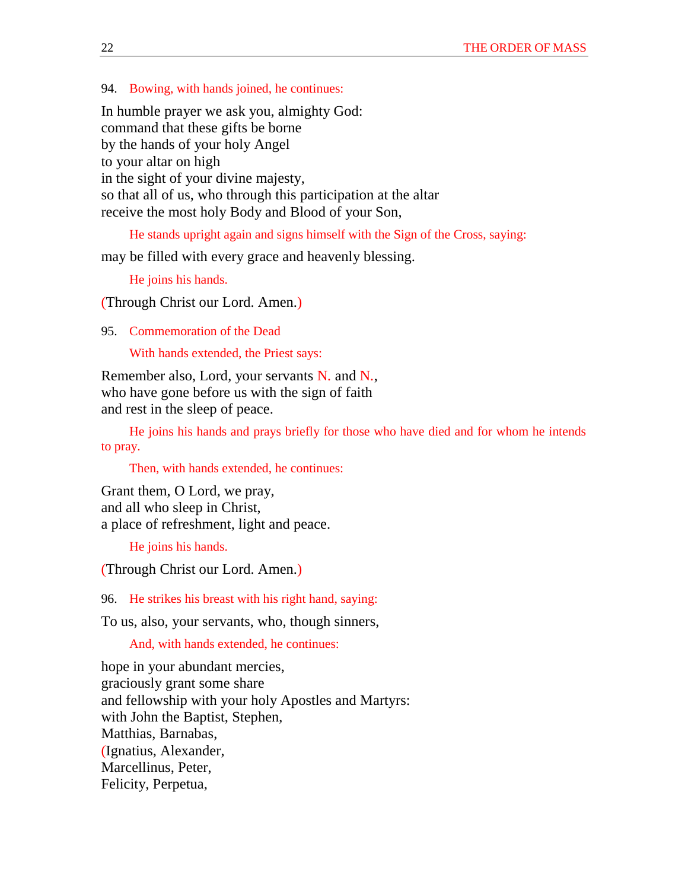94. Bowing, with hands joined, he continues:

In humble prayer we ask you, almighty God:
command that these gifts be borne
by the hands of your holy Angel
to your altar on high
in the sight of your divine majesty,
so that all of us, who through this participation at the altar
receive the most holy Body and Blood of your Son,

He stands upright again and signs himself with the Sign of the Cross, saying:

may be filled with every grace and heavenly blessing.

He joins his hands.

(Through Christ our Lord. Amen.)

95. Commemoration of the Dead

With hands extended, the Priest says:

Remember also, Lord, your servants N. and N.,
who have gone before us with the sign of faith
and rest in the sleep of peace.

He joins his hands and prays briefly for those who have died and for whom he intends to pray.

Then, with hands extended, he continues:

Grant them, O Lord, we pray,
and all who sleep in Christ,
a place of refreshment, light and peace.

He joins his hands.

(Through Christ our Lord. Amen.)

96. He strikes his breast with his right hand, saying:

To us, also, your servants, who, though sinners,

And, with hands extended, he continues:

hope in your abundant mercies,
graciously grant some share
and fellowship with your holy Apostles and Martyrs:
with John the Baptist, Stephen,
Matthias, Barnabas,
(Ignatius, Alexander,
Marcellinus, Peter,
Felicity, Perpetua,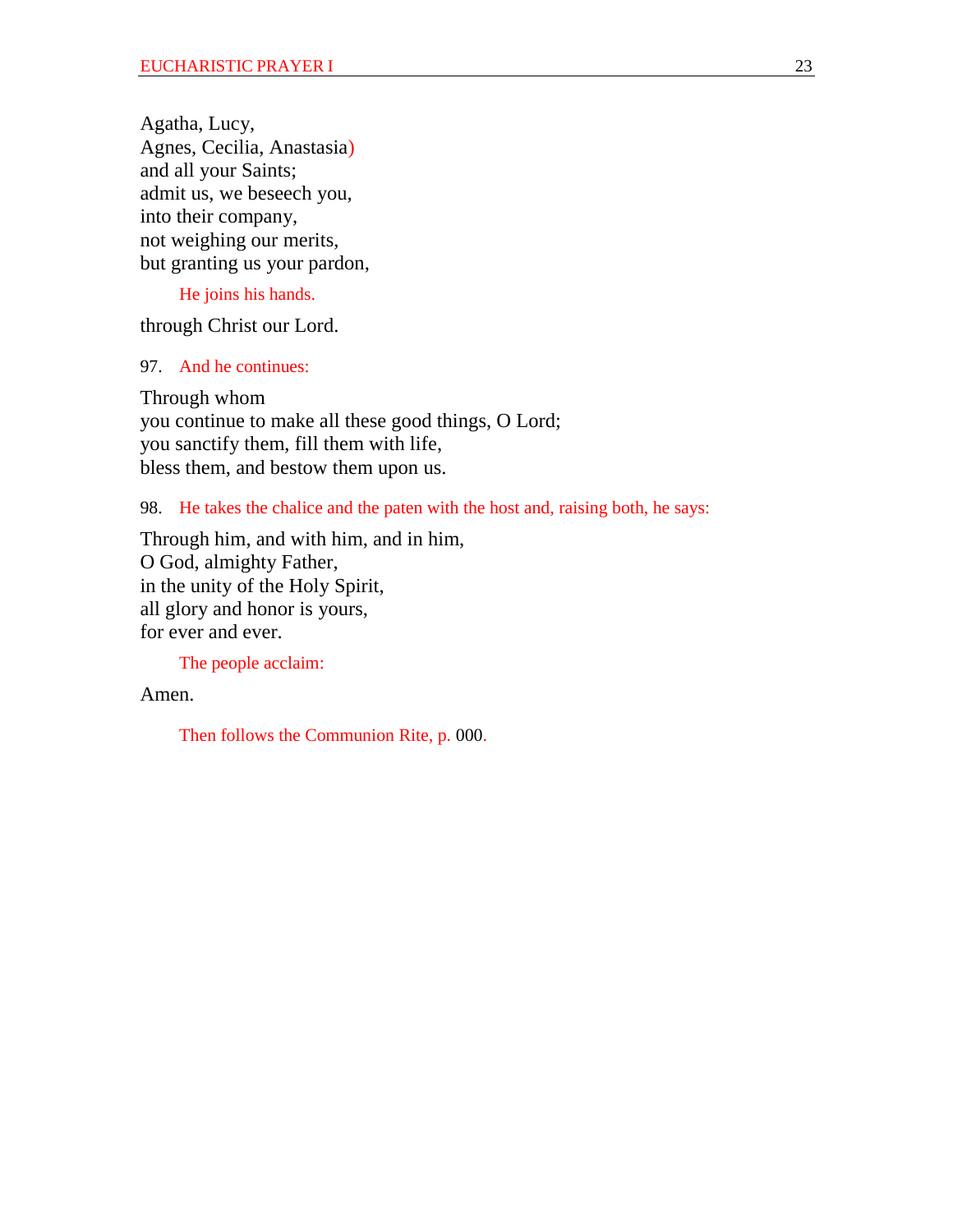Agatha, Lucy,
Agnes, Cecilia, Anastasia)
and all your Saints;
admit us, we beseech you,
into their company,
not weighing our merits,
but granting us your pardon,

*He joins his hands.*

through Christ our Lord.

97. *And he continues:*

Through whom
you continue to make all these good things, O Lord;
you sanctify them, fill them with life,
bless them, and bestow them upon us.

98. *He takes the chalice and the paten with the host and, raising both, he says:*

Through him, and with him, and in him,
O God, almighty Father,
in the unity of the Holy Spirit,
all glory and honor is yours,
for ever and ever.

*The people acclaim:*

Amen.

*Then follows the Communion Rite, p.* 000.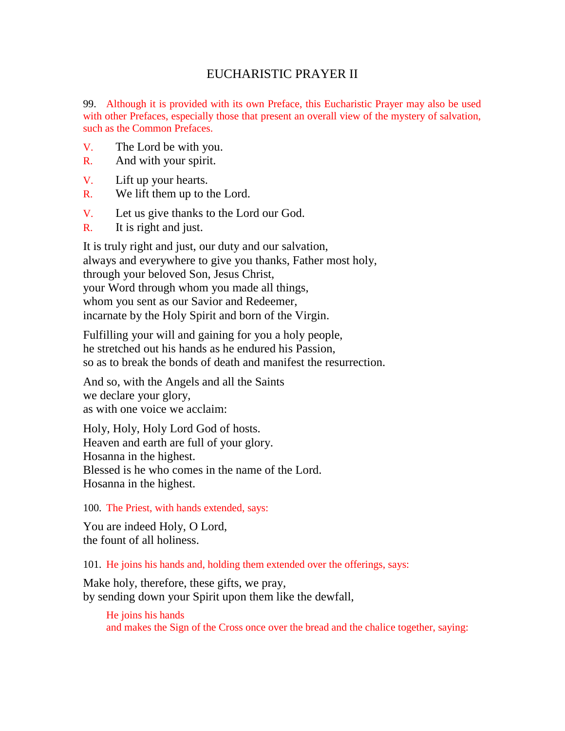# EUCHARISTIC PRAYER II

99. *Although it is provided with its own Preface, this Eucharistic Prayer may also be used with other Prefaces, especially those that present an overall view of the mystery of salvation, such as the Common Prefaces.*

V. The Lord be with you.
R. And with your spirit.

V. Lift up your hearts.
R. We lift them up to the Lord.

V. Let us give thanks to the Lord our God.
R. It is right and just.

It is truly right and just, our duty and our salvation,
always and everywhere to give you thanks, Father most holy,
through your beloved Son, Jesus Christ,
your Word through whom you made all things,
whom you sent as our Savior and Redeemer,
incarnate by the Holy Spirit and born of the Virgin.

Fulfilling your will and gaining for you a holy people,
he stretched out his hands as he endured his Passion,
so as to break the bonds of death and manifest the resurrection.

And so, with the Angels and all the Saints
we declare your glory,
as with one voice we acclaim:

Holy, Holy, Holy Lord God of hosts.
Heaven and earth are full of your glory.
Hosanna in the highest.
Blessed is he who comes in the name of the Lord.
Hosanna in the highest.

100. *The Priest, with hands extended, says:*

You are indeed Holy, O Lord,
the fount of all holiness.

101. *He joins his hands and, holding them extended over the offerings, says:*

Make holy, therefore, these gifts, we pray,
by sending down your Spirit upon them like the dewfall,

*He joins his hands*
*and makes the Sign of the Cross once over the bread and the chalice together, saying:*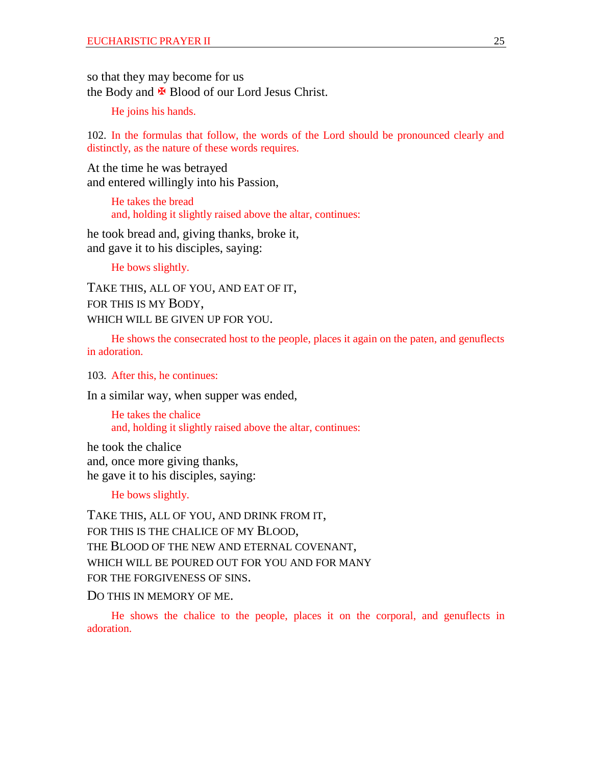so that they may become for us
the Body and ✠ Blood of our Lord Jesus Christ.

*He joins his hands.*

102. *In the formulas that follow, the words of the Lord should be pronounced clearly and distinctly, as the nature of these words requires.*

At the time he was betrayed
and entered willingly into his Passion,

*He takes the bread*
*and, holding it slightly raised above the altar, continues:*

he took bread and, giving thanks, broke it,
and gave it to his disciples, saying:

*He bows slightly.*

TAKE THIS, ALL OF YOU, AND EAT OF IT,
FOR THIS IS MY BODY,
WHICH WILL BE GIVEN UP FOR YOU.

*He shows the consecrated host to the people, places it again on the paten, and genuflects in adoration.*

103. *After this, he continues:*

In a similar way, when supper was ended,

*He takes the chalice*
*and, holding it slightly raised above the altar, continues:*

he took the chalice
and, once more giving thanks,
he gave it to his disciples, saying:

*He bows slightly.*

TAKE THIS, ALL OF YOU, AND DRINK FROM IT,
FOR THIS IS THE CHALICE OF MY BLOOD,
THE BLOOD OF THE NEW AND ETERNAL COVENANT,
WHICH WILL BE POURED OUT FOR YOU AND FOR MANY
FOR THE FORGIVENESS OF SINS.

DO THIS IN MEMORY OF ME.

*He shows the chalice to the people, places it on the corporal, and genuflects in adoration.*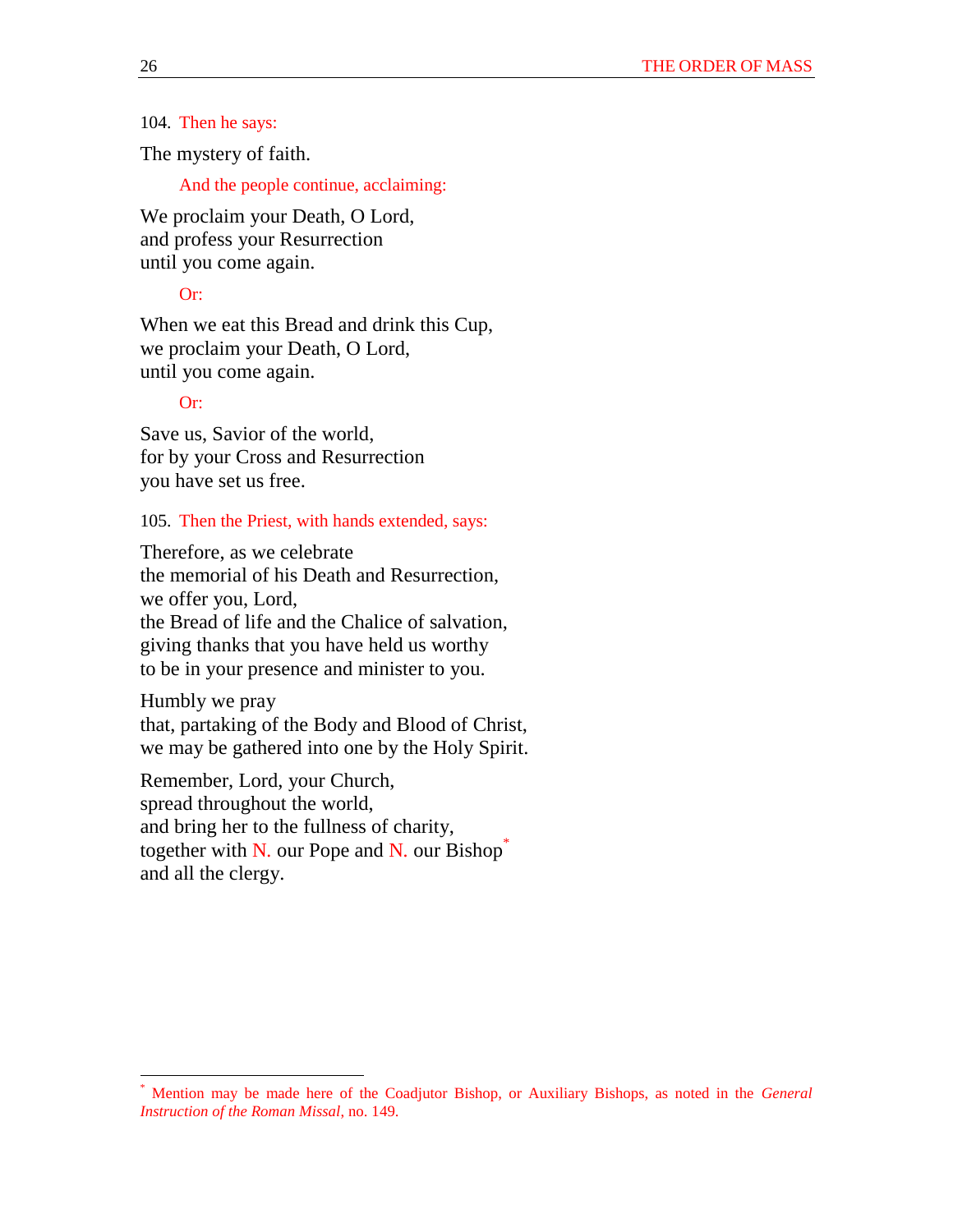104. Then he says:

The mystery of faith.

And the people continue, acclaiming:

We proclaim your Death, O Lord,
and profess your Resurrection
until you come again.

Or:

When we eat this Bread and drink this Cup,
we proclaim your Death, O Lord,
until you come again.

Or:

Save us, Savior of the world,
for by your Cross and Resurrection
you have set us free.

105. Then the Priest, with hands extended, says:

Therefore, as we celebrate
the memorial of his Death and Resurrection,
we offer you, Lord,
the Bread of life and the Chalice of salvation,
giving thanks that you have held us worthy
to be in your presence and minister to you.

Humbly we pray
that, partaking of the Body and Blood of Christ,
we may be gathered into one by the Holy Spirit.

Remember, Lord, your Church,
spread throughout the world,
and bring her to the fullness of charity,
together with N. our Pope and N. our Bishop[*]
and all the clergy.

---

[*] Mention may be made here of the Coadjutor Bishop, or Auxiliary Bishops, as noted in the *General Instruction of the Roman Missal*, no. 149.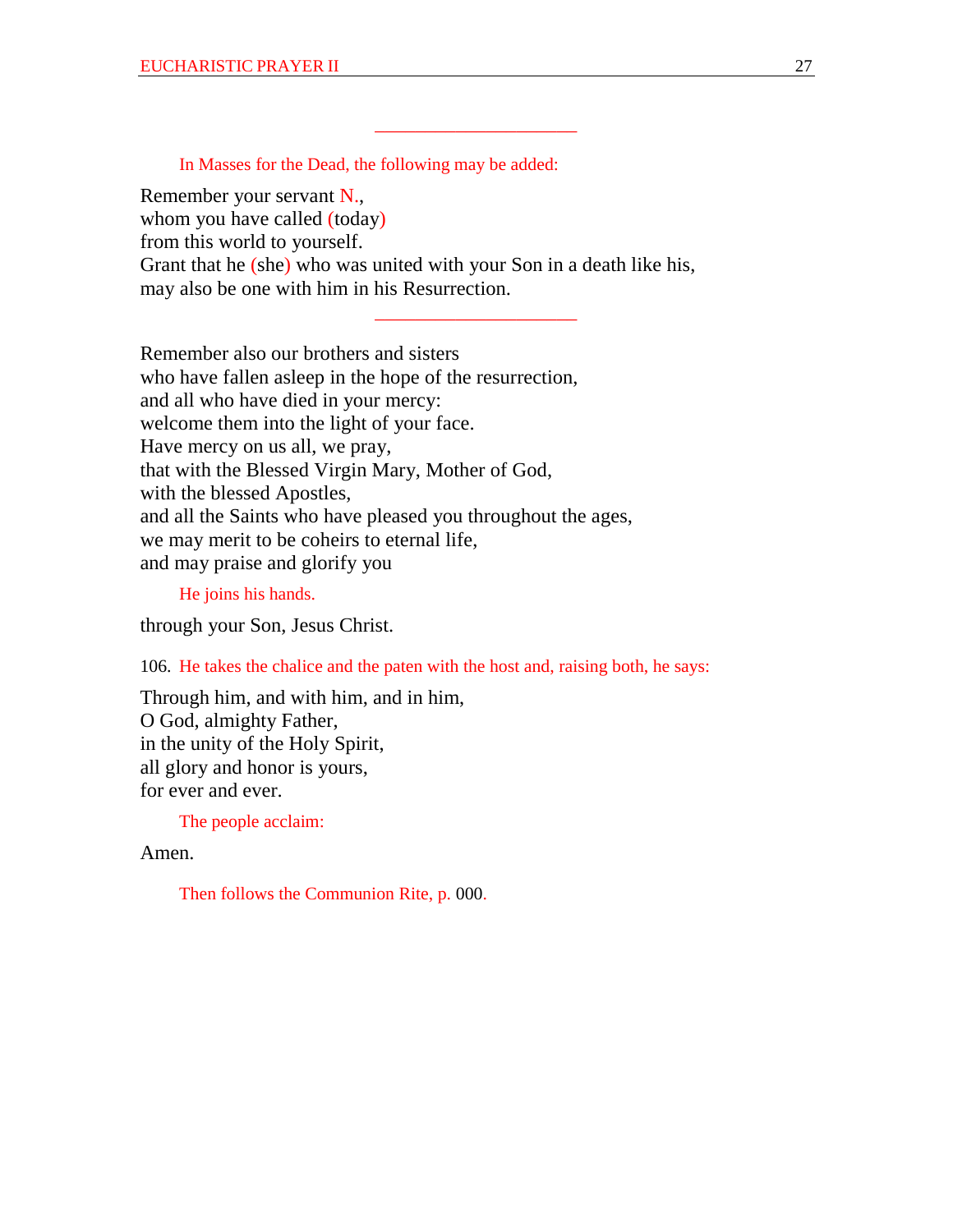---

*In Masses for the Dead, the following may be added:*

Remember your servant N.,
whom you have called (today)
from this world to yourself.
Grant that he (she) who was united with your Son in a death like his,
may also be one with him in his Resurrection.

---

Remember also our brothers and sisters
who have fallen asleep in the hope of the resurrection,
and all who have died in your mercy:
welcome them into the light of your face.
Have mercy on us all, we pray,
that with the Blessed Virgin Mary, Mother of God,
with the blessed Apostles,
and all the Saints who have pleased you throughout the ages,
we may merit to be coheirs to eternal life,
and may praise and glorify you

*He joins his hands.*

through your Son, Jesus Christ.

106. *He takes the chalice and the paten with the host and, raising both, he says:*

Through him, and with him, and in him,
O God, almighty Father,
in the unity of the Holy Spirit,
all glory and honor is yours,
for ever and ever.

*The people acclaim:*

Amen.

*Then follows the Communion Rite, p.* 000.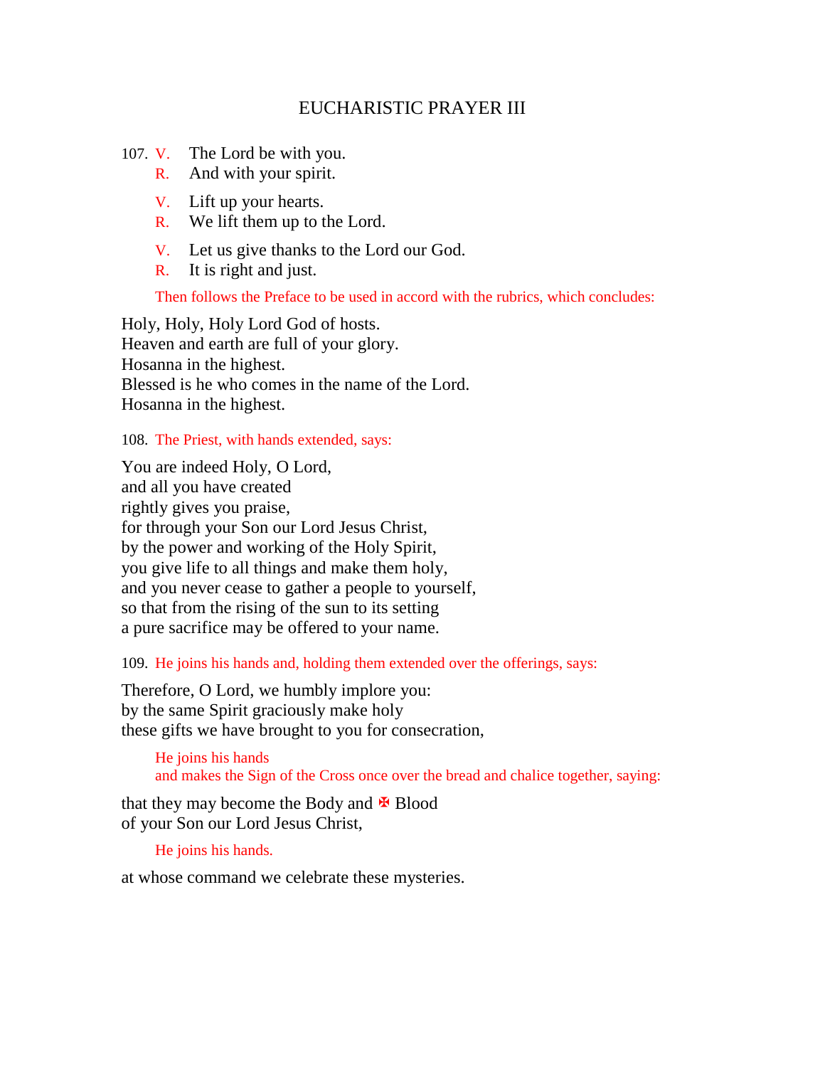# EUCHARISTIC PRAYER III

107. V. The Lord be with you.
R. And with your spirit.

V. Lift up your hearts.
R. We lift them up to the Lord.

V. Let us give thanks to the Lord our God.
R. It is right and just.

*Then follows the Preface to be used in accord with the rubrics, which concludes:*

Holy, Holy, Holy Lord God of hosts.
Heaven and earth are full of your glory.
Hosanna in the highest.
Blessed is he who comes in the name of the Lord.
Hosanna in the highest.

108. *The Priest, with hands extended, says:*

You are indeed Holy, O Lord,
and all you have created
rightly gives you praise,
for through your Son our Lord Jesus Christ,
by the power and working of the Holy Spirit,
you give life to all things and make them holy,
and you never cease to gather a people to yourself,
so that from the rising of the sun to its setting
a pure sacrifice may be offered to your name.

109. *He joins his hands and, holding them extended over the offerings, says:*

Therefore, O Lord, we humbly implore you:
by the same Spirit graciously make holy
these gifts we have brought to you for consecration,

*He joins his hands*
*and makes the Sign of the Cross once over the bread and chalice together, saying:*

that they may become the Body and ✠ Blood
of your Son our Lord Jesus Christ,

*He joins his hands.*

at whose command we celebrate these mysteries.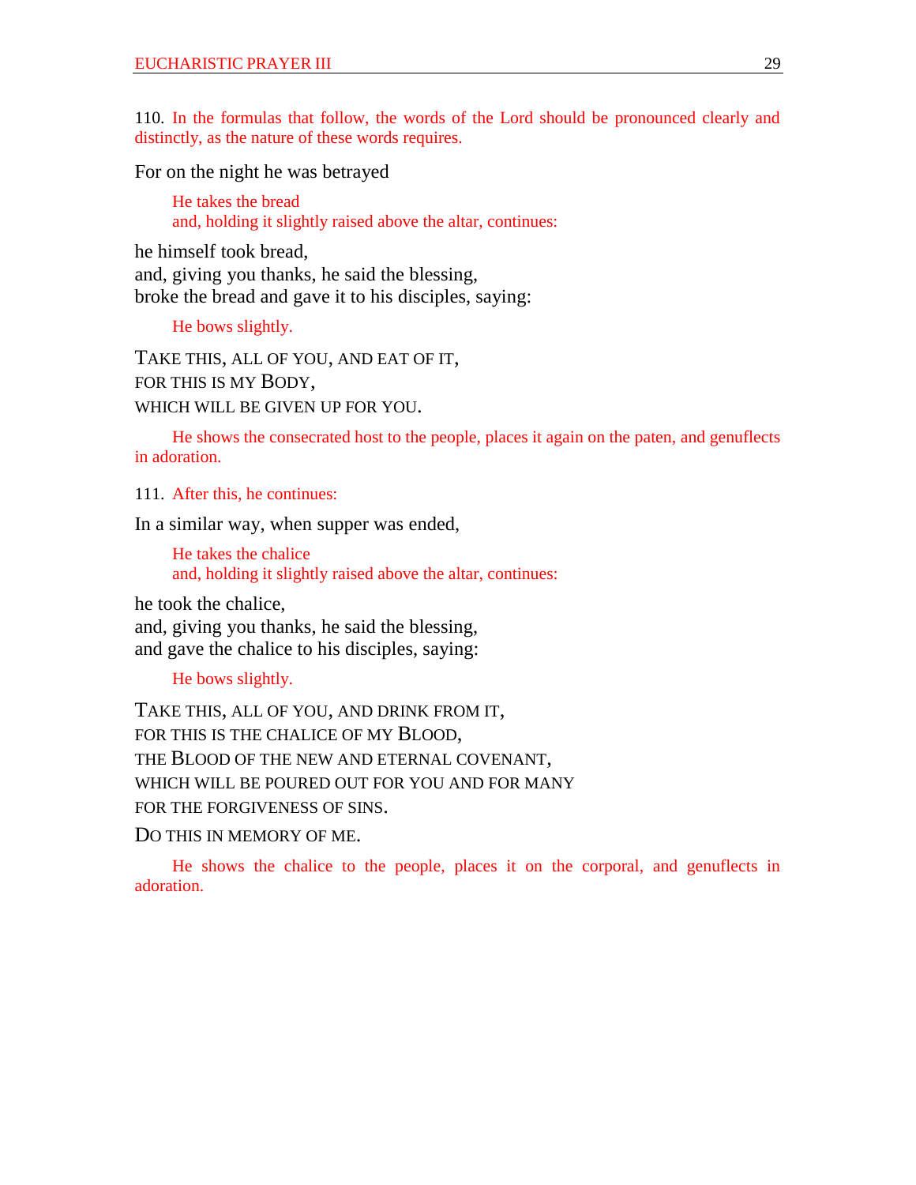110. In the formulas that follow, the words of the Lord should be pronounced clearly and distinctly, as the nature of these words requires.

For on the night he was betrayed

> He takes the bread
> and, holding it slightly raised above the altar, continues:

he himself took bread,
and, giving you thanks, he said the blessing,
broke the bread and gave it to his disciples, saying:

> He bows slightly.

TAKE THIS, ALL OF YOU, AND EAT OF IT,
FOR THIS IS MY BODY,
WHICH WILL BE GIVEN UP FOR YOU.

> He shows the consecrated host to the people, places it again on the paten, and genuflects in adoration.

111. After this, he continues:

In a similar way, when supper was ended,

> He takes the chalice
> and, holding it slightly raised above the altar, continues:

he took the chalice,
and, giving you thanks, he said the blessing,
and gave the chalice to his disciples, saying:

> He bows slightly.

TAKE THIS, ALL OF YOU, AND DRINK FROM IT,
FOR THIS IS THE CHALICE OF MY BLOOD,
THE BLOOD OF THE NEW AND ETERNAL COVENANT,
WHICH WILL BE POURED OUT FOR YOU AND FOR MANY
FOR THE FORGIVENESS OF SINS.

DO THIS IN MEMORY OF ME.

> He shows the chalice to the people, places it on the corporal, and genuflects in adoration.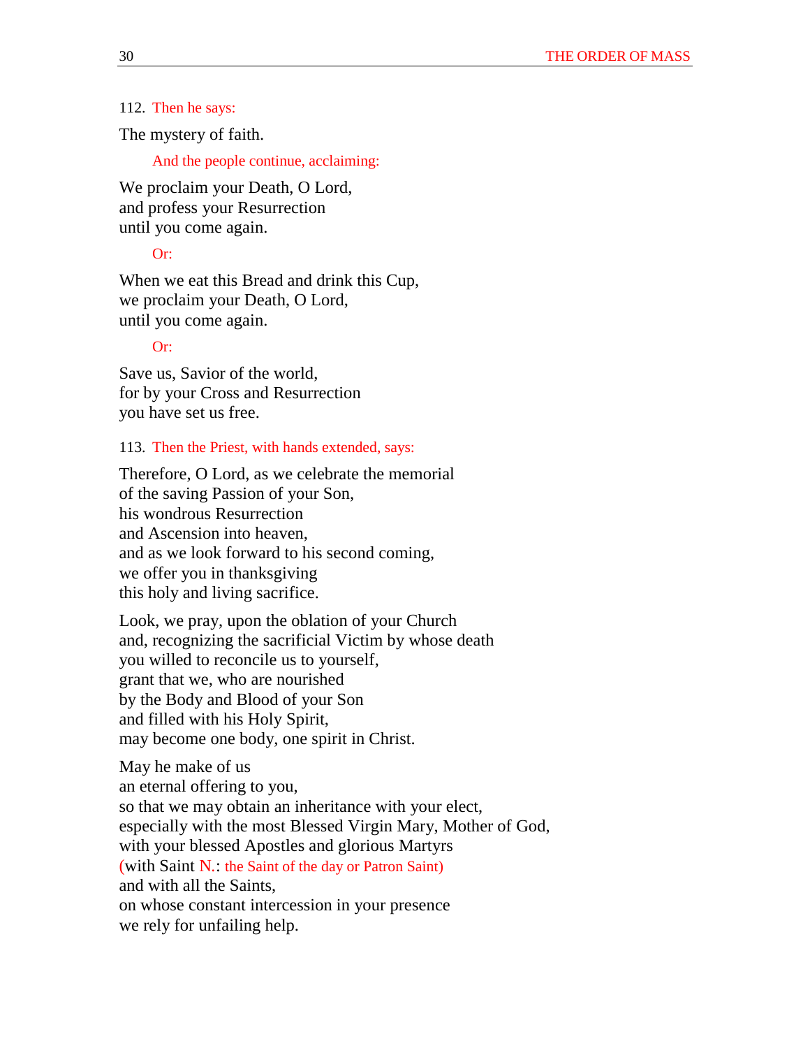112. *Then he says:*

The mystery of faith.

*And the people continue, acclaiming:*

We proclaim your Death, O Lord,
and profess your Resurrection
until you come again.

*Or:*

When we eat this Bread and drink this Cup,
we proclaim your Death, O Lord,
until you come again.

*Or:*

Save us, Savior of the world,
for by your Cross and Resurrection
you have set us free.

113. *Then the Priest, with hands extended, says:*

Therefore, O Lord, as we celebrate the memorial
of the saving Passion of your Son,
his wondrous Resurrection
and Ascension into heaven,
and as we look forward to his second coming,
we offer you in thanksgiving
this holy and living sacrifice.

Look, we pray, upon the oblation of your Church
and, recognizing the sacrificial Victim by whose death
you willed to reconcile us to yourself,
grant that we, who are nourished
by the Body and Blood of your Son
and filled with his Holy Spirit,
may become one body, one spirit in Christ.

May he make of us
an eternal offering to you,
so that we may obtain an inheritance with your elect,
especially with the most Blessed Virgin Mary, Mother of God,
with your blessed Apostles and glorious Martyrs
(with Saint *N.*: *the Saint of the day or Patron Saint*)
and with all the Saints,
on whose constant intercession in your presence
we rely for unfailing help.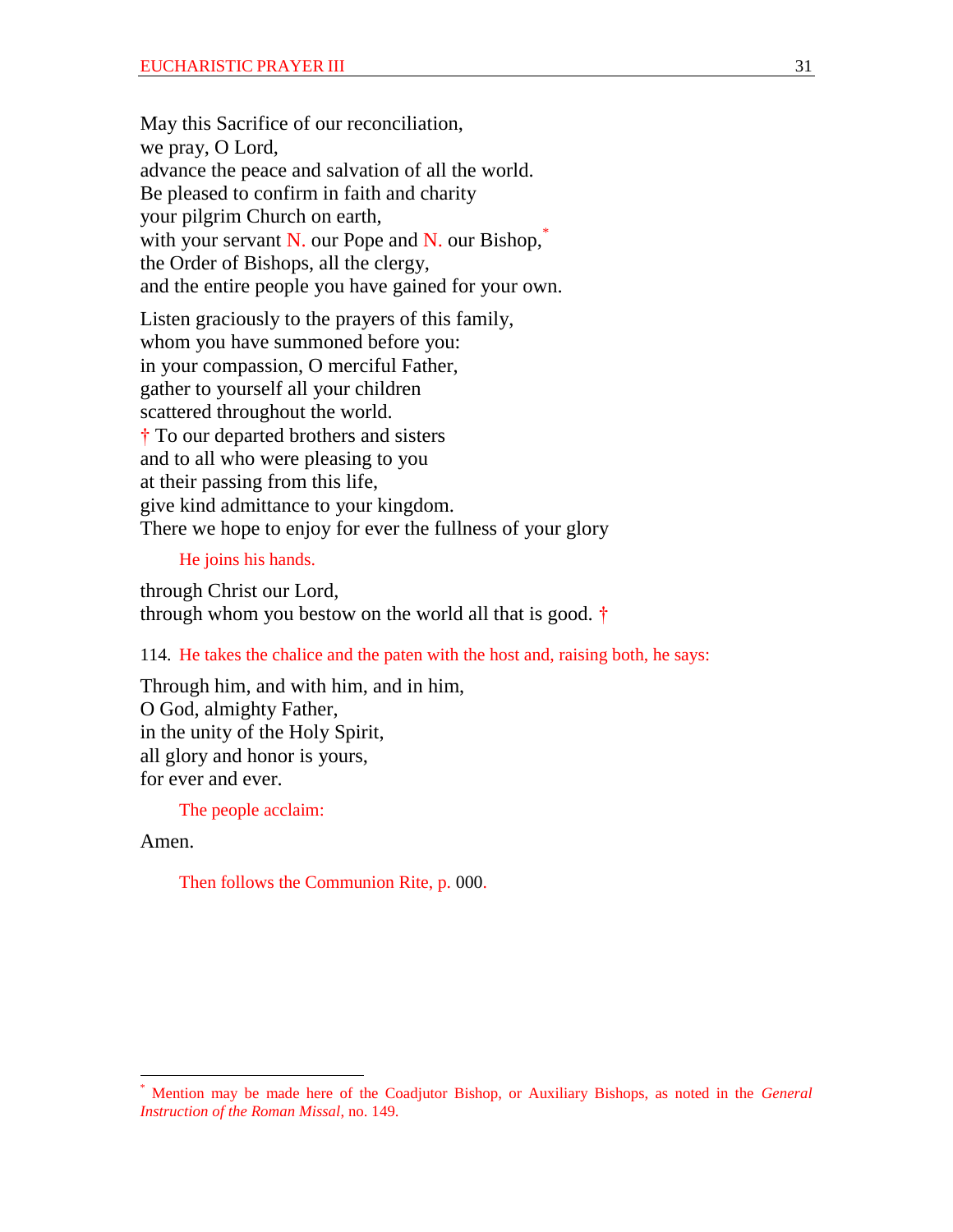May this Sacrifice of our reconciliation,
we pray, O Lord,
advance the peace and salvation of all the world.
Be pleased to confirm in faith and charity
your pilgrim Church on earth,
with your servant N. our Pope and N. our Bishop,*
the Order of Bishops, all the clergy,
and the entire people you have gained for your own.

Listen graciously to the prayers of this family,
whom you have summoned before you:
in your compassion, O merciful Father,
gather to yourself all your children
scattered throughout the world.
† To our departed brothers and sisters
and to all who were pleasing to you
at their passing from this life,
give kind admittance to your kingdom.
There we hope to enjoy for ever the fullness of your glory

He joins his hands.

through Christ our Lord,
through whom you bestow on the world all that is good. †

114. He takes the chalice and the paten with the host and, raising both, he says:

Through him, and with him, and in him,
O God, almighty Father,
in the unity of the Holy Spirit,
all glory and honor is yours,
for ever and ever.

The people acclaim:

Amen.

Then follows the Communion Rite, p. 000.

---

* Mention may be made here of the Coadjutor Bishop, or Auxiliary Bishops, as noted in the *General Instruction of the Roman Missal*, no. 149.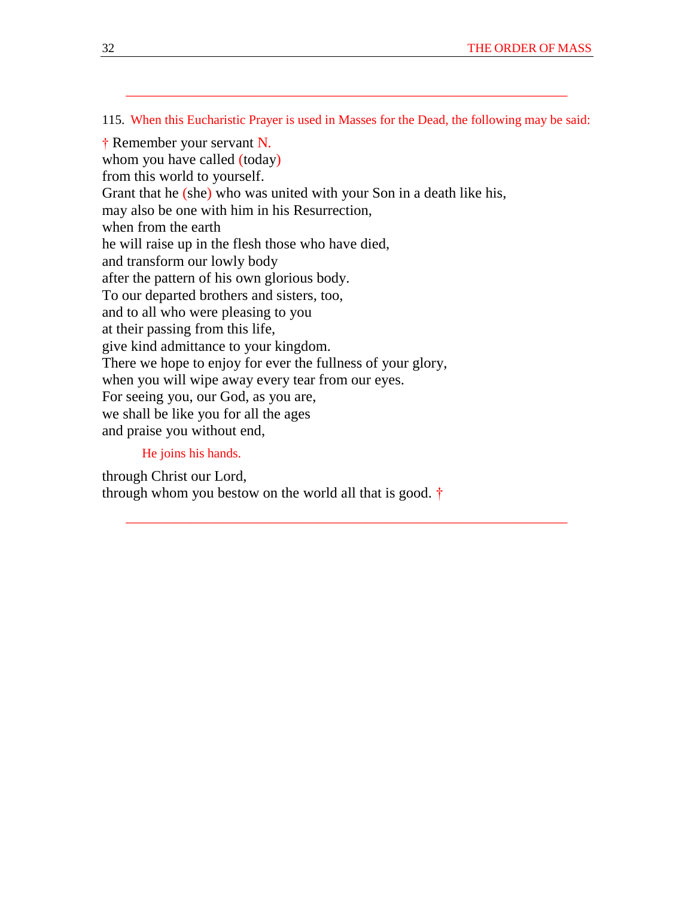---

115. When this Eucharistic Prayer is used in Masses for the Dead, the following may be said:

† Remember your servant N.
whom you have called (today)
from this world to yourself.
Grant that he (she) who was united with your Son in a death like his,
may also be one with him in his Resurrection,
when from the earth
he will raise up in the flesh those who have died,
and transform our lowly body
after the pattern of his own glorious body.
To our departed brothers and sisters, too,
and to all who were pleasing to you
at their passing from this life,
give kind admittance to your kingdom.
There we hope to enjoy for ever the fullness of your glory,
when you will wipe away every tear from our eyes.
For seeing you, our God, as you are,
we shall be like you for all the ages
and praise you without end,

He joins his hands.

through Christ our Lord,
through whom you bestow on the world all that is good. †

---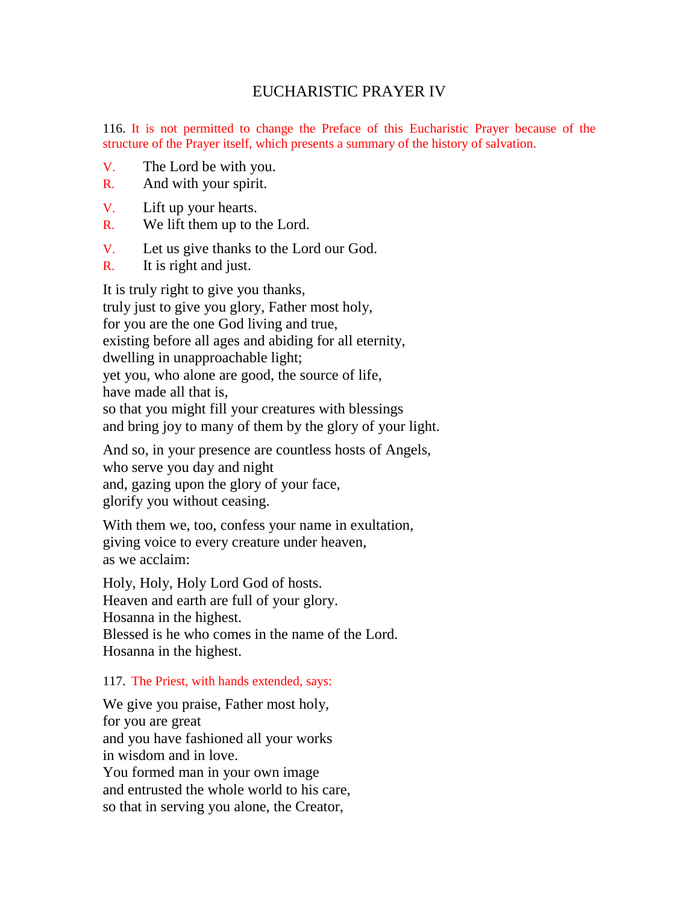# EUCHARISTIC PRAYER IV

116. It is not permitted to change the Preface of this Eucharistic Prayer because of the structure of the Prayer itself, which presents a summary of the history of salvation.

V. The Lord be with you.
R. And with your spirit.

V. Lift up your hearts.
R. We lift them up to the Lord.

V. Let us give thanks to the Lord our God.
R. It is right and just.

It is truly right to give you thanks,
truly just to give you glory, Father most holy,
for you are the one God living and true,
existing before all ages and abiding for all eternity,
dwelling in unapproachable light;
yet you, who alone are good, the source of life,
have made all that is,
so that you might fill your creatures with blessings
and bring joy to many of them by the glory of your light.

And so, in your presence are countless hosts of Angels,
who serve you day and night
and, gazing upon the glory of your face,
glorify you without ceasing.

With them we, too, confess your name in exultation,
giving voice to every creature under heaven,
as we acclaim:

Holy, Holy, Holy Lord God of hosts.
Heaven and earth are full of your glory.
Hosanna in the highest.
Blessed is he who comes in the name of the Lord.
Hosanna in the highest.

117. The Priest, with hands extended, says:

We give you praise, Father most holy,
for you are great
and you have fashioned all your works
in wisdom and in love.
You formed man in your own image
and entrusted the whole world to his care,
so that in serving you alone, the Creator,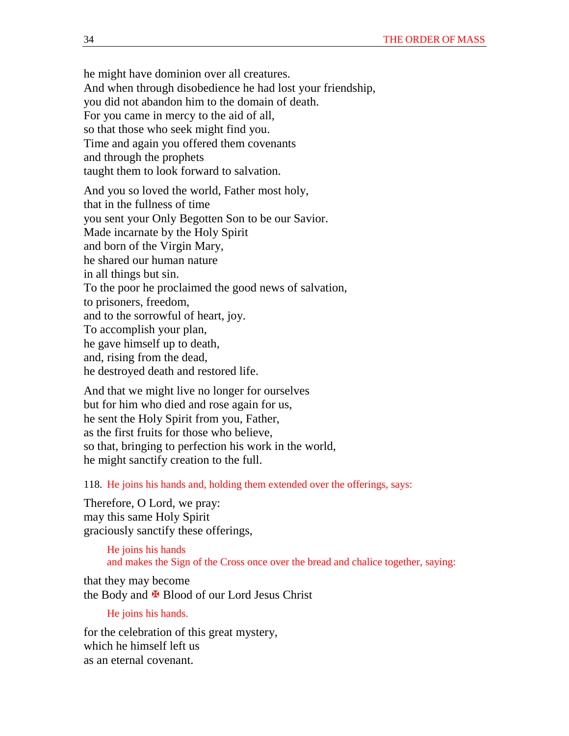he might have dominion over all creatures.
And when through disobedience he had lost your friendship,
you did not abandon him to the domain of death.
For you came in mercy to the aid of all,
so that those who seek might find you.
Time and again you offered them covenants
and through the prophets
taught them to look forward to salvation.

And you so loved the world, Father most holy,
that in the fullness of time
you sent your Only Begotten Son to be our Savior.
Made incarnate by the Holy Spirit
and born of the Virgin Mary,
he shared our human nature
in all things but sin.
To the poor he proclaimed the good news of salvation,
to prisoners, freedom,
and to the sorrowful of heart, joy.
To accomplish your plan,
he gave himself up to death,
and, rising from the dead,
he destroyed death and restored life.

And that we might live no longer for ourselves
but for him who died and rose again for us,
he sent the Holy Spirit from you, Father,
as the first fruits for those who believe,
so that, bringing to perfection his work in the world,
he might sanctify creation to the full.

118. *He joins his hands and, holding them extended over the offerings, says:*

Therefore, O Lord, we pray:
may this same Holy Spirit
graciously sanctify these offerings,

*He joins his hands*
*and makes the Sign of the Cross once over the bread and chalice together, saying:*

that they may become
the Body and ✠ Blood of our Lord Jesus Christ

*He joins his hands.*

for the celebration of this great mystery,
which he himself left us
as an eternal covenant.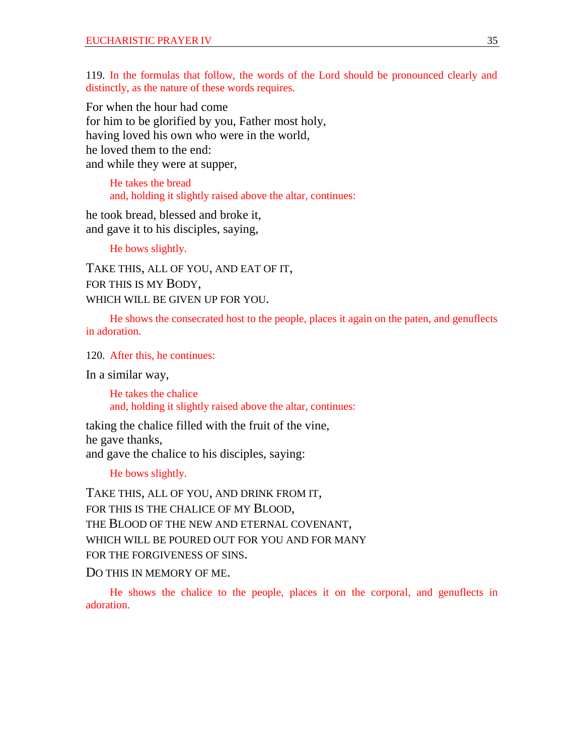119. *In the formulas that follow, the words of the Lord should be pronounced clearly and distinctly, as the nature of these words requires.*

For when the hour had come  
for him to be glorified by you, Father most holy,  
having loved his own who were in the world,  
he loved them to the end:  
and while they were at supper,

> *He takes the bread*  
> *and, holding it slightly raised above the altar, continues:*

he took bread, blessed and broke it,  
and gave it to his disciples, saying,

> *He bows slightly.*

TAKE THIS, ALL OF YOU, AND EAT OF IT,  
FOR THIS IS MY BODY,  
WHICH WILL BE GIVEN UP FOR YOU.

> *He shows the consecrated host to the people, places it again on the paten, and genuflects in adoration.*

120. *After this, he continues:*

In a similar way,

> *He takes the chalice*  
> *and, holding it slightly raised above the altar, continues:*

taking the chalice filled with the fruit of the vine,  
he gave thanks,  
and gave the chalice to his disciples, saying:

> *He bows slightly.*

TAKE THIS, ALL OF YOU, AND DRINK FROM IT,  
FOR THIS IS THE CHALICE OF MY BLOOD,  
THE BLOOD OF THE NEW AND ETERNAL COVENANT,  
WHICH WILL BE POURED OUT FOR YOU AND FOR MANY  
FOR THE FORGIVENESS OF SINS.

DO THIS IN MEMORY OF ME.

> *He shows the chalice to the people, places it on the corporal, and genuflects in adoration.*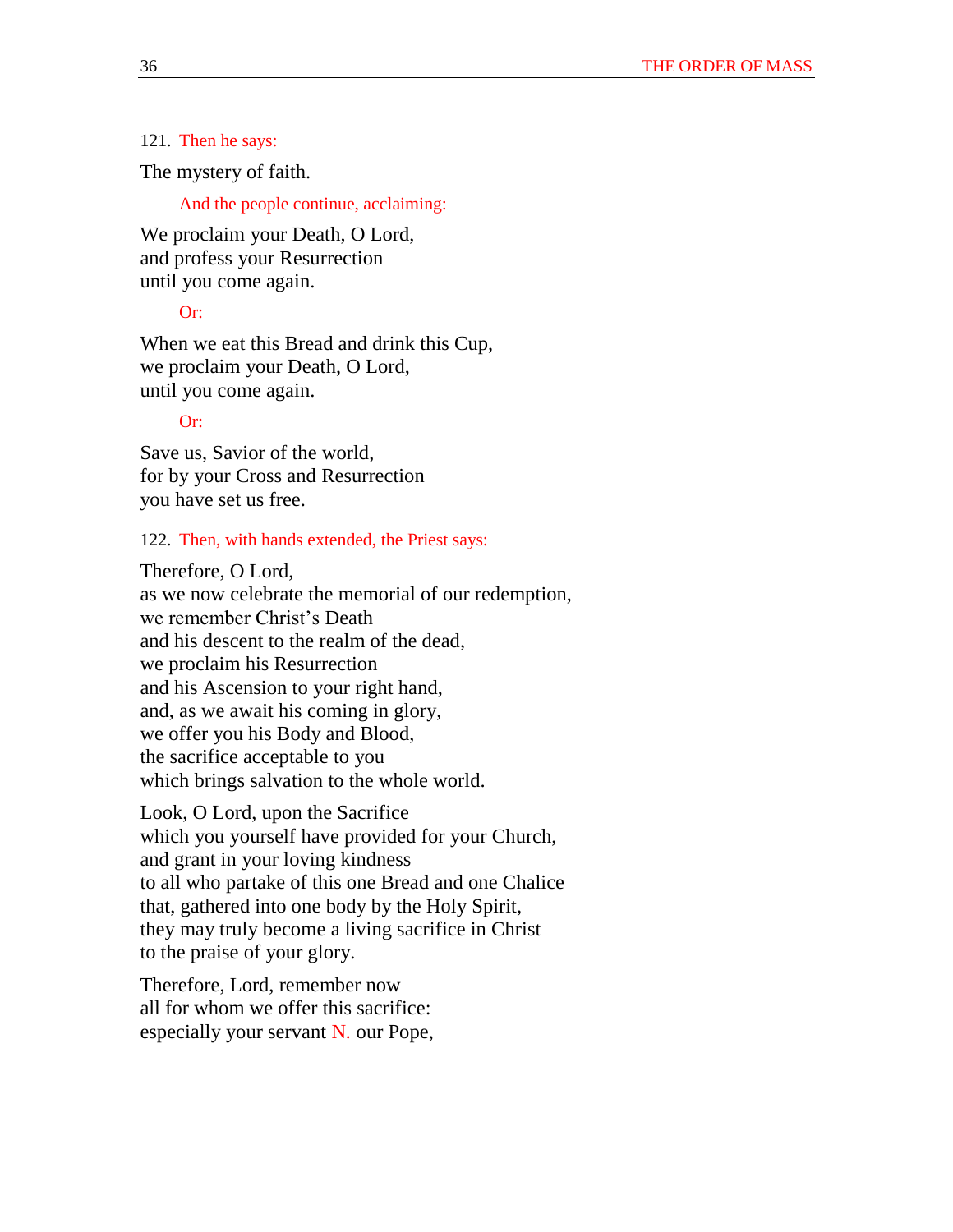121. *Then he says:*

The mystery of faith.

*And the people continue, acclaiming:*

We proclaim your Death, O Lord,
and profess your Resurrection
until you come again.

*Or:*

When we eat this Bread and drink this Cup,
we proclaim your Death, O Lord,
until you come again.

*Or:*

Save us, Savior of the world,
for by your Cross and Resurrection
you have set us free.

122. *Then, with hands extended, the Priest says:*

Therefore, O Lord,
as we now celebrate the memorial of our redemption,
we remember Christ's Death
and his descent to the realm of the dead,
we proclaim his Resurrection
and his Ascension to your right hand,
and, as we await his coming in glory,
we offer you his Body and Blood,
the sacrifice acceptable to you
which brings salvation to the whole world.

Look, O Lord, upon the Sacrifice
which you yourself have provided for your Church,
and grant in your loving kindness
to all who partake of this one Bread and one Chalice
that, gathered into one body by the Holy Spirit,
they may truly become a living sacrifice in Christ
to the praise of your glory.

Therefore, Lord, remember now
all for whom we offer this sacrifice:
especially your servant *N.* our Pope,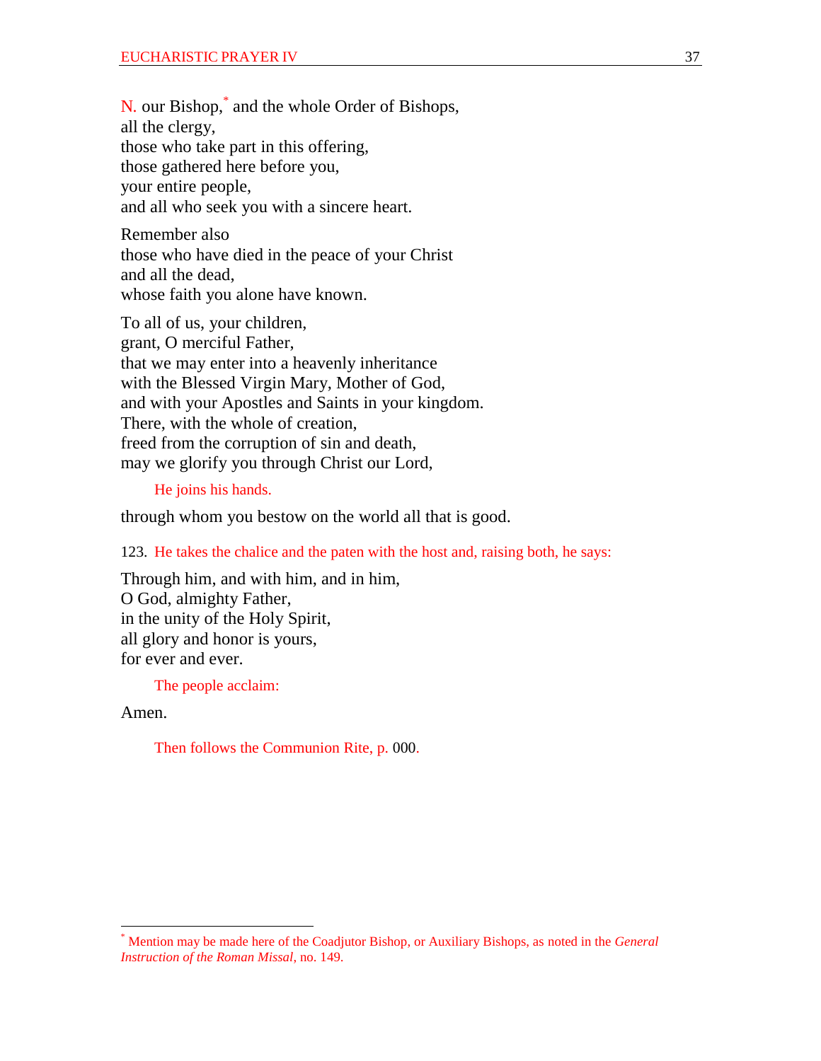N. our Bishop,[*] and the whole Order of Bishops,
all the clergy,
those who take part in this offering,
those gathered here before you,
your entire people,
and all who seek you with a sincere heart.

Remember also
those who have died in the peace of your Christ
and all the dead,
whose faith you alone have known.

To all of us, your children,
grant, O merciful Father,
that we may enter into a heavenly inheritance
with the Blessed Virgin Mary, Mother of God,
and with your Apostles and Saints in your kingdom.
There, with the whole of creation,
freed from the corruption of sin and death,
may we glorify you through Christ our Lord,

He joins his hands.

through whom you bestow on the world all that is good.

123. He takes the chalice and the paten with the host and, raising both, he says:

Through him, and with him, and in him,
O God, almighty Father,
in the unity of the Holy Spirit,
all glory and honor is yours,
for ever and ever.

The people acclaim:

Amen.

Then follows the Communion Rite, p. 000.

[*] Mention may be made here of the Coadjutor Bishop, or Auxiliary Bishops, as noted in the *General Instruction of the Roman Missal*, no. 149.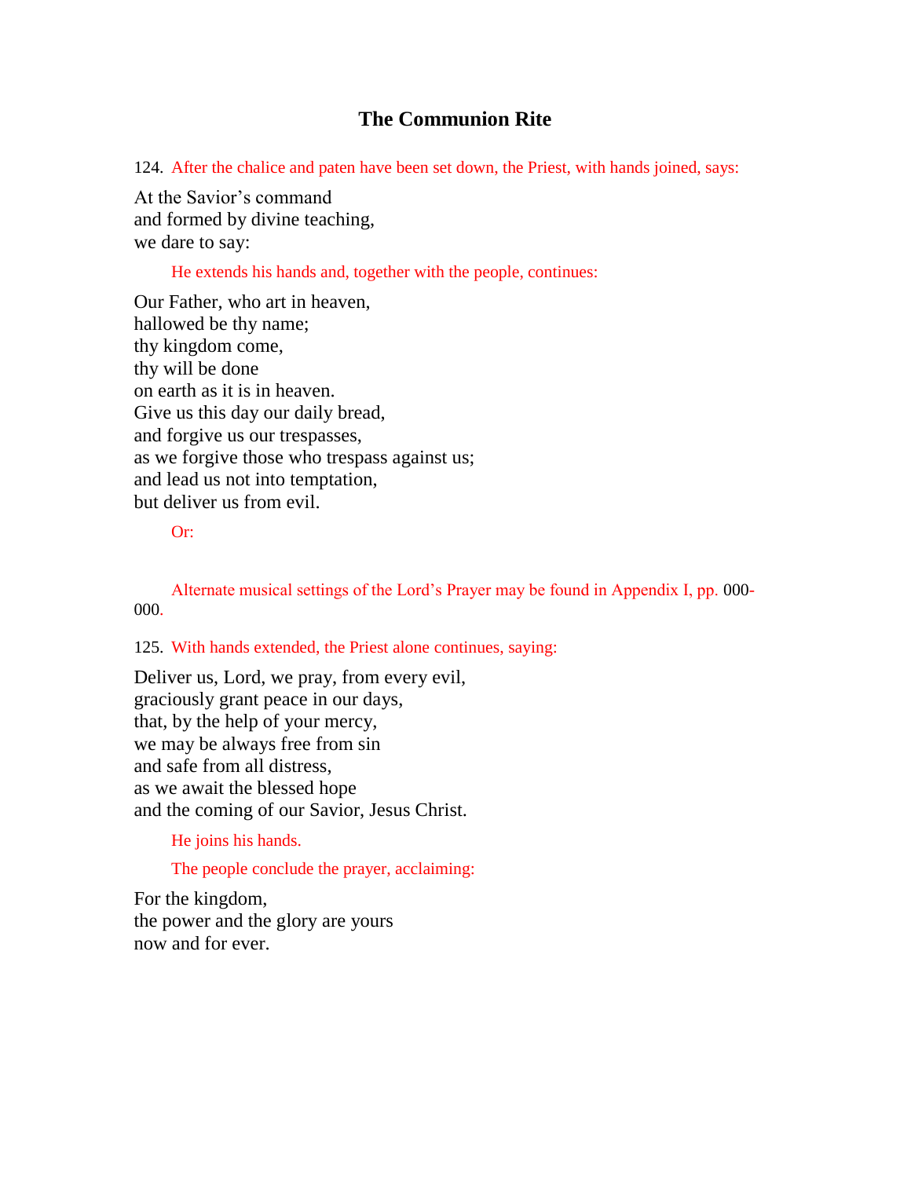## The Communion Rite

124. After the chalice and paten have been set down, the Priest, with hands joined, says:

At the Savior's command  
and formed by divine teaching,  
we dare to say:

He extends his hands and, together with the people, continues:

Our Father, who art in heaven,  
hallowed be thy name;  
thy kingdom come,  
thy will be done  
on earth as it is in heaven.  
Give us this day our daily bread,  
and forgive us our trespasses,  
as we forgive those who trespass against us;  
and lead us not into temptation,  
but deliver us from evil.

Or:

Alternate musical settings of the Lord's Prayer may be found in Appendix I, pp. 000-000.

125. With hands extended, the Priest alone continues, saying:

Deliver us, Lord, we pray, from every evil,  
graciously grant peace in our days,  
that, by the help of your mercy,  
we may be always free from sin  
and safe from all distress,  
as we await the blessed hope  
and the coming of our Savior, Jesus Christ.

He joins his hands.

The people conclude the prayer, acclaiming:

For the kingdom,  
the power and the glory are yours  
now and for ever.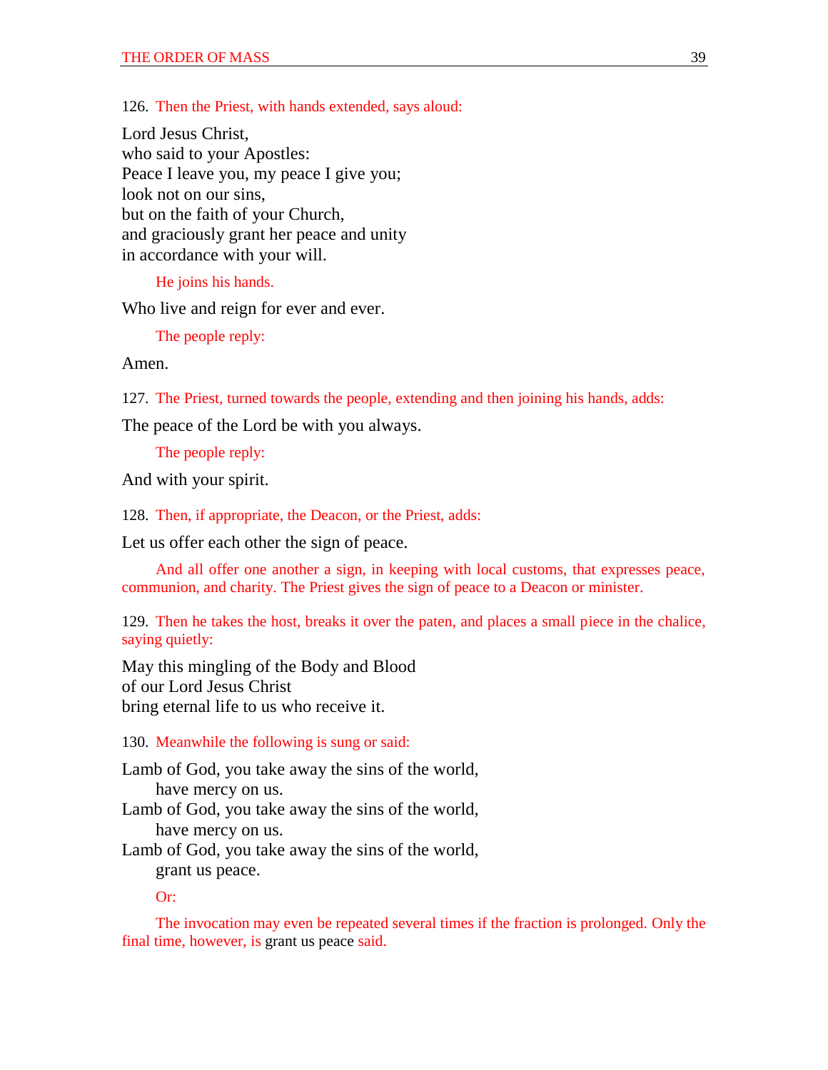126. *Then the Priest, with hands extended, says aloud:*

Lord Jesus Christ,
who said to your Apostles:
Peace I leave you, my peace I give you;
look not on our sins,
but on the faith of your Church,
and graciously grant her peace and unity
in accordance with your will.

*He joins his hands.*

Who live and reign for ever and ever.

*The people reply:*

Amen.

127. *The Priest, turned towards the people, extending and then joining his hands, adds:*

The peace of the Lord be with you always.

*The people reply:*

And with your spirit.

128. *Then, if appropriate, the Deacon, or the Priest, adds:*

Let us offer each other the sign of peace.

*And all offer one another a sign, in keeping with local customs, that expresses peace, communion, and charity. The Priest gives the sign of peace to a Deacon or minister.*

129. *Then he takes the host, breaks it over the paten, and places a small piece in the chalice, saying quietly:*

May this mingling of the Body and Blood
of our Lord Jesus Christ
bring eternal life to us who receive it.

130. *Meanwhile the following is sung or said:*

Lamb of God, you take away the sins of the world,
  have mercy on us.
Lamb of God, you take away the sins of the world,
  have mercy on us.
Lamb of God, you take away the sins of the world,
  grant us peace.

*Or:*

*The invocation may even be repeated several times if the fraction is prolonged. Only the final time, however, is* grant us peace *said.*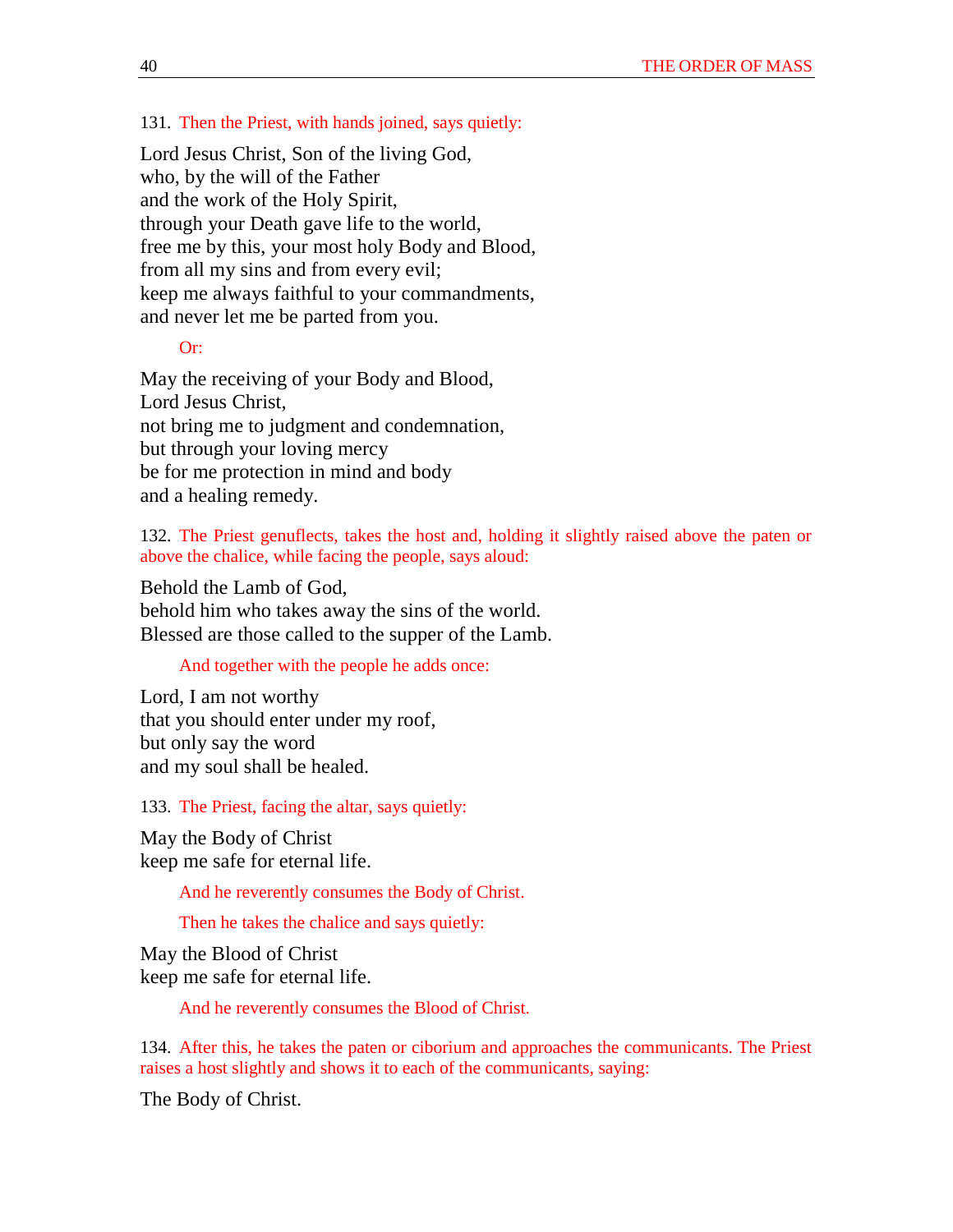131. *Then the Priest, with hands joined, says quietly:*

Lord Jesus Christ, Son of the living God,
who, by the will of the Father
and the work of the Holy Spirit,
through your Death gave life to the world,
free me by this, your most holy Body and Blood,
from all my sins and from every evil;
keep me always faithful to your commandments,
and never let me be parted from you.

*Or:*

May the receiving of your Body and Blood,
Lord Jesus Christ,
not bring me to judgment and condemnation,
but through your loving mercy
be for me protection in mind and body
and a healing remedy.

132. *The Priest genuflects, takes the host and, holding it slightly raised above the paten or above the chalice, while facing the people, says aloud:*

Behold the Lamb of God,
behold him who takes away the sins of the world.
Blessed are those called to the supper of the Lamb.

*And together with the people he adds once:*

Lord, I am not worthy
that you should enter under my roof,
but only say the word
and my soul shall be healed.

133. *The Priest, facing the altar, says quietly:*

May the Body of Christ
keep me safe for eternal life.

*And he reverently consumes the Body of Christ.*

*Then he takes the chalice and says quietly:*

May the Blood of Christ
keep me safe for eternal life.

*And he reverently consumes the Blood of Christ.*

134. *After this, he takes the paten or ciborium and approaches the communicants. The Priest raises a host slightly and shows it to each of the communicants, saying:*

The Body of Christ.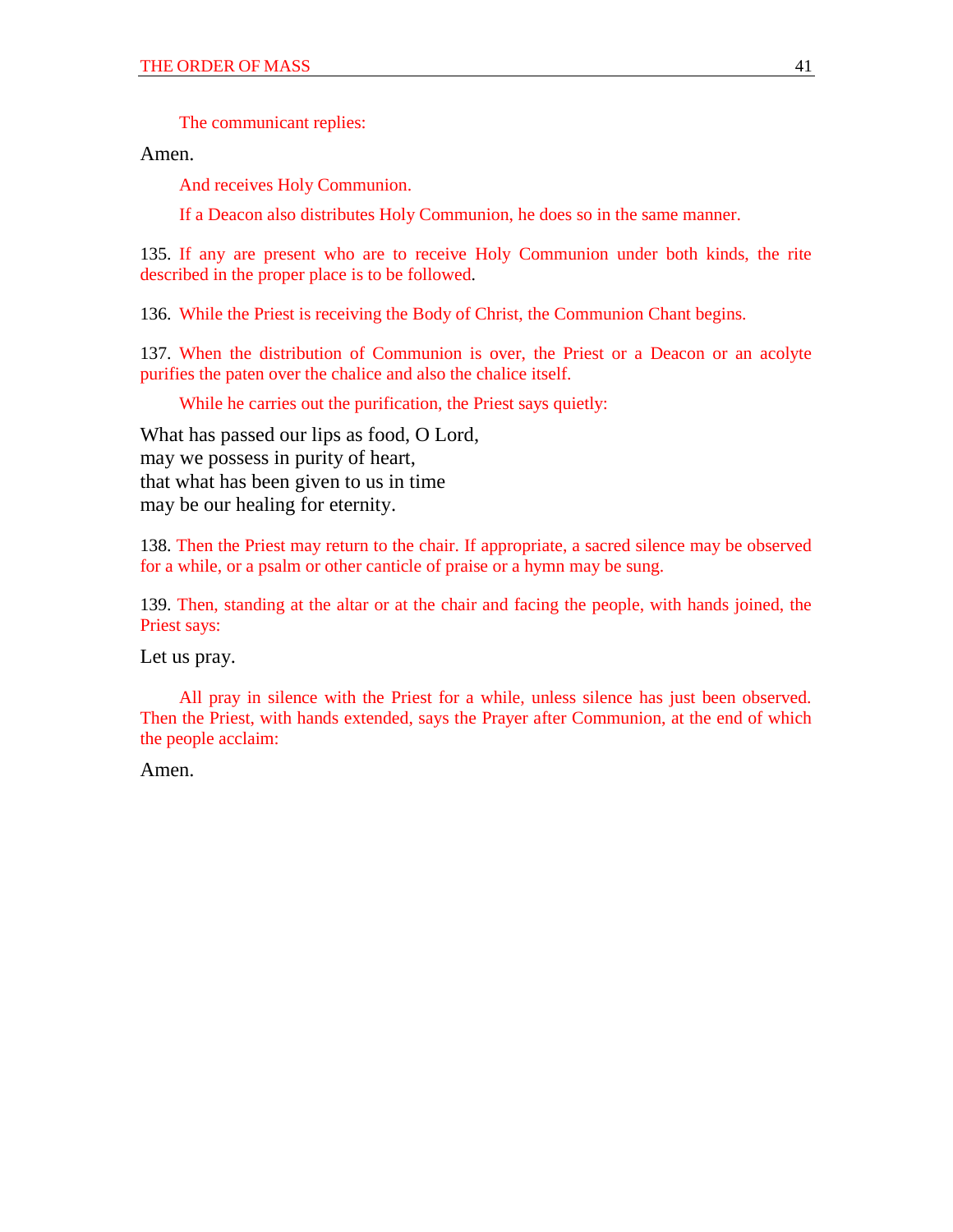The communicant replies:

Amen.

And receives Holy Communion.

If a Deacon also distributes Holy Communion, he does so in the same manner.

135. If any are present who are to receive Holy Communion under both kinds, the rite described in the proper place is to be followed.

136. While the Priest is receiving the Body of Christ, the Communion Chant begins.

137. When the distribution of Communion is over, the Priest or a Deacon or an acolyte purifies the paten over the chalice and also the chalice itself.

While he carries out the purification, the Priest says quietly:

What has passed our lips as food, O Lord,
may we possess in purity of heart,
that what has been given to us in time
may be our healing for eternity.

138. Then the Priest may return to the chair. If appropriate, a sacred silence may be observed for a while, or a psalm or other canticle of praise or a hymn may be sung.

139. Then, standing at the altar or at the chair and facing the people, with hands joined, the Priest says:

Let us pray.

All pray in silence with the Priest for a while, unless silence has just been observed. Then the Priest, with hands extended, says the Prayer after Communion, at the end of which the people acclaim:

Amen.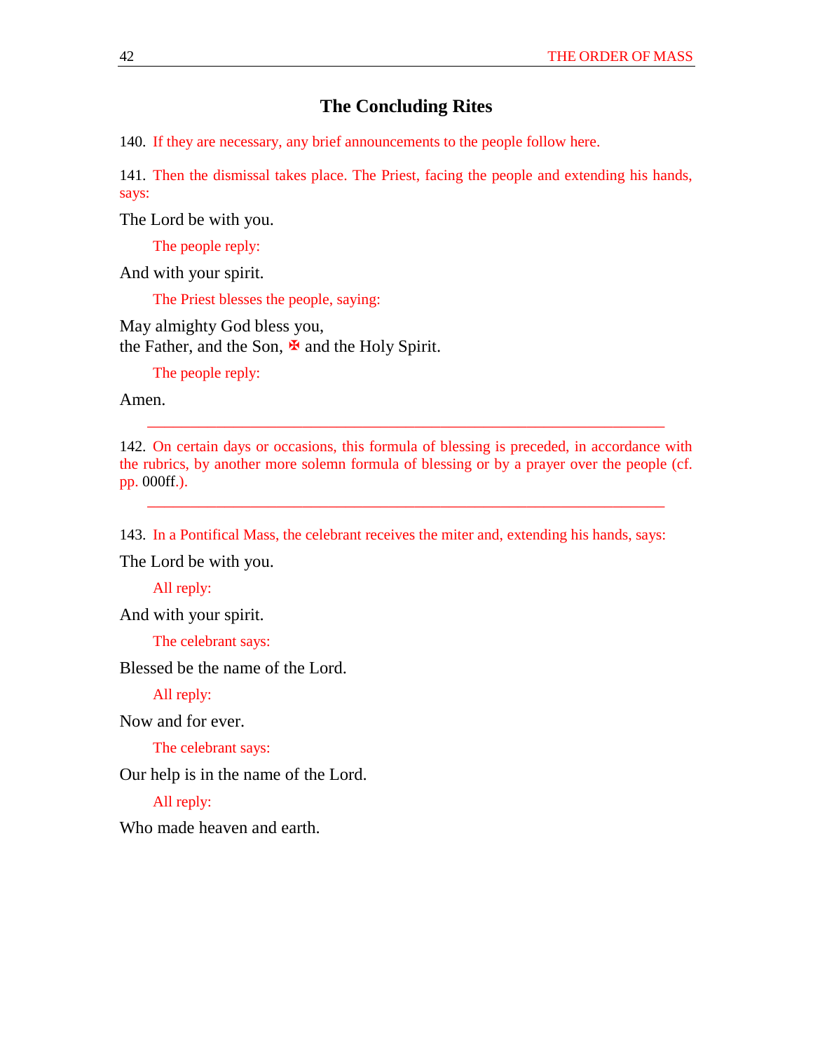## The Concluding Rites

140. If they are necessary, any brief announcements to the people follow here.

141. Then the dismissal takes place. The Priest, facing the people and extending his hands, says:

The Lord be with you.

The people reply:

And with your spirit.

The Priest blesses the people, saying:

May almighty God bless you,
the Father, and the Son, ✠ and the Holy Spirit.

The people reply:

Amen.

---

142. On certain days or occasions, this formula of blessing is preceded, in accordance with the rubrics, by another more solemn formula of blessing or by a prayer over the people (cf. pp. 000ff.).

---

143. In a Pontifical Mass, the celebrant receives the miter and, extending his hands, says:

The Lord be with you.

All reply:

And with your spirit.

The celebrant says:

Blessed be the name of the Lord.

All reply:

Now and for ever.

The celebrant says:

Our help is in the name of the Lord.

All reply:

Who made heaven and earth.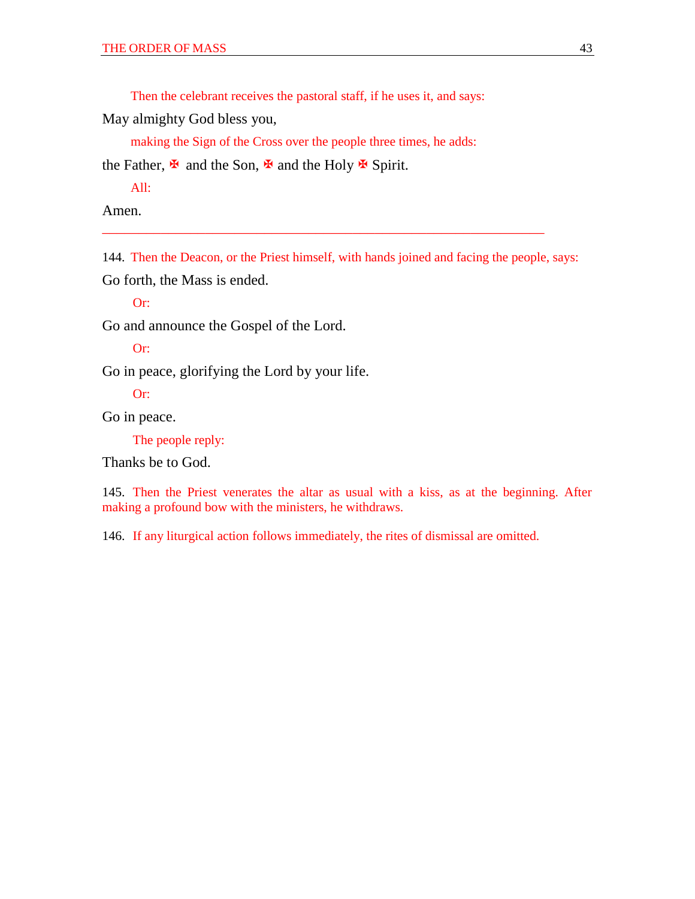Then the celebrant receives the pastoral staff, if he uses it, and says:

May almighty God bless you,

making the Sign of the Cross over the people three times, he adds:

the Father, ✠ and the Son, ✠ and the Holy ✠ Spirit.

All:

Amen.

---

144. Then the Deacon, or the Priest himself, with hands joined and facing the people, says:

Go forth, the Mass is ended.

Or:

Go and announce the Gospel of the Lord.

Or:

Go in peace, glorifying the Lord by your life.

Or:

Go in peace.

The people reply:

Thanks be to God.

145. Then the Priest venerates the altar as usual with a kiss, as at the beginning. After making a profound bow with the ministers, he withdraws.

146. If any liturgical action follows immediately, the rites of dismissal are omitted.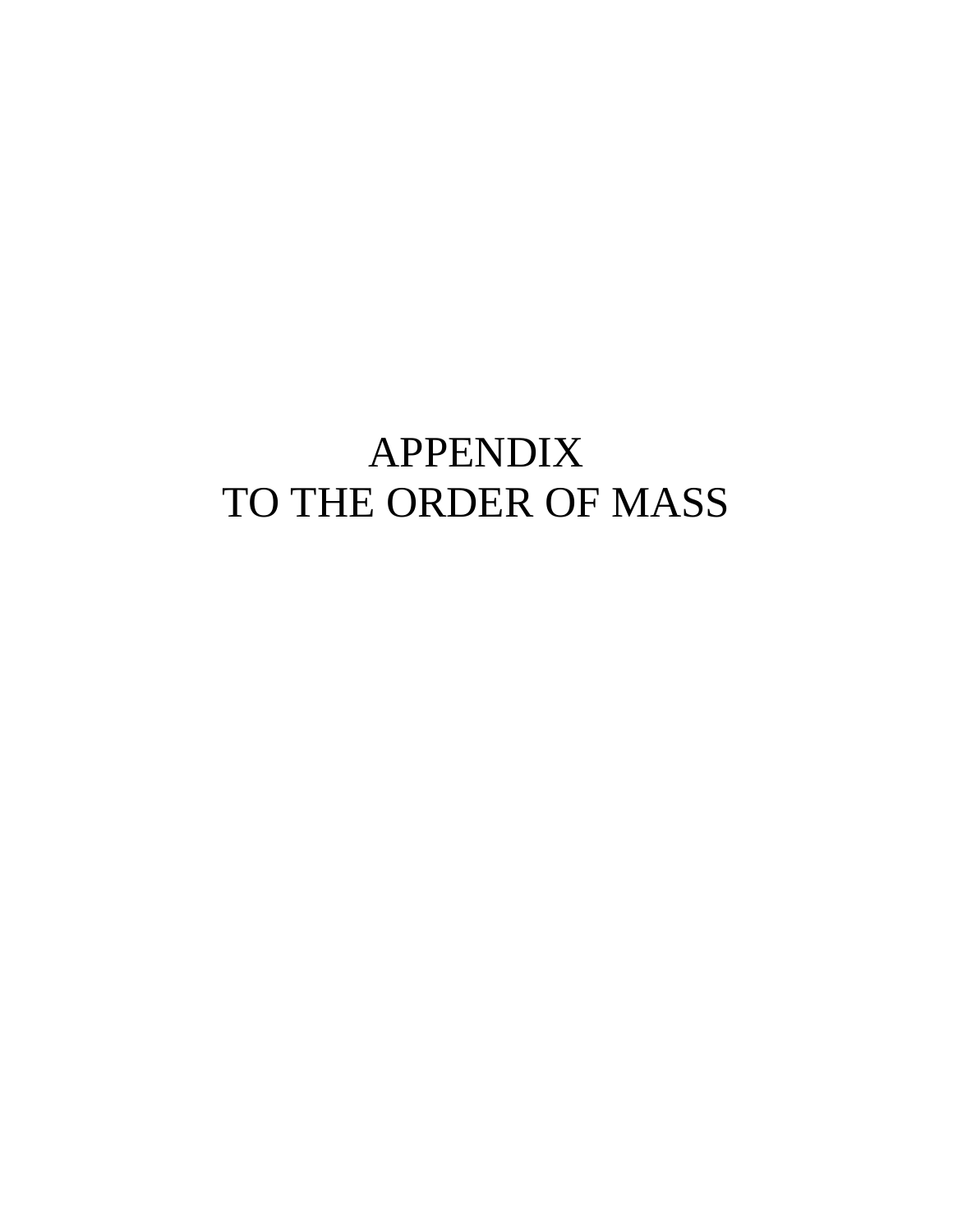# APPENDIX
# TO THE ORDER OF MASS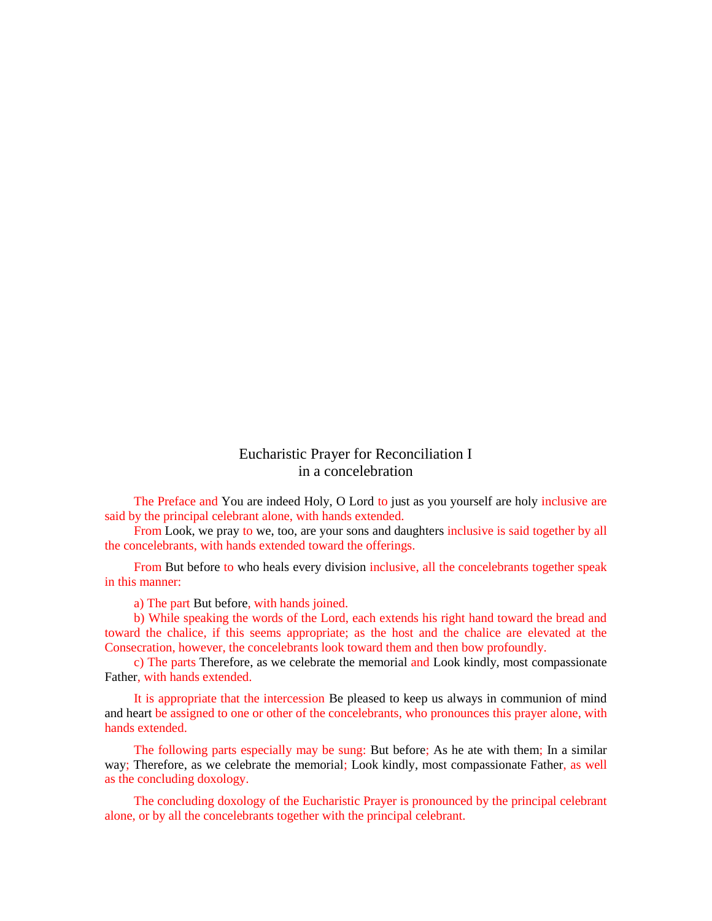## Eucharistic Prayer for Reconciliation I
### in a concelebration

The Preface and You are indeed Holy, O Lord to just as you yourself are holy inclusive are said by the principal celebrant alone, with hands extended.

From Look, we pray to we, too, are your sons and daughters inclusive is said together by all the concelebrants, with hands extended toward the offerings.

From But before to who heals every division inclusive, all the concelebrants together speak in this manner:

a) The part But before, with hands joined.

b) While speaking the words of the Lord, each extends his right hand toward the bread and toward the chalice, if this seems appropriate; as the host and the chalice are elevated at the Consecration, however, the concelebrants look toward them and then bow profoundly.

c) The parts Therefore, as we celebrate the memorial and Look kindly, most compassionate Father, with hands extended.

It is appropriate that the intercession Be pleased to keep us always in communion of mind and heart be assigned to one or other of the concelebrants, who pronounces this prayer alone, with hands extended.

The following parts especially may be sung: But before; As he ate with them; In a similar way; Therefore, as we celebrate the memorial; Look kindly, most compassionate Father, as well as the concluding doxology.

The concluding doxology of the Eucharistic Prayer is pronounced by the principal celebrant alone, or by all the concelebrants together with the principal celebrant.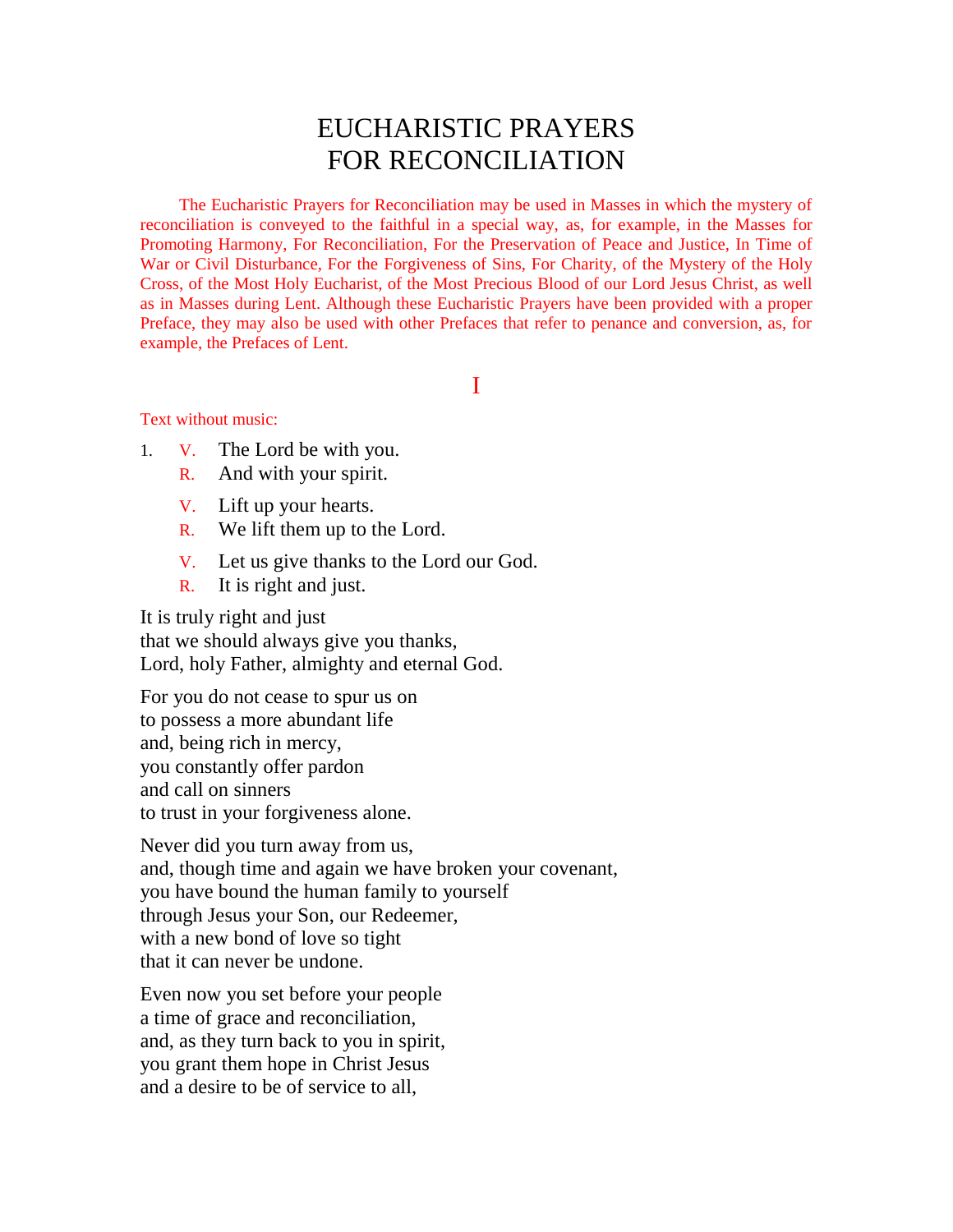# EUCHARISTIC PRAYERS FOR RECONCILIATION

The Eucharistic Prayers for Reconciliation may be used in Masses in which the mystery of reconciliation is conveyed to the faithful in a special way, as, for example, in the Masses for Promoting Harmony, For Reconciliation, For the Preservation of Peace and Justice, In Time of War or Civil Disturbance, For the Forgiveness of Sins, For Charity, of the Mystery of the Holy Cross, of the Most Holy Eucharist, of the Most Precious Blood of our Lord Jesus Christ, as well as in Masses during Lent. Although these Eucharistic Prayers have been provided with a proper Preface, they may also be used with other Prefaces that refer to penance and conversion, as, for example, the Prefaces of Lent.

## I

Text without music:

1. V. The Lord be with you.
   R. And with your spirit.

   V. Lift up your hearts.
   R. We lift them up to the Lord.

   V. Let us give thanks to the Lord our God.
   R. It is right and just.

It is truly right and just
that we should always give you thanks,
Lord, holy Father, almighty and eternal God.

For you do not cease to spur us on
to possess a more abundant life
and, being rich in mercy,
you constantly offer pardon
and call on sinners
to trust in your forgiveness alone.

Never did you turn away from us,
and, though time and again we have broken your covenant,
you have bound the human family to yourself
through Jesus your Son, our Redeemer,
with a new bond of love so tight
that it can never be undone.

Even now you set before your people
a time of grace and reconciliation,
and, as they turn back to you in spirit,
you grant them hope in Christ Jesus
and a desire to be of service to all,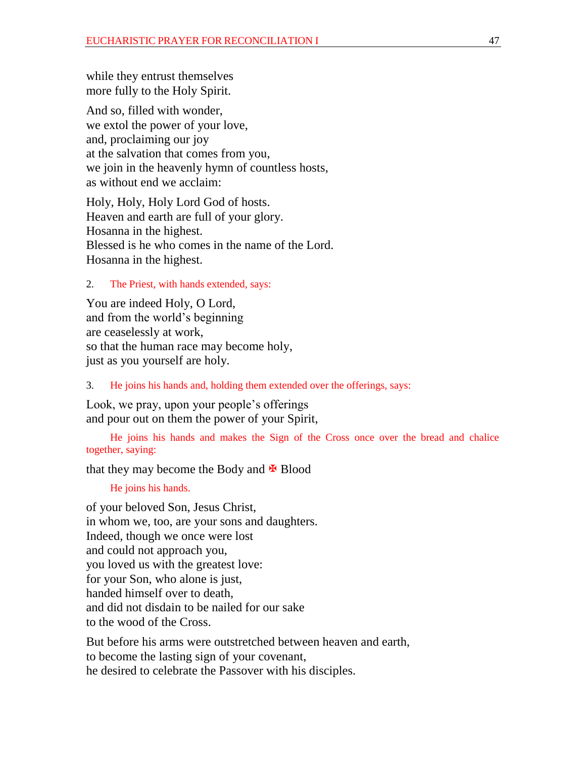while they entrust themselves
more fully to the Holy Spirit.

And so, filled with wonder,
we extol the power of your love,
and, proclaiming our joy
at the salvation that comes from you,
we join in the heavenly hymn of countless hosts,
as without end we acclaim:

Holy, Holy, Holy Lord God of hosts.
Heaven and earth are full of your glory.
Hosanna in the highest.
Blessed is he who comes in the name of the Lord.
Hosanna in the highest.

2. *The Priest, with hands extended, says:*

You are indeed Holy, O Lord,
and from the world's beginning
are ceaselessly at work,
so that the human race may become holy,
just as you yourself are holy.

3. *He joins his hands and, holding them extended over the offerings, says:*

Look, we pray, upon your people's offerings
and pour out on them the power of your Spirit,

*He joins his hands and makes the Sign of the Cross once over the bread and chalice together, saying:*

that they may become the Body and ✠ Blood

*He joins his hands.*

of your beloved Son, Jesus Christ,
in whom we, too, are your sons and daughters.
Indeed, though we once were lost
and could not approach you,
you loved us with the greatest love:
for your Son, who alone is just,
handed himself over to death,
and did not disdain to be nailed for our sake
to the wood of the Cross.

But before his arms were outstretched between heaven and earth,
to become the lasting sign of your covenant,
he desired to celebrate the Passover with his disciples.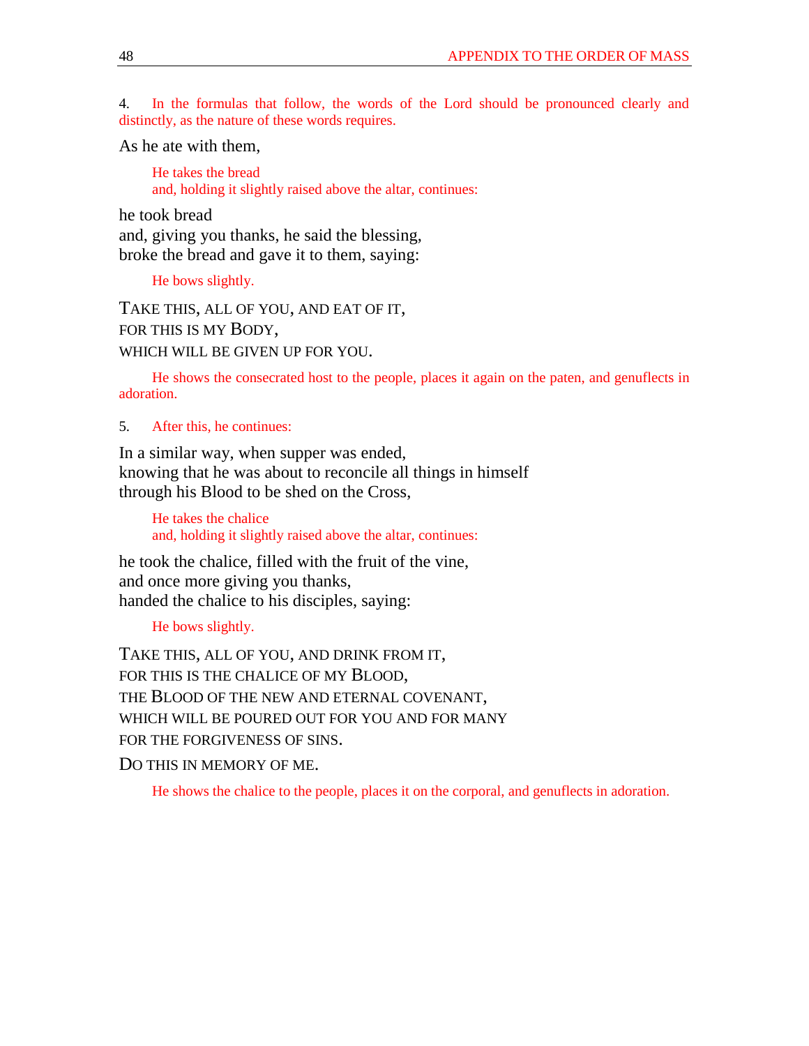4. In the formulas that follow, the words of the Lord should be pronounced clearly and distinctly, as the nature of these words requires.

As he ate with them,

> He takes the bread
> and, holding it slightly raised above the altar, continues:

he took bread
and, giving you thanks, he said the blessing,
broke the bread and gave it to them, saying:

> He bows slightly.

TAKE THIS, ALL OF YOU, AND EAT OF IT,
FOR THIS IS MY BODY,
WHICH WILL BE GIVEN UP FOR YOU.

> He shows the consecrated host to the people, places it again on the paten, and genuflects in adoration.

5. After this, he continues:

In a similar way, when supper was ended,
knowing that he was about to reconcile all things in himself
through his Blood to be shed on the Cross,

> He takes the chalice
> and, holding it slightly raised above the altar, continues:

he took the chalice, filled with the fruit of the vine,
and once more giving you thanks,
handed the chalice to his disciples, saying:

> He bows slightly.

TAKE THIS, ALL OF YOU, AND DRINK FROM IT,
FOR THIS IS THE CHALICE OF MY BLOOD,
THE BLOOD OF THE NEW AND ETERNAL COVENANT,
WHICH WILL BE POURED OUT FOR YOU AND FOR MANY
FOR THE FORGIVENESS OF SINS.

DO THIS IN MEMORY OF ME.

> He shows the chalice to the people, places it on the corporal, and genuflects in adoration.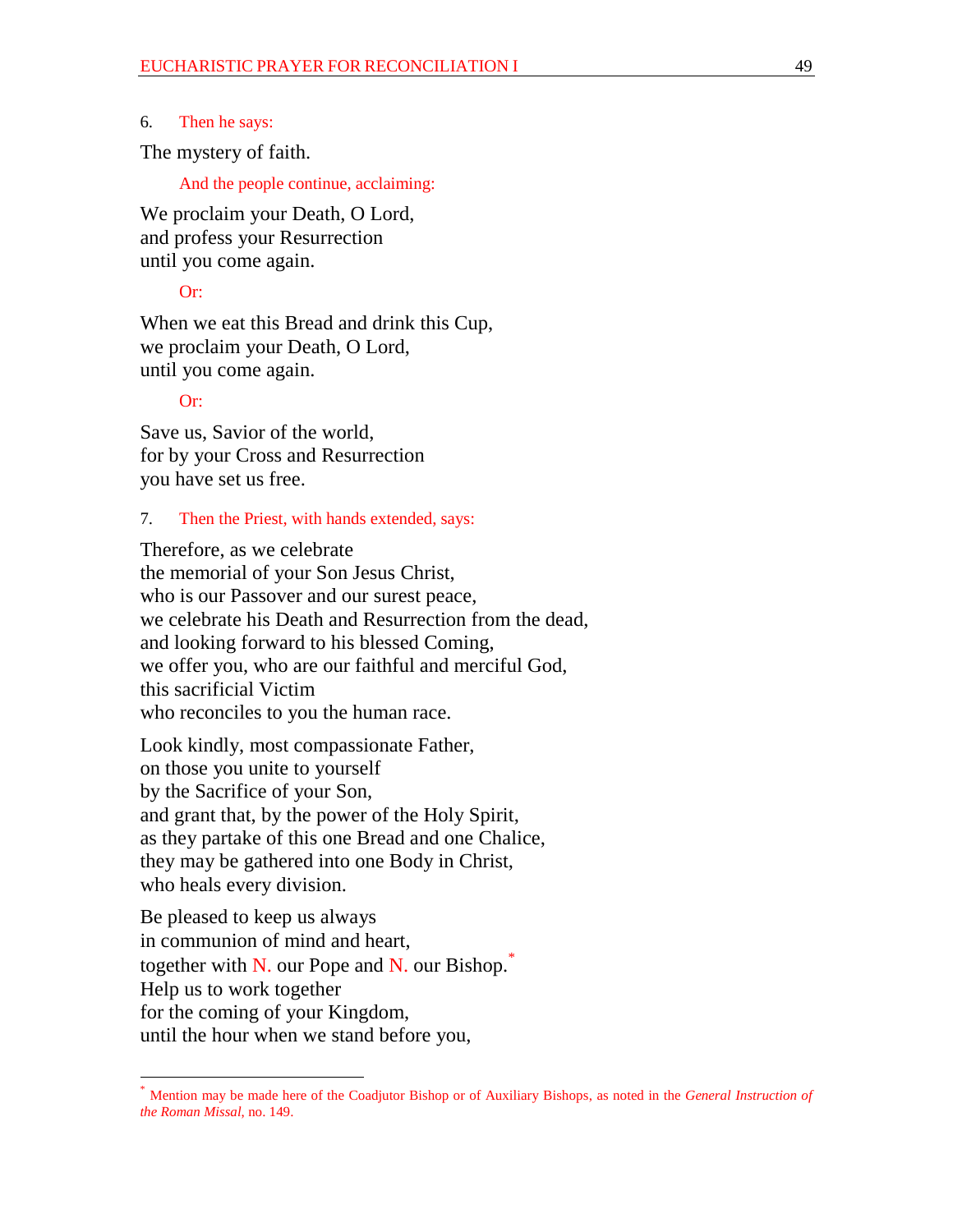6. Then he says:

The mystery of faith.

And the people continue, acclaiming:

We proclaim your Death, O Lord,
and profess your Resurrection
until you come again.

Or:

When we eat this Bread and drink this Cup,
we proclaim your Death, O Lord,
until you come again.

Or:

Save us, Savior of the world,
for by your Cross and Resurrection
you have set us free.

7. Then the Priest, with hands extended, says:

Therefore, as we celebrate
the memorial of your Son Jesus Christ,
who is our Passover and our surest peace,
we celebrate his Death and Resurrection from the dead,
and looking forward to his blessed Coming,
we offer you, who are our faithful and merciful God,
this sacrificial Victim
who reconciles to you the human race.

Look kindly, most compassionate Father,
on those you unite to yourself
by the Sacrifice of your Son,
and grant that, by the power of the Holy Spirit,
as they partake of this one Bread and one Chalice,
they may be gathered into one Body in Christ,
who heals every division.

Be pleased to keep us always
in communion of mind and heart,
together with N. our Pope and N. our Bishop.*
Help us to work together
for the coming of your Kingdom,
until the hour when we stand before you,

* Mention may be made here of the Coadjutor Bishop or of Auxiliary Bishops, as noted in the *General Instruction of the Roman Missal*, no. 149.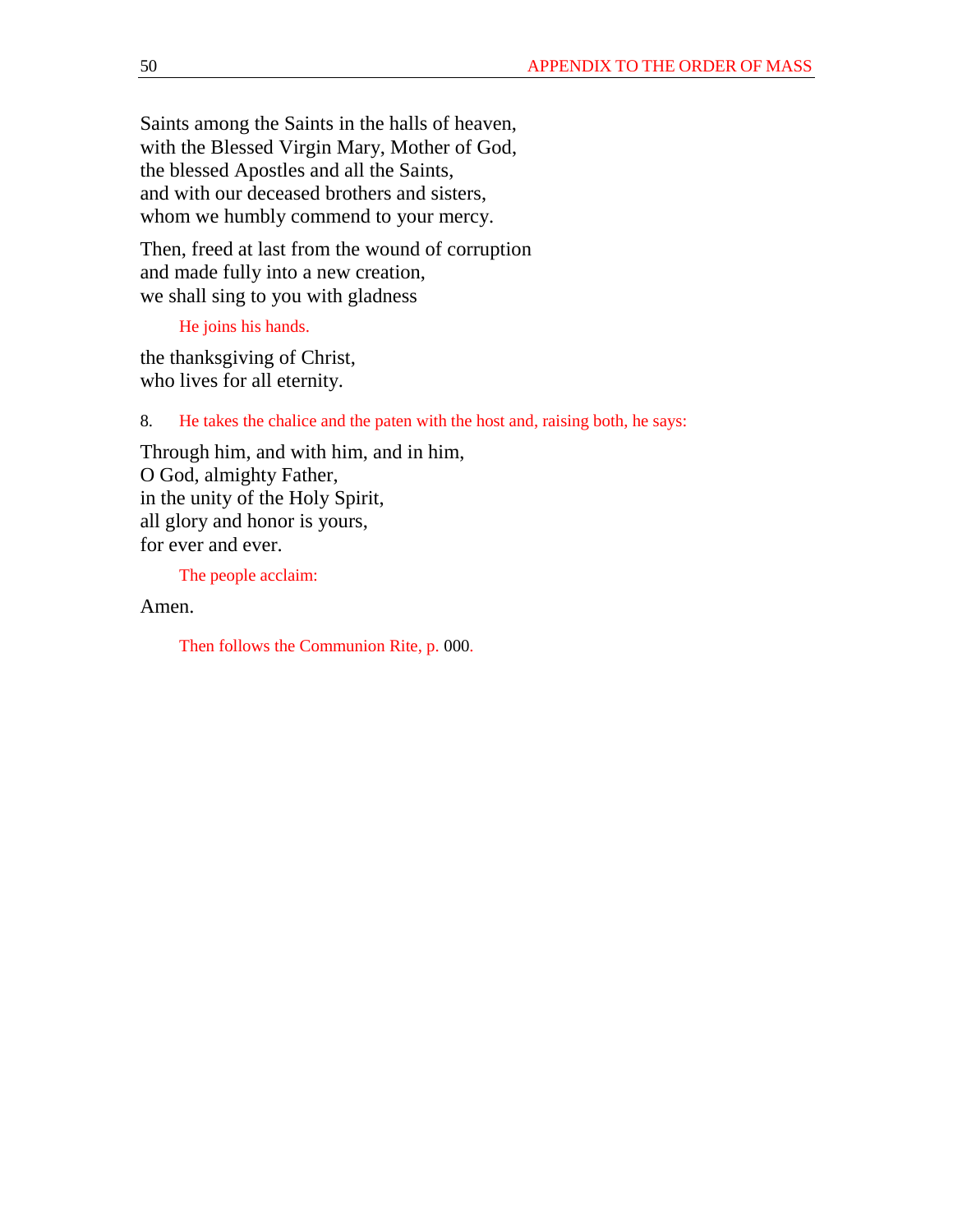Saints among the Saints in the halls of heaven,  
with the Blessed Virgin Mary, Mother of God,  
the blessed Apostles and all the Saints,  
and with our deceased brothers and sisters,  
whom we humbly commend to your mercy.

Then, freed at last from the wound of corruption  
and made fully into a new creation,  
we shall sing to you with gladness

*He joins his hands.*

the thanksgiving of Christ,  
who lives for all eternity.

8. *He takes the chalice and the paten with the host and, raising both, he says:*

Through him, and with him, and in him,  
O God, almighty Father,  
in the unity of the Holy Spirit,  
all glory and honor is yours,  
for ever and ever.

*The people acclaim:*

Amen.

*Then follows the Communion Rite, p.* 000.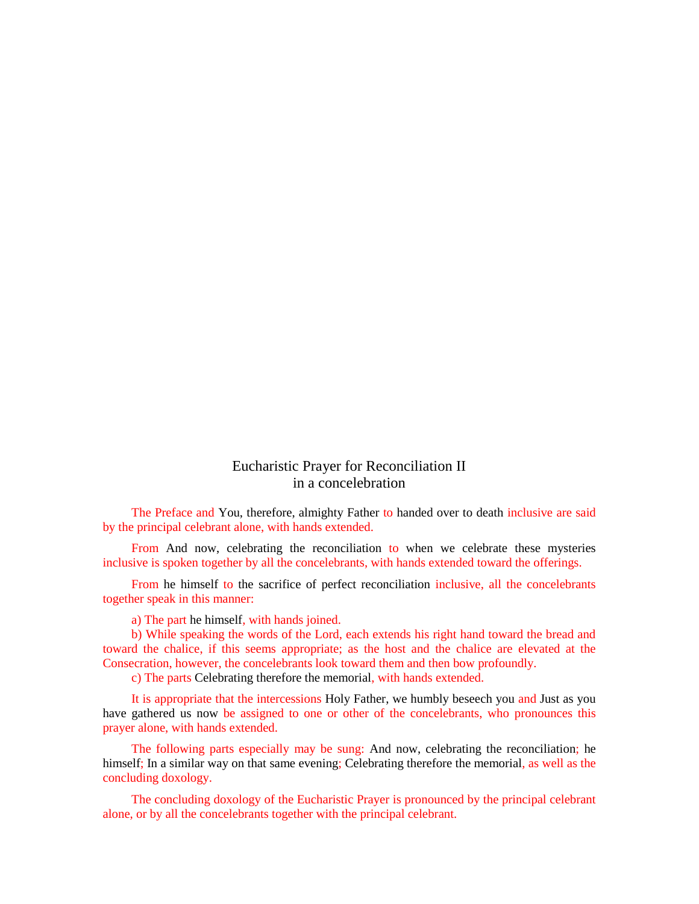## Eucharistic Prayer for Reconciliation II in a concelebration

The Preface and You, therefore, almighty Father to handed over to death inclusive are said by the principal celebrant alone, with hands extended.

From And now, celebrating the reconciliation to when we celebrate these mysteries inclusive is spoken together by all the concelebrants, with hands extended toward the offerings.

From he himself to the sacrifice of perfect reconciliation inclusive, all the concelebrants together speak in this manner:

a) The part he himself, with hands joined.
b) While speaking the words of the Lord, each extends his right hand toward the bread and toward the chalice, if this seems appropriate; as the host and the chalice are elevated at the Consecration, however, the concelebrants look toward them and then bow profoundly.
c) The parts Celebrating therefore the memorial, with hands extended.

It is appropriate that the intercessions Holy Father, we humbly beseech you and Just as you have gathered us now be assigned to one or other of the concelebrants, who pronounces this prayer alone, with hands extended.

The following parts especially may be sung: And now, celebrating the reconciliation; he himself; In a similar way on that same evening; Celebrating therefore the memorial, as well as the concluding doxology.

The concluding doxology of the Eucharistic Prayer is pronounced by the principal celebrant alone, or by all the concelebrants together with the principal celebrant.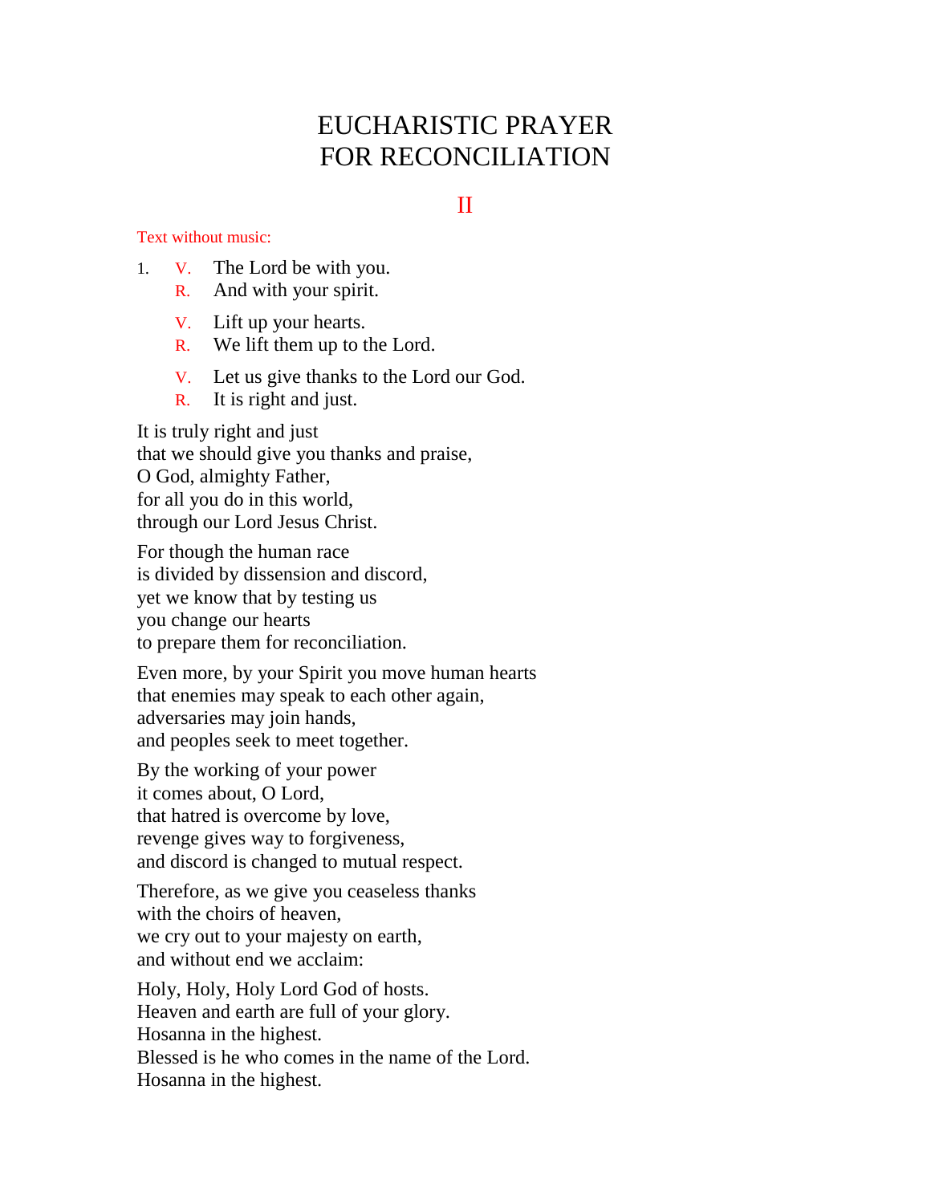# EUCHARISTIC PRAYER FOR RECONCILIATION

## II

Text without music:

1. V. The Lord be with you.
   R. And with your spirit.

   V. Lift up your hearts.
   R. We lift them up to the Lord.

   V. Let us give thanks to the Lord our God.
   R. It is right and just.

It is truly right and just
that we should give you thanks and praise,
O God, almighty Father,
for all you do in this world,
through our Lord Jesus Christ.

For though the human race
is divided by dissension and discord,
yet we know that by testing us
you change our hearts
to prepare them for reconciliation.

Even more, by your Spirit you move human hearts
that enemies may speak to each other again,
adversaries may join hands,
and peoples seek to meet together.

By the working of your power
it comes about, O Lord,
that hatred is overcome by love,
revenge gives way to forgiveness,
and discord is changed to mutual respect.

Therefore, as we give you ceaseless thanks
with the choirs of heaven,
we cry out to your majesty on earth,
and without end we acclaim:

Holy, Holy, Holy Lord God of hosts.
Heaven and earth are full of your glory.
Hosanna in the highest.
Blessed is he who comes in the name of the Lord.
Hosanna in the highest.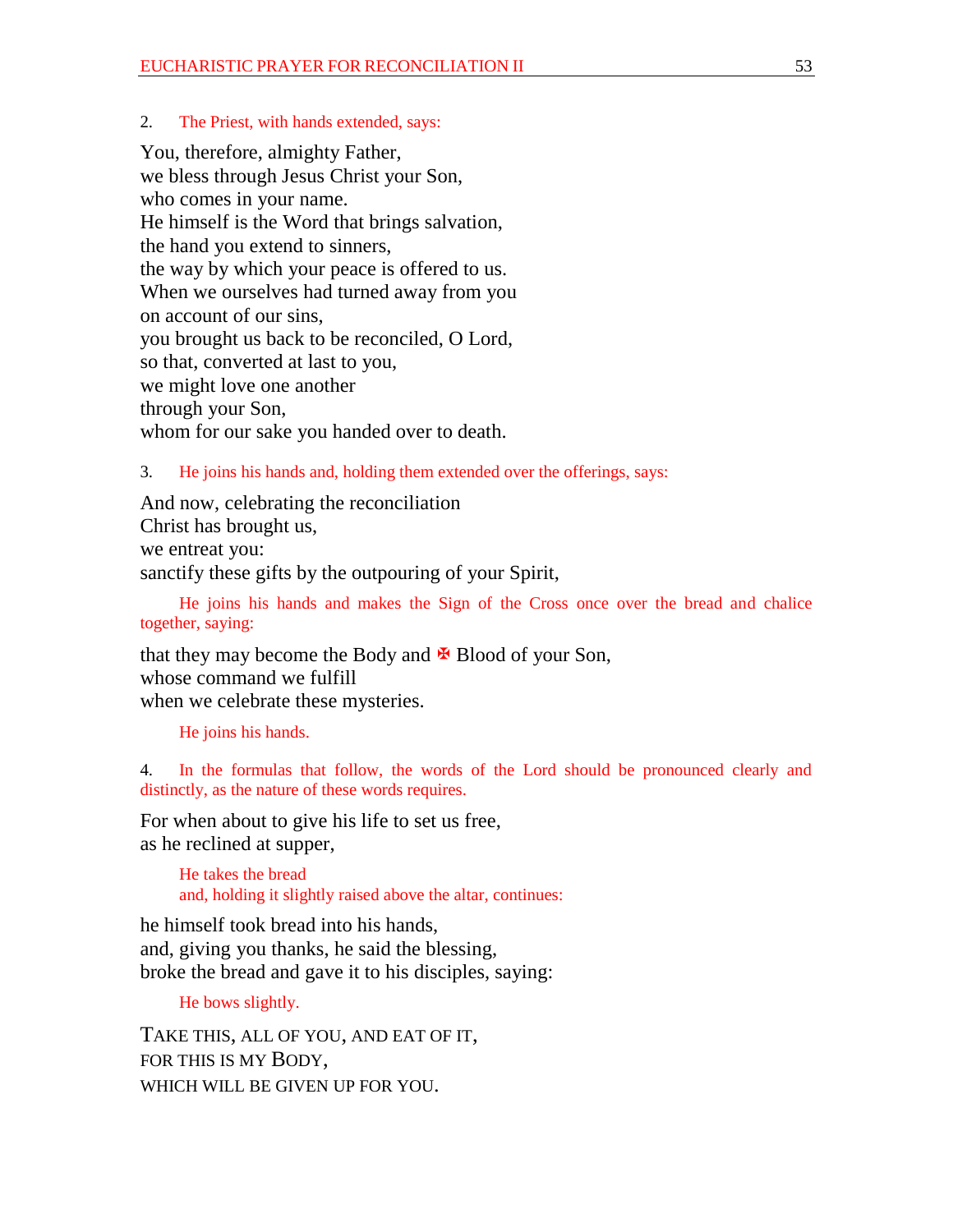2. *The Priest, with hands extended, says:*

You, therefore, almighty Father,  
we bless through Jesus Christ your Son,  
who comes in your name.  
He himself is the Word that brings salvation,  
the hand you extend to sinners,  
the way by which your peace is offered to us.  
When we ourselves had turned away from you  
on account of our sins,  
you brought us back to be reconciled, O Lord,  
so that, converted at last to you,  
we might love one another  
through your Son,  
whom for our sake you handed over to death.

3. *He joins his hands and, holding them extended over the offerings, says:*

And now, celebrating the reconciliation  
Christ has brought us,  
we entreat you:  
sanctify these gifts by the outpouring of your Spirit,

*He joins his hands and makes the Sign of the Cross once over the bread and chalice together, saying:*

that they may become the Body and ✠ Blood of your Son,  
whose command we fulfill  
when we celebrate these mysteries.

*He joins his hands.*

4. *In the formulas that follow, the words of the Lord should be pronounced clearly and distinctly, as the nature of these words requires.*

For when about to give his life to set us free,  
as he reclined at supper,

*He takes the bread*  
*and, holding it slightly raised above the altar, continues:*

he himself took bread into his hands,  
and, giving you thanks, he said the blessing,  
broke the bread and gave it to his disciples, saying:

*He bows slightly.*

TAKE THIS, ALL OF YOU, AND EAT OF IT,  
FOR THIS IS MY BODY,  
WHICH WILL BE GIVEN UP FOR YOU.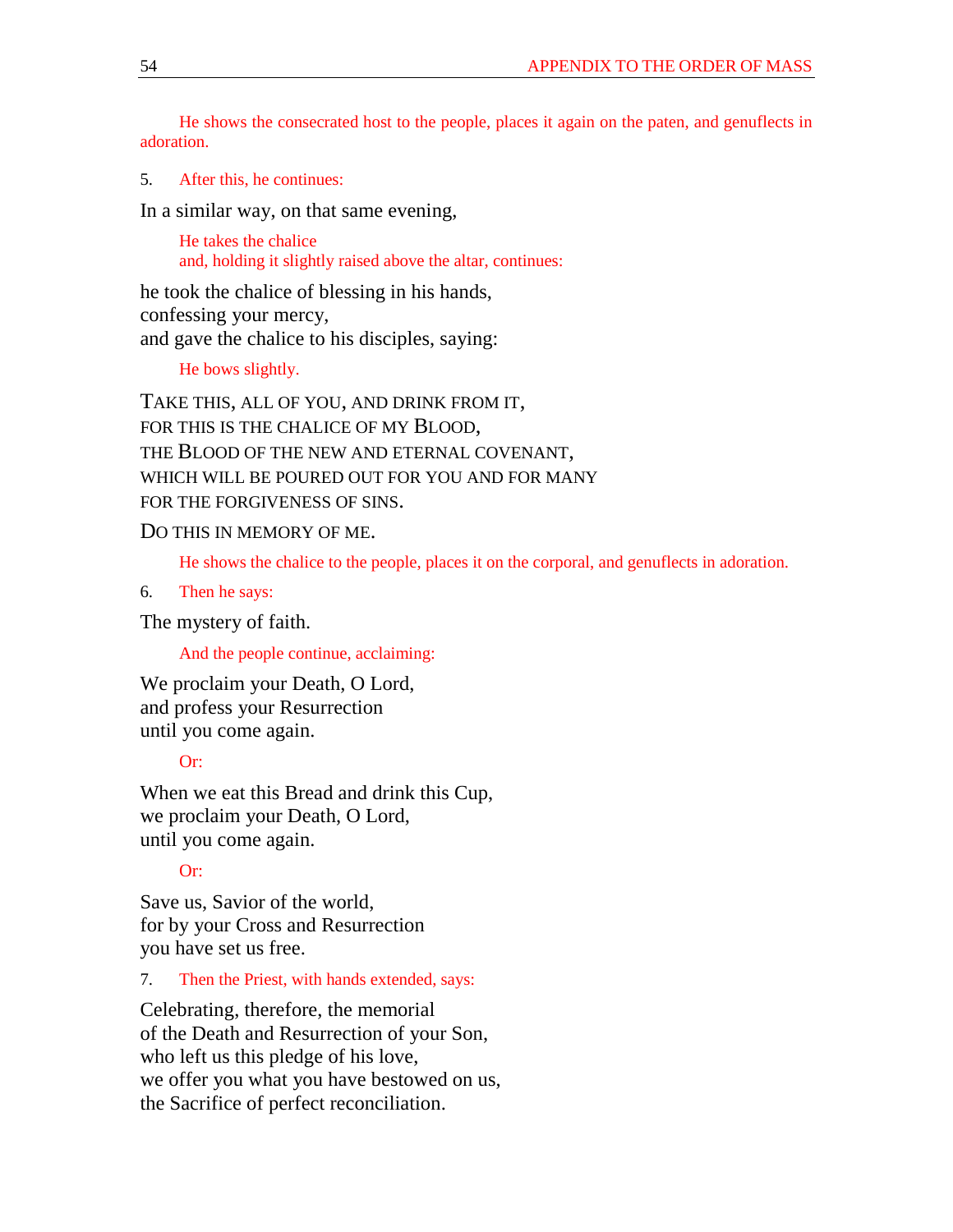*He shows the consecrated host to the people, places it again on the paten, and genuflects in adoration.*

5. *After this, he continues:*

In a similar way, on that same evening,

*He takes the chalice*
*and, holding it slightly raised above the altar, continues:*

he took the chalice of blessing in his hands,
confessing your mercy,
and gave the chalice to his disciples, saying:

*He bows slightly.*

TAKE THIS, ALL OF YOU, AND DRINK FROM IT,
FOR THIS IS THE CHALICE OF MY BLOOD,
THE BLOOD OF THE NEW AND ETERNAL COVENANT,
WHICH WILL BE POURED OUT FOR YOU AND FOR MANY
FOR THE FORGIVENESS OF SINS.

DO THIS IN MEMORY OF ME.

*He shows the chalice to the people, places it on the corporal, and genuflects in adoration.*

6. *Then he says:*

The mystery of faith.

*And the people continue, acclaiming:*

We proclaim your Death, O Lord,
and profess your Resurrection
until you come again.

*Or:*

When we eat this Bread and drink this Cup,
we proclaim your Death, O Lord,
until you come again.

*Or:*

Save us, Savior of the world,
for by your Cross and Resurrection
you have set us free.

7. *Then the Priest, with hands extended, says:*

Celebrating, therefore, the memorial
of the Death and Resurrection of your Son,
who left us this pledge of his love,
we offer you what you have bestowed on us,
the Sacrifice of perfect reconciliation.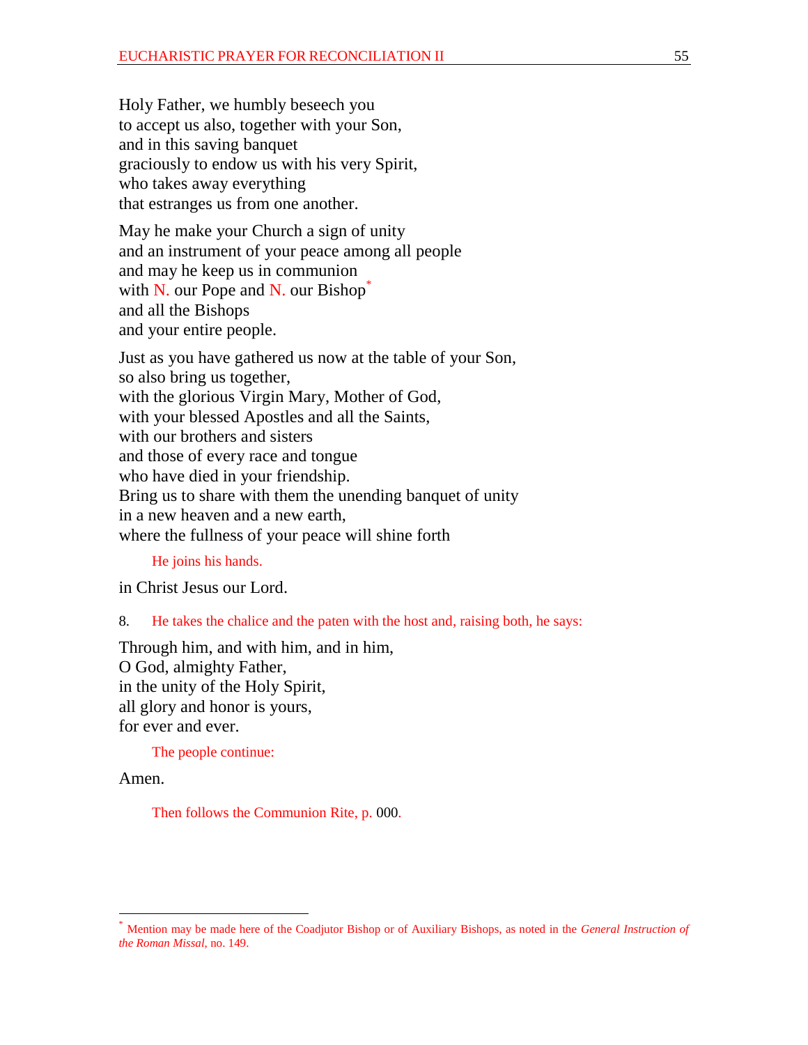Holy Father, we humbly beseech you
to accept us also, together with your Son,
and in this saving banquet
graciously to endow us with his very Spirit,
who takes away everything
that estranges us from one another.

May he make your Church a sign of unity
and an instrument of your peace among all people
and may he keep us in communion
with N. our Pope and N. our Bishop[*]
and all the Bishops
and your entire people.

Just as you have gathered us now at the table of your Son,
so also bring us together,
with the glorious Virgin Mary, Mother of God,
with your blessed Apostles and all the Saints,
with our brothers and sisters
and those of every race and tongue
who have died in your friendship.
Bring us to share with them the unending banquet of unity
in a new heaven and a new earth,
where the fullness of your peace will shine forth

He joins his hands.

in Christ Jesus our Lord.

8. He takes the chalice and the paten with the host and, raising both, he says:

Through him, and with him, and in him,
O God, almighty Father,
in the unity of the Holy Spirit,
all glory and honor is yours,
for ever and ever.

The people continue:

Amen.

Then follows the Communion Rite, p. 000.

---

[*] Mention may be made here of the Coadjutor Bishop or of Auxiliary Bishops, as noted in the *General Instruction of the Roman Missal*, no. 149.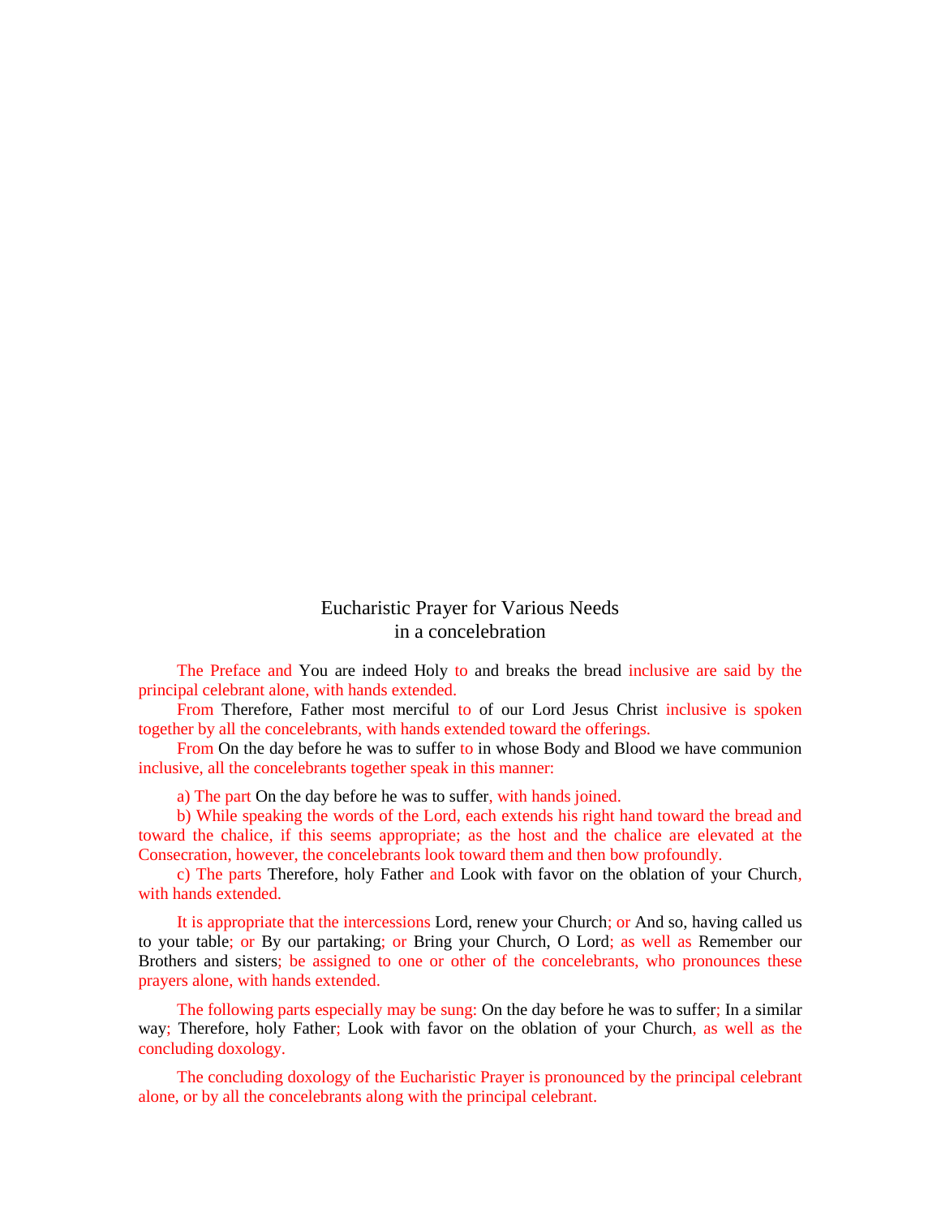# Eucharistic Prayer for Various Needs
## in a concelebration

The Preface and You are indeed Holy to and breaks the bread inclusive are said by the principal celebrant alone, with hands extended.

From Therefore, Father most merciful to of our Lord Jesus Christ inclusive is spoken together by all the concelebrants, with hands extended toward the offerings.

From On the day before he was to suffer to in whose Body and Blood we have communion inclusive, all the concelebrants together speak in this manner:

a) The part On the day before he was to suffer, with hands joined.

b) While speaking the words of the Lord, each extends his right hand toward the bread and toward the chalice, if this seems appropriate; as the host and the chalice are elevated at the Consecration, however, the concelebrants look toward them and then bow profoundly.

c) The parts Therefore, holy Father and Look with favor on the oblation of your Church, with hands extended.

It is appropriate that the intercessions Lord, renew your Church; or And so, having called us to your table; or By our partaking; or Bring your Church, O Lord; as well as Remember our Brothers and sisters; be assigned to one or other of the concelebrants, who pronounces these prayers alone, with hands extended.

The following parts especially may be sung: On the day before he was to suffer; In a similar way; Therefore, holy Father; Look with favor on the oblation of your Church, as well as the concluding doxology.

The concluding doxology of the Eucharistic Prayer is pronounced by the principal celebrant alone, or by all the concelebrants along with the principal celebrant.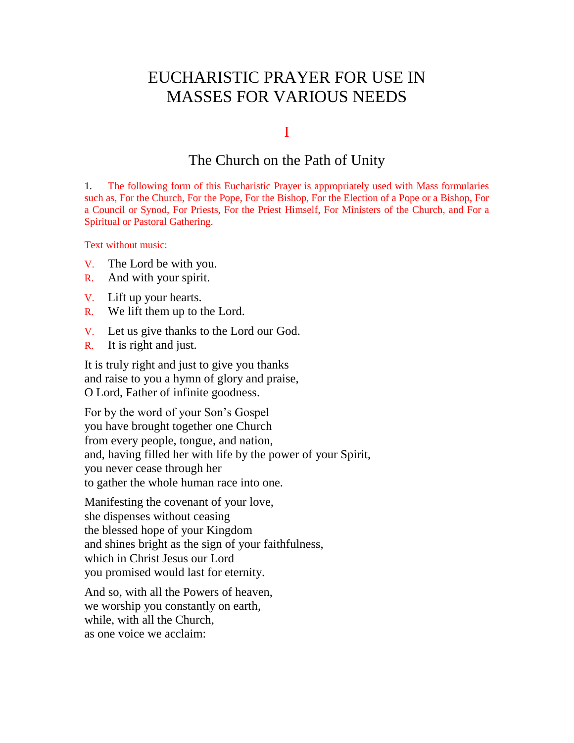# EUCHARISTIC PRAYER FOR USE IN MASSES FOR VARIOUS NEEDS

## I

## The Church on the Path of Unity

1. The following form of this Eucharistic Prayer is appropriately used with Mass formularies such as, For the Church, For the Pope, For the Bishop, For the Election of a Pope or a Bishop, For a Council or Synod, For Priests, For the Priest Himself, For Ministers of the Church, and For a Spiritual or Pastoral Gathering.

Text without music:

V. The Lord be with you.
R. And with your spirit.

V. Lift up your hearts.
R. We lift them up to the Lord.

V. Let us give thanks to the Lord our God.
R. It is right and just.

It is truly right and just to give you thanks
and raise to you a hymn of glory and praise,
O Lord, Father of infinite goodness.

For by the word of your Son's Gospel
you have brought together one Church
from every people, tongue, and nation,
and, having filled her with life by the power of your Spirit,
you never cease through her
to gather the whole human race into one.

Manifesting the covenant of your love,
she dispenses without ceasing
the blessed hope of your Kingdom
and shines bright as the sign of your faithfulness,
which in Christ Jesus our Lord
you promised would last for eternity.

And so, with all the Powers of heaven,
we worship you constantly on earth,
while, with all the Church,
as one voice we acclaim: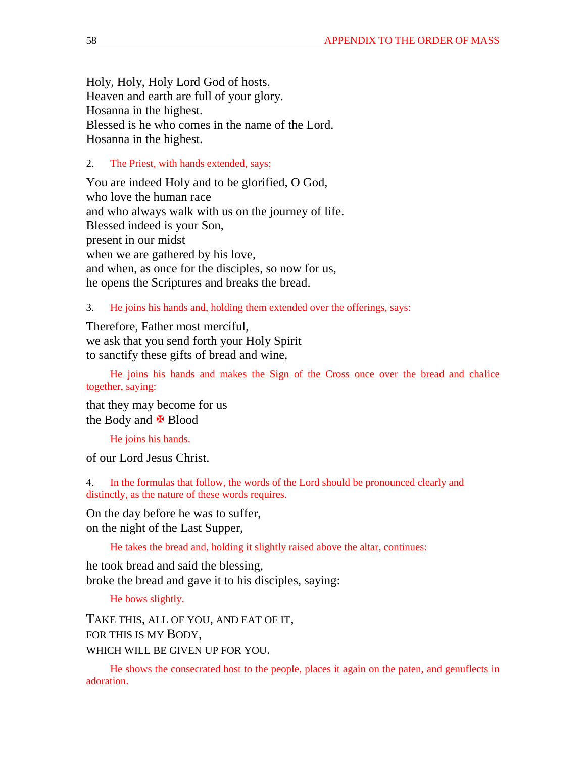Holy, Holy, Holy Lord God of hosts.
Heaven and earth are full of your glory.
Hosanna in the highest.
Blessed is he who comes in the name of the Lord.
Hosanna in the highest.

2. The Priest, with hands extended, says:

You are indeed Holy and to be glorified, O God,
who love the human race
and who always walk with us on the journey of life.
Blessed indeed is your Son,
present in our midst
when we are gathered by his love,
and when, as once for the disciples, so now for us,
he opens the Scriptures and breaks the bread.

3. He joins his hands and, holding them extended over the offerings, says:

Therefore, Father most merciful,
we ask that you send forth your Holy Spirit
to sanctify these gifts of bread and wine,

He joins his hands and makes the Sign of the Cross once over the bread and chalice together, saying:

that they may become for us
the Body and ✠ Blood

He joins his hands.

of our Lord Jesus Christ.

4. In the formulas that follow, the words of the Lord should be pronounced clearly and distinctly, as the nature of these words requires.

On the day before he was to suffer,
on the night of the Last Supper,

He takes the bread and, holding it slightly raised above the altar, continues:

he took bread and said the blessing,
broke the bread and gave it to his disciples, saying:

He bows slightly.

TAKE THIS, ALL OF YOU, AND EAT OF IT,
FOR THIS IS MY BODY,
WHICH WILL BE GIVEN UP FOR YOU.

He shows the consecrated host to the people, places it again on the paten, and genuflects in adoration.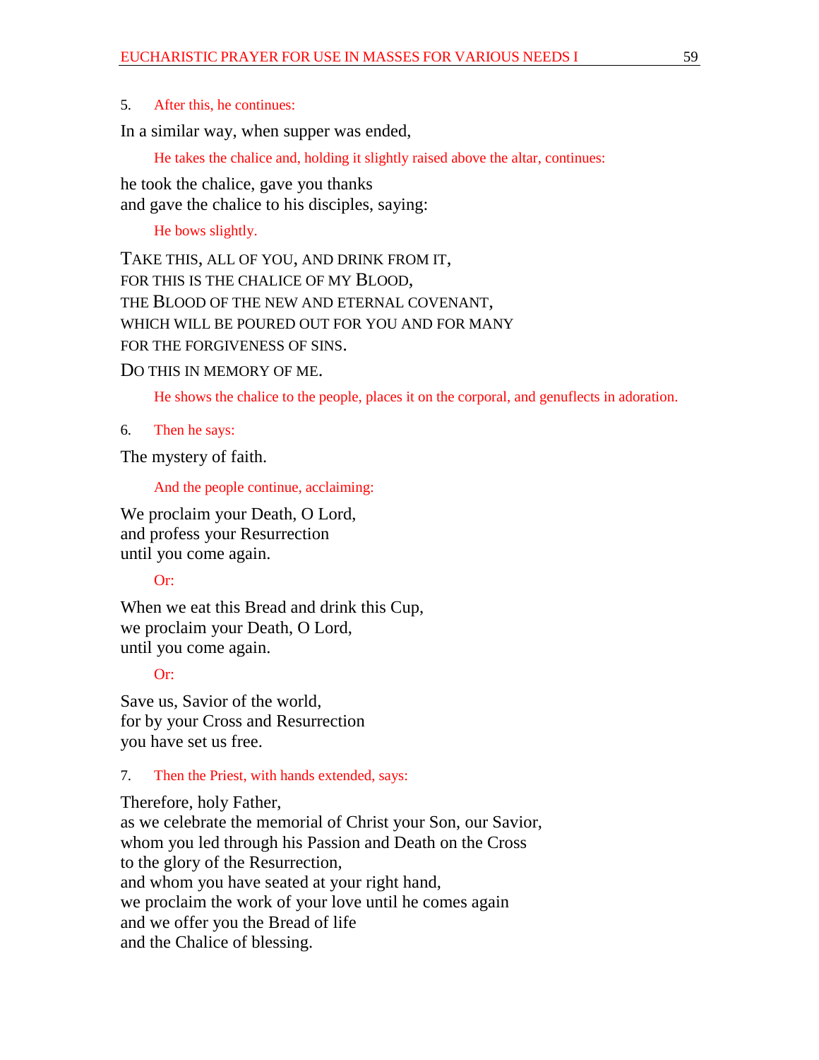5. *After this, he continues:*

In a similar way, when supper was ended,

*He takes the chalice and, holding it slightly raised above the altar, continues:*

he took the chalice, gave you thanks  
and gave the chalice to his disciples, saying:

*He bows slightly.*

TAKE THIS, ALL OF YOU, AND DRINK FROM IT,  
FOR THIS IS THE CHALICE OF MY BLOOD,  
THE BLOOD OF THE NEW AND ETERNAL COVENANT,  
WHICH WILL BE POURED OUT FOR YOU AND FOR MANY  
FOR THE FORGIVENESS OF SINS.

DO THIS IN MEMORY OF ME.

*He shows the chalice to the people, places it on the corporal, and genuflects in adoration.*

6. *Then he says:*

The mystery of faith.

*And the people continue, acclaiming:*

We proclaim your Death, O Lord,  
and profess your Resurrection  
until you come again.

*Or:*

When we eat this Bread and drink this Cup,  
we proclaim your Death, O Lord,  
until you come again.

*Or:*

Save us, Savior of the world,  
for by your Cross and Resurrection  
you have set us free.

7. *Then the Priest, with hands extended, says:*

Therefore, holy Father,  
as we celebrate the memorial of Christ your Son, our Savior,  
whom you led through his Passion and Death on the Cross  
to the glory of the Resurrection,  
and whom you have seated at your right hand,  
we proclaim the work of your love until he comes again  
and we offer you the Bread of life  
and the Chalice of blessing.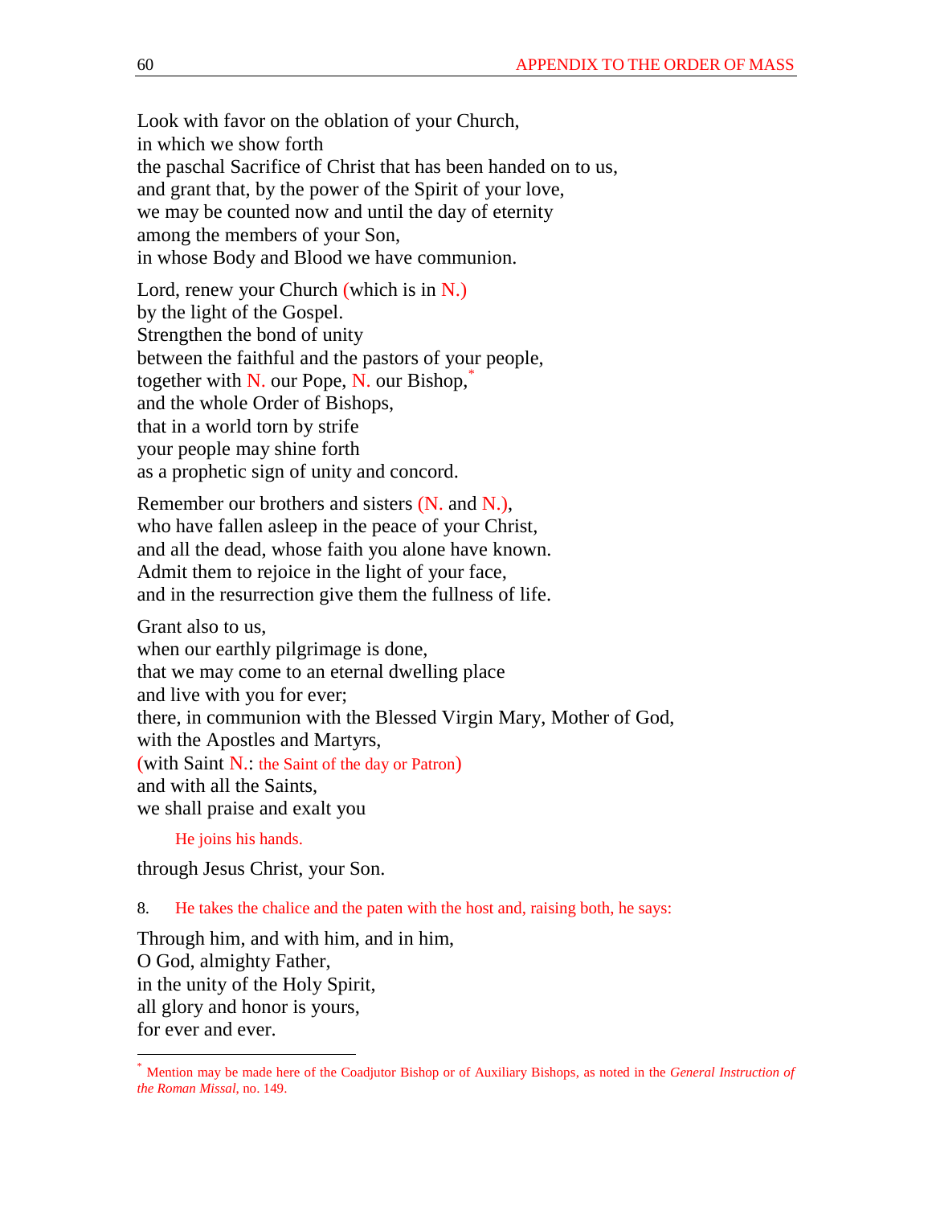Look with favor on the oblation of your Church,
in which we show forth
the paschal Sacrifice of Christ that has been handed on to us,
and grant that, by the power of the Spirit of your love,
we may be counted now and until the day of eternity
among the members of your Son,
in whose Body and Blood we have communion.

Lord, renew your Church (which is in N.)
by the light of the Gospel.
Strengthen the bond of unity
between the faithful and the pastors of your people,
together with N. our Pope, N. our Bishop,*
and the whole Order of Bishops,
that in a world torn by strife
your people may shine forth
as a prophetic sign of unity and concord.

Remember our brothers and sisters (N. and N.),
who have fallen asleep in the peace of your Christ,
and all the dead, whose faith you alone have known.
Admit them to rejoice in the light of your face,
and in the resurrection give them the fullness of life.

Grant also to us,
when our earthly pilgrimage is done,
that we may come to an eternal dwelling place
and live with you for ever;
there, in communion with the Blessed Virgin Mary, Mother of God,
with the Apostles and Martyrs,
(with Saint N.: the Saint of the day or Patron)
and with all the Saints,
we shall praise and exalt you

He joins his hands.

through Jesus Christ, your Son.

8. He takes the chalice and the paten with the host and, raising both, he says:

Through him, and with him, and in him,
O God, almighty Father,
in the unity of the Holy Spirit,
all glory and honor is yours,
for ever and ever.

---

* Mention may be made here of the Coadjutor Bishop or of Auxiliary Bishops, as noted in the *General Instruction of the Roman Missal*, no. 149.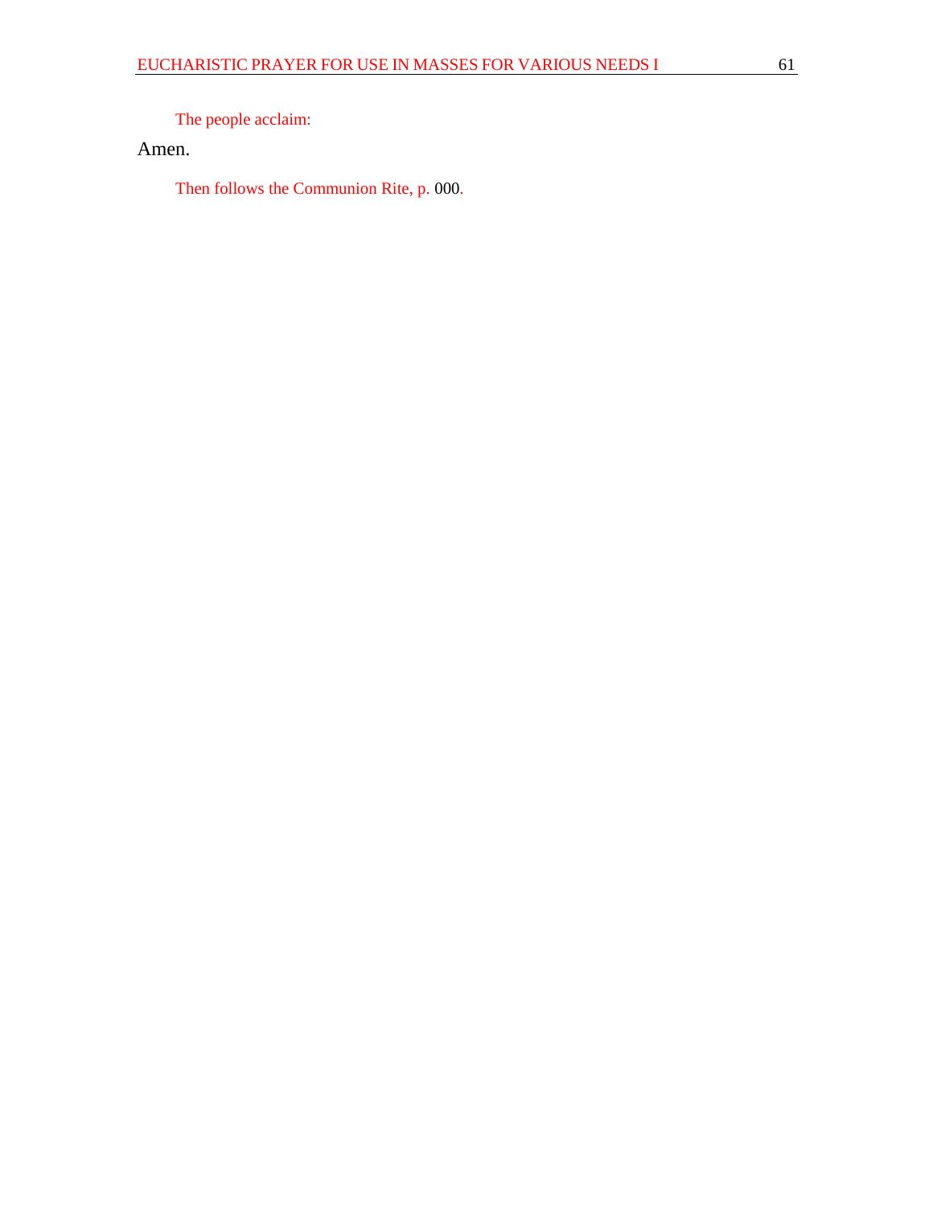*The people acclaim:*

Amen.

*Then follows the Communion Rite, p.* 000.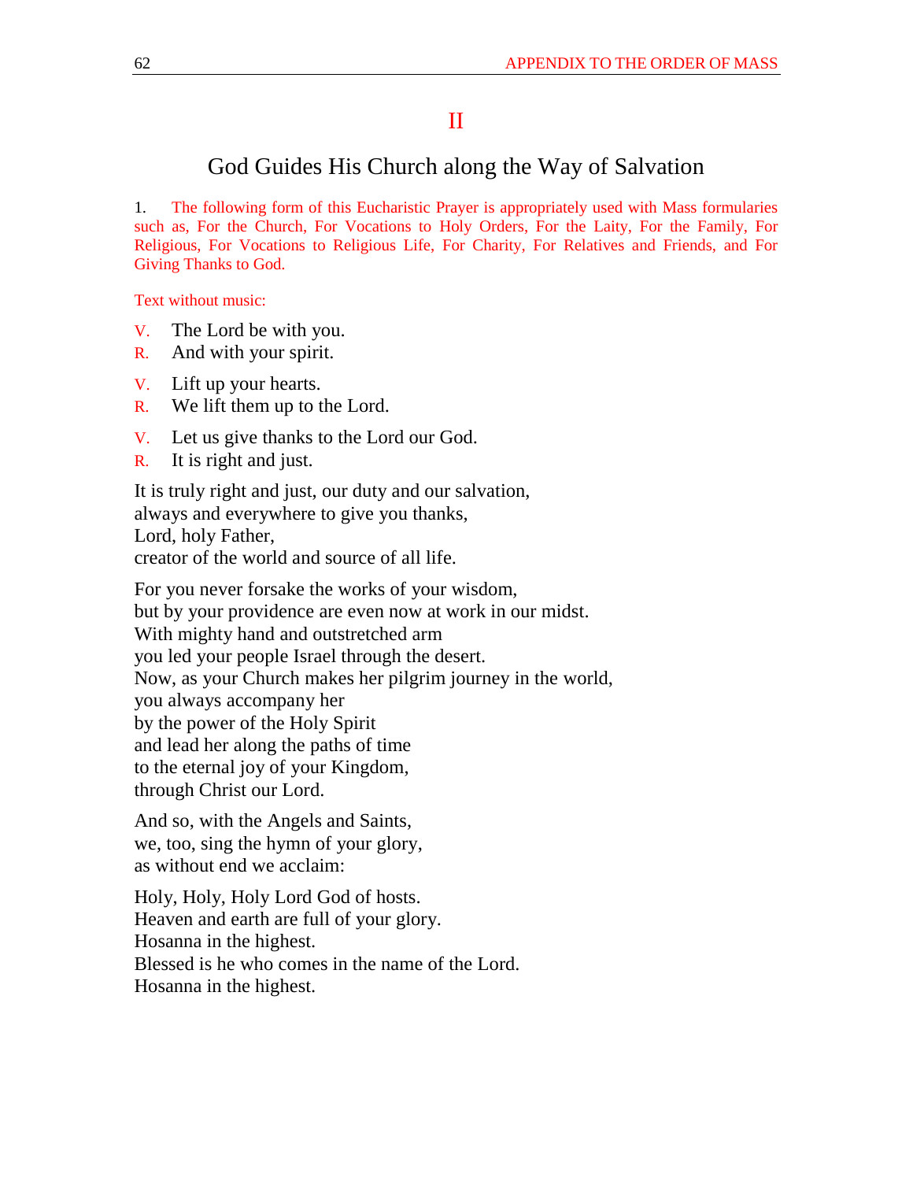# II

## God Guides His Church along the Way of Salvation

1. The following form of this Eucharistic Prayer is appropriately used with Mass formularies such as, For the Church, For Vocations to Holy Orders, For the Laity, For the Family, For Religious, For Vocations to Religious Life, For Charity, For Relatives and Friends, and For Giving Thanks to God.

Text without music:

V. The Lord be with you.
R. And with your spirit.

V. Lift up your hearts.
R. We lift them up to the Lord.

V. Let us give thanks to the Lord our God.
R. It is right and just.

It is truly right and just, our duty and our salvation,
always and everywhere to give you thanks,
Lord, holy Father,
creator of the world and source of all life.

For you never forsake the works of your wisdom,
but by your providence are even now at work in our midst.
With mighty hand and outstretched arm
you led your people Israel through the desert.
Now, as your Church makes her pilgrim journey in the world,
you always accompany her
by the power of the Holy Spirit
and lead her along the paths of time
to the eternal joy of your Kingdom,
through Christ our Lord.

And so, with the Angels and Saints,
we, too, sing the hymn of your glory,
as without end we acclaim:

Holy, Holy, Holy Lord God of hosts.
Heaven and earth are full of your glory.
Hosanna in the highest.
Blessed is he who comes in the name of the Lord.
Hosanna in the highest.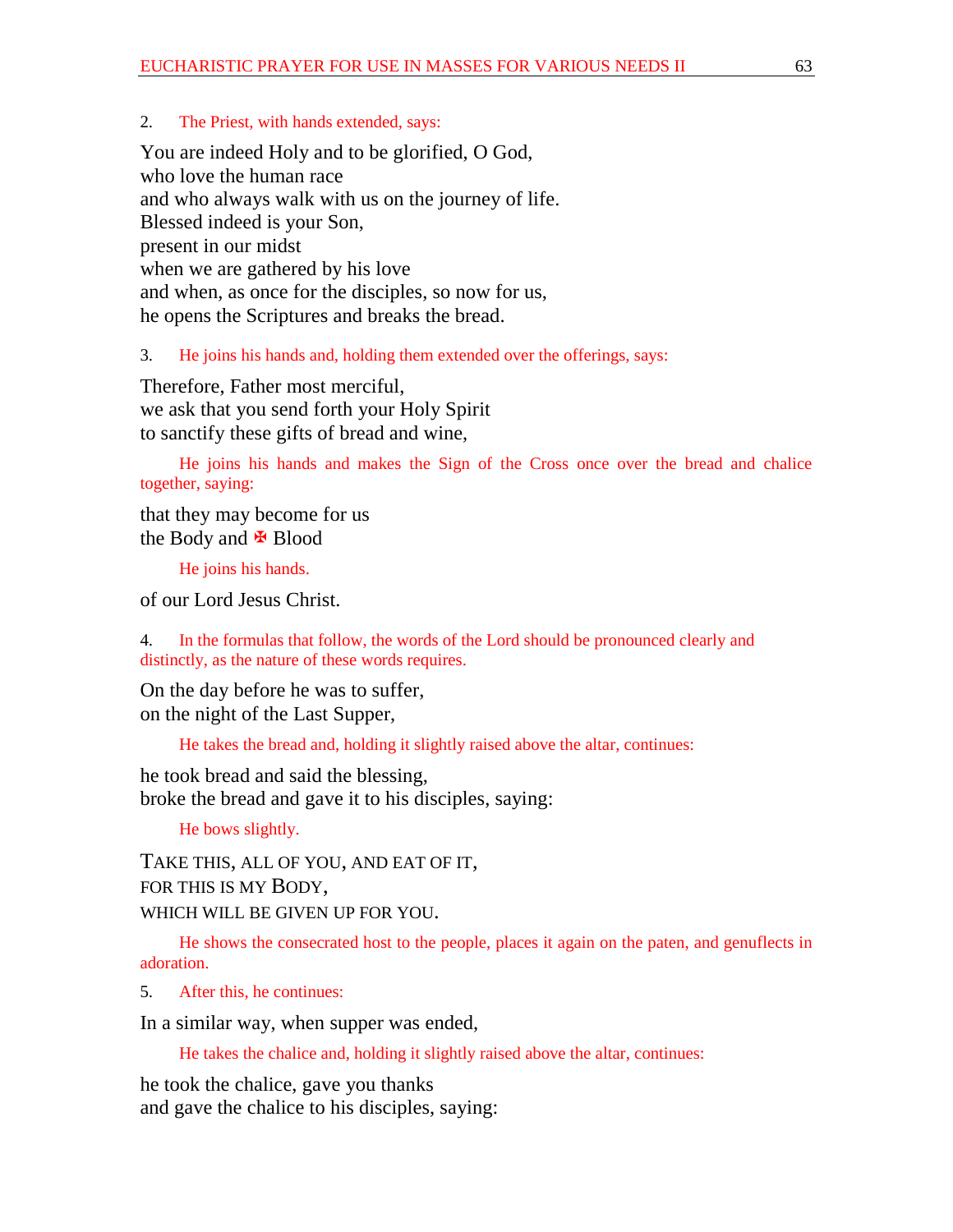2. The Priest, with hands extended, says:

You are indeed Holy and to be glorified, O God,
who love the human race
and who always walk with us on the journey of life.
Blessed indeed is your Son,
present in our midst
when we are gathered by his love
and when, as once for the disciples, so now for us,
he opens the Scriptures and breaks the bread.

3. He joins his hands and, holding them extended over the offerings, says:

Therefore, Father most merciful,
we ask that you send forth your Holy Spirit
to sanctify these gifts of bread and wine,

He joins his hands and makes the Sign of the Cross once over the bread and chalice together, saying:

that they may become for us
the Body and ✠ Blood

He joins his hands.

of our Lord Jesus Christ.

4. In the formulas that follow, the words of the Lord should be pronounced clearly and distinctly, as the nature of these words requires.

On the day before he was to suffer,
on the night of the Last Supper,

He takes the bread and, holding it slightly raised above the altar, continues:

he took bread and said the blessing,
broke the bread and gave it to his disciples, saying:

He bows slightly.

TAKE THIS, ALL OF YOU, AND EAT OF IT,
FOR THIS IS MY BODY,
WHICH WILL BE GIVEN UP FOR YOU.

He shows the consecrated host to the people, places it again on the paten, and genuflects in adoration.

5. After this, he continues:

In a similar way, when supper was ended,

He takes the chalice and, holding it slightly raised above the altar, continues:

he took the chalice, gave you thanks
and gave the chalice to his disciples, saying: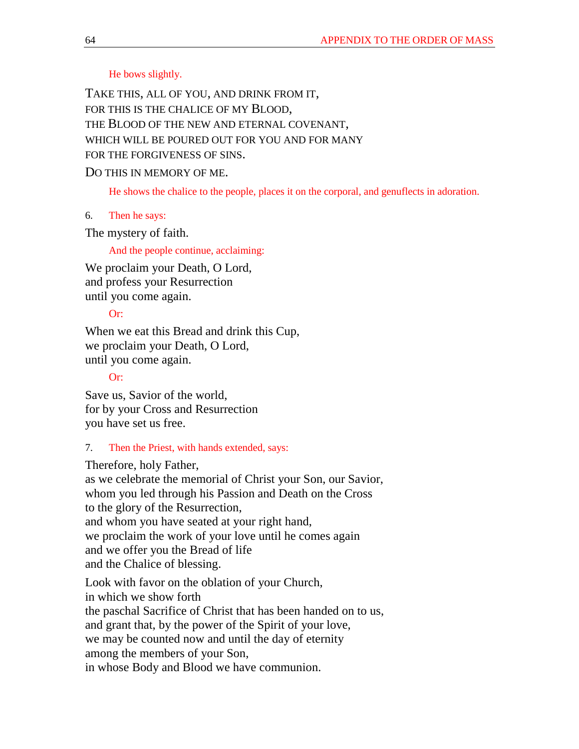*He bows slightly.*

TAKE THIS, ALL OF YOU, AND DRINK FROM IT,
FOR THIS IS THE CHALICE OF MY BLOOD,
THE BLOOD OF THE NEW AND ETERNAL COVENANT,
WHICH WILL BE POURED OUT FOR YOU AND FOR MANY
FOR THE FORGIVENESS OF SINS.

DO THIS IN MEMORY OF ME.

*He shows the chalice to the people, places it on the corporal, and genuflects in adoration.*

6. *Then he says:*

The mystery of faith.

*And the people continue, acclaiming:*

We proclaim your Death, O Lord,
and profess your Resurrection
until you come again.

*Or:*

When we eat this Bread and drink this Cup,
we proclaim your Death, O Lord,
until you come again.

*Or:*

Save us, Savior of the world,
for by your Cross and Resurrection
you have set us free.

7. *Then the Priest, with hands extended, says:*

Therefore, holy Father,
as we celebrate the memorial of Christ your Son, our Savior,
whom you led through his Passion and Death on the Cross
to the glory of the Resurrection,
and whom you have seated at your right hand,
we proclaim the work of your love until he comes again
and we offer you the Bread of life
and the Chalice of blessing.

Look with favor on the oblation of your Church,
in which we show forth
the paschal Sacrifice of Christ that has been handed on to us,
and grant that, by the power of the Spirit of your love,
we may be counted now and until the day of eternity
among the members of your Son,
in whose Body and Blood we have communion.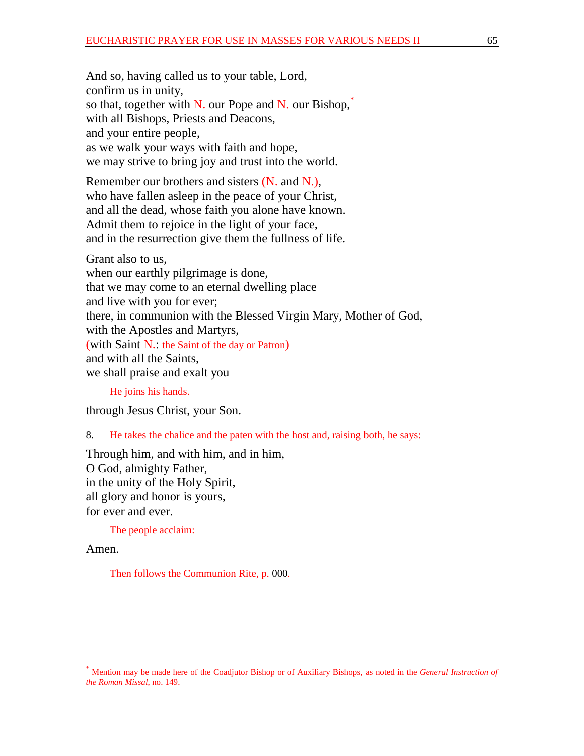And so, having called us to your table, Lord,
confirm us in unity,
so that, together with N. our Pope and N. our Bishop,*
with all Bishops, Priests and Deacons,
and your entire people,
as we walk your ways with faith and hope,
we may strive to bring joy and trust into the world.

Remember our brothers and sisters (N. and N.),
who have fallen asleep in the peace of your Christ,
and all the dead, whose faith you alone have known.
Admit them to rejoice in the light of your face,
and in the resurrection give them the fullness of life.

Grant also to us,
when our earthly pilgrimage is done,
that we may come to an eternal dwelling place
and live with you for ever;
there, in communion with the Blessed Virgin Mary, Mother of God,
with the Apostles and Martyrs,
(with Saint N.: the Saint of the day or Patron)
and with all the Saints,
we shall praise and exalt you

He joins his hands.

through Jesus Christ, your Son.

8. He takes the chalice and the paten with the host and, raising both, he says:

Through him, and with him, and in him,
O God, almighty Father,
in the unity of the Holy Spirit,
all glory and honor is yours,
for ever and ever.

The people acclaim:

Amen.

Then follows the Communion Rite, p. 000.

* Mention may be made here of the Coadjutor Bishop or of Auxiliary Bishops, as noted in the *General Instruction of the Roman Missal*, no. 149.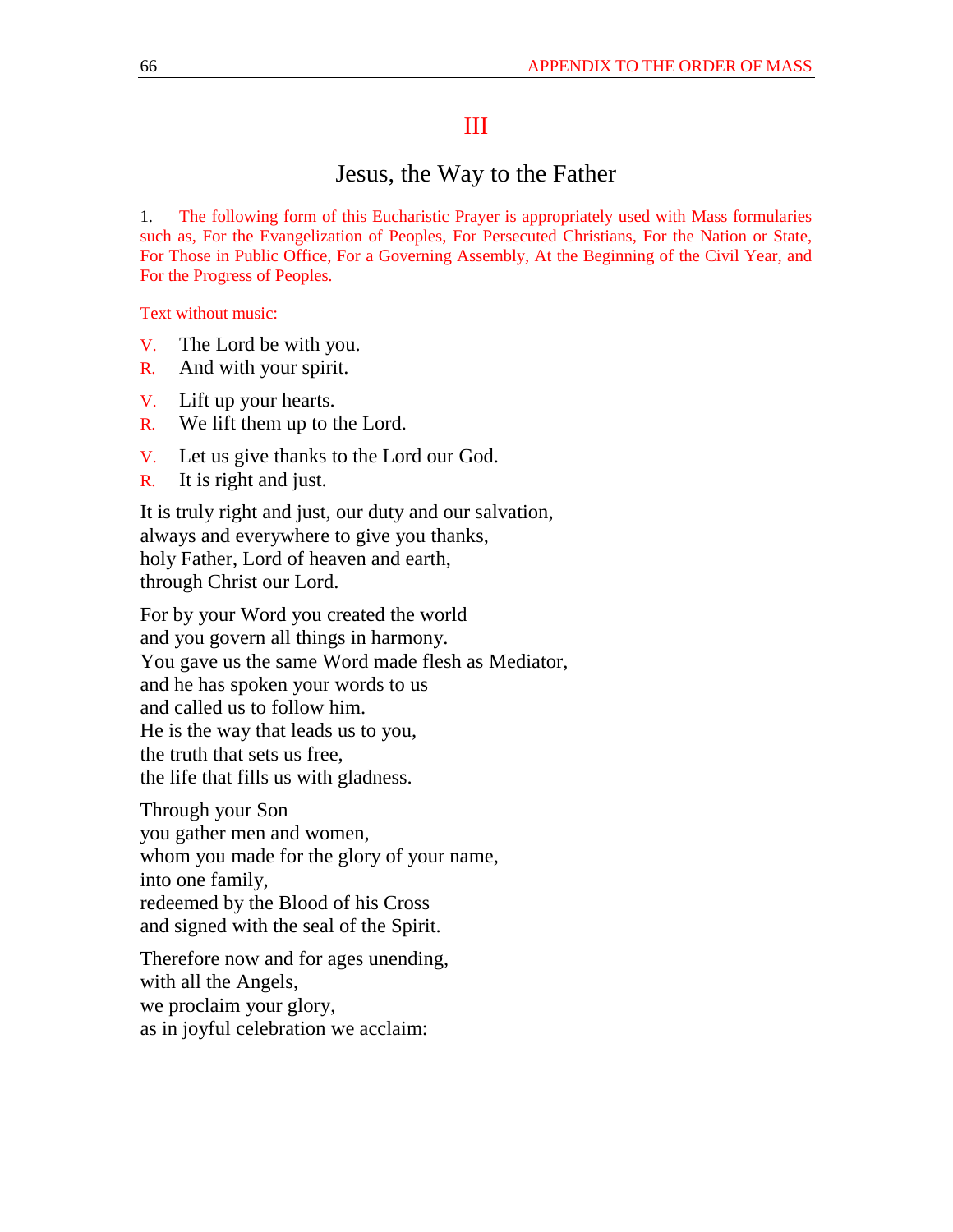# III

## Jesus, the Way to the Father

1. The following form of this Eucharistic Prayer is appropriately used with Mass formularies such as, For the Evangelization of Peoples, For Persecuted Christians, For the Nation or State, For Those in Public Office, For a Governing Assembly, At the Beginning of the Civil Year, and For the Progress of Peoples.

Text without music:

V. The Lord be with you.
R. And with your spirit.

V. Lift up your hearts.
R. We lift them up to the Lord.

V. Let us give thanks to the Lord our God.
R. It is right and just.

It is truly right and just, our duty and our salvation,
always and everywhere to give you thanks,
holy Father, Lord of heaven and earth,
through Christ our Lord.

For by your Word you created the world
and you govern all things in harmony.
You gave us the same Word made flesh as Mediator,
and he has spoken your words to us
and called us to follow him.
He is the way that leads us to you,
the truth that sets us free,
the life that fills us with gladness.

Through your Son
you gather men and women,
whom you made for the glory of your name,
into one family,
redeemed by the Blood of his Cross
and signed with the seal of the Spirit.

Therefore now and for ages unending,
with all the Angels,
we proclaim your glory,
as in joyful celebration we acclaim: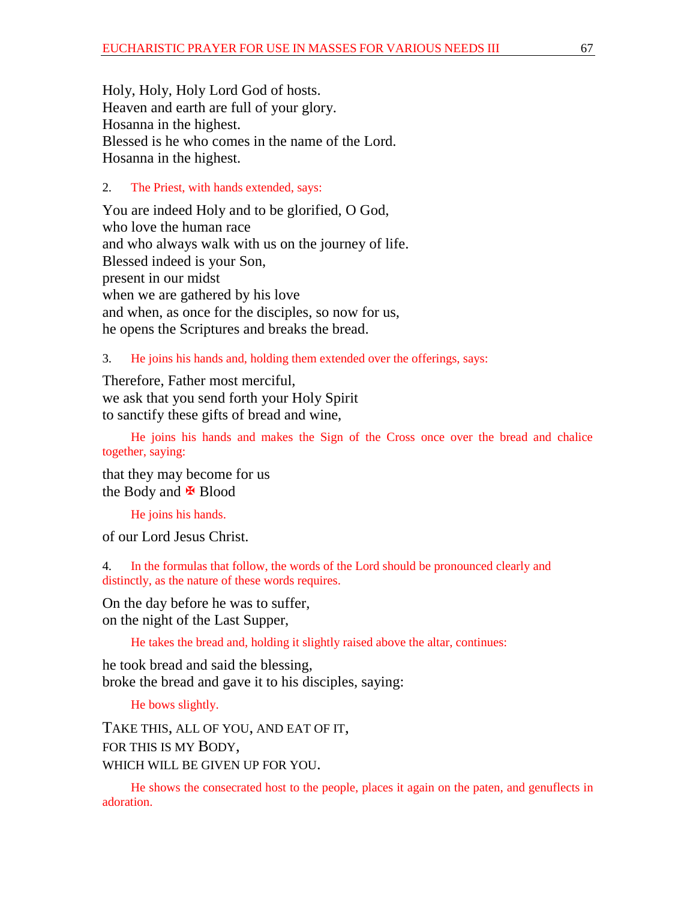Holy, Holy, Holy Lord God of hosts.
Heaven and earth are full of your glory.
Hosanna in the highest.
Blessed is he who comes in the name of the Lord.
Hosanna in the highest.

2. *The Priest, with hands extended, says:*

You are indeed Holy and to be glorified, O God,
who love the human race
and who always walk with us on the journey of life.
Blessed indeed is your Son,
present in our midst
when we are gathered by his love
and when, as once for the disciples, so now for us,
he opens the Scriptures and breaks the bread.

3. *He joins his hands and, holding them extended over the offerings, says:*

Therefore, Father most merciful,
we ask that you send forth your Holy Spirit
to sanctify these gifts of bread and wine,

*He joins his hands and makes the Sign of the Cross once over the bread and chalice together, saying:*

that they may become for us
the Body and ✠ Blood

*He joins his hands.*

of our Lord Jesus Christ.

4. *In the formulas that follow, the words of the Lord should be pronounced clearly and distinctly, as the nature of these words requires.*

On the day before he was to suffer,
on the night of the Last Supper,

*He takes the bread and, holding it slightly raised above the altar, continues:*

he took bread and said the blessing,
broke the bread and gave it to his disciples, saying:

*He bows slightly.*

TAKE THIS, ALL OF YOU, AND EAT OF IT,
FOR THIS IS MY BODY,
WHICH WILL BE GIVEN UP FOR YOU.

*He shows the consecrated host to the people, places it again on the paten, and genuflects in adoration.*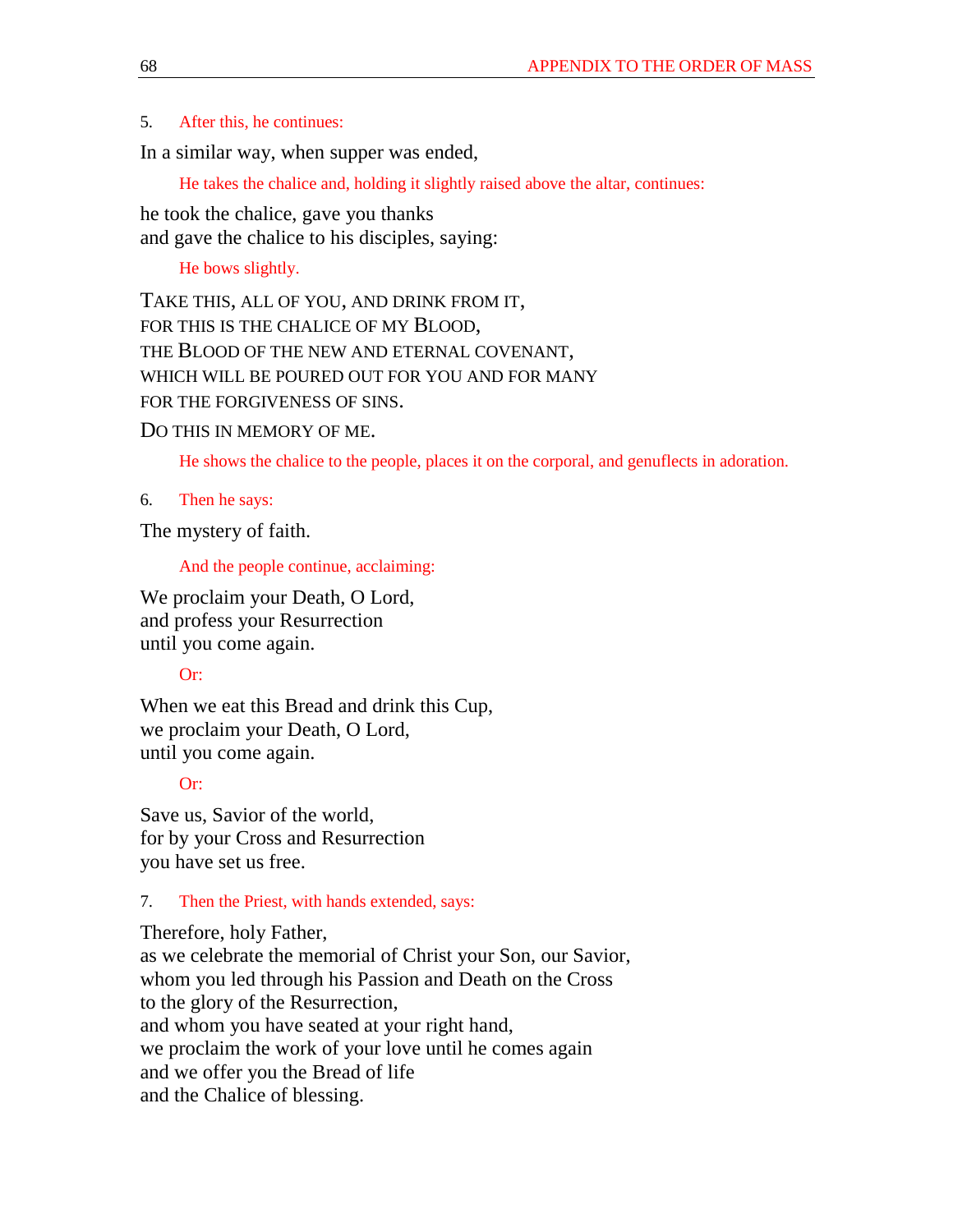5. *After this, he continues:*

In a similar way, when supper was ended,

*He takes the chalice and, holding it slightly raised above the altar, continues:*

he took the chalice, gave you thanks  
and gave the chalice to his disciples, saying:

*He bows slightly.*

TAKE THIS, ALL OF YOU, AND DRINK FROM IT,  
FOR THIS IS THE CHALICE OF MY BLOOD,  
THE BLOOD OF THE NEW AND ETERNAL COVENANT,  
WHICH WILL BE POURED OUT FOR YOU AND FOR MANY  
FOR THE FORGIVENESS OF SINS.

DO THIS IN MEMORY OF ME.

*He shows the chalice to the people, places it on the corporal, and genuflects in adoration.*

6. *Then he says:*

The mystery of faith.

*And the people continue, acclaiming:*

We proclaim your Death, O Lord,  
and profess your Resurrection  
until you come again.

*Or:*

When we eat this Bread and drink this Cup,  
we proclaim your Death, O Lord,  
until you come again.

*Or:*

Save us, Savior of the world,  
for by your Cross and Resurrection  
you have set us free.

7. *Then the Priest, with hands extended, says:*

Therefore, holy Father,  
as we celebrate the memorial of Christ your Son, our Savior,  
whom you led through his Passion and Death on the Cross  
to the glory of the Resurrection,  
and whom you have seated at your right hand,  
we proclaim the work of your love until he comes again  
and we offer you the Bread of life  
and the Chalice of blessing.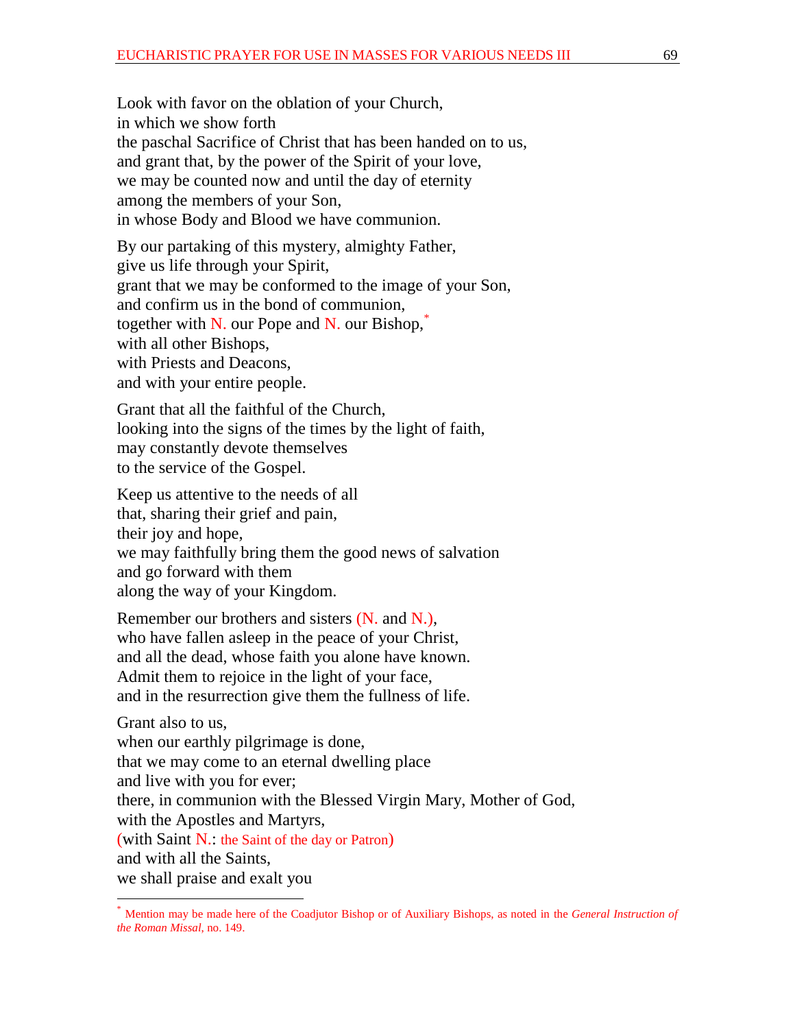Look with favor on the oblation of your Church,
in which we show forth
the paschal Sacrifice of Christ that has been handed on to us,
and grant that, by the power of the Spirit of your love,
we may be counted now and until the day of eternity
among the members of your Son,
in whose Body and Blood we have communion.

By our partaking of this mystery, almighty Father,
give us life through your Spirit,
grant that we may be conformed to the image of your Son,
and confirm us in the bond of communion,
together with N. our Pope and N. our Bishop,*
with all other Bishops,
with Priests and Deacons,
and with your entire people.

Grant that all the faithful of the Church,
looking into the signs of the times by the light of faith,
may constantly devote themselves
to the service of the Gospel.

Keep us attentive to the needs of all
that, sharing their grief and pain,
their joy and hope,
we may faithfully bring them the good news of salvation
and go forward with them
along the way of your Kingdom.

Remember our brothers and sisters (N. and N.),
who have fallen asleep in the peace of your Christ,
and all the dead, whose faith you alone have known.
Admit them to rejoice in the light of your face,
and in the resurrection give them the fullness of life.

Grant also to us,
when our earthly pilgrimage is done,
that we may come to an eternal dwelling place
and live with you for ever;
there, in communion with the Blessed Virgin Mary, Mother of God,
with the Apostles and Martyrs,
(with Saint N.: the Saint of the day or Patron)
and with all the Saints,
we shall praise and exalt you

* Mention may be made here of the Coadjutor Bishop or of Auxiliary Bishops, as noted in the *General Instruction of the Roman Missal*, no. 149.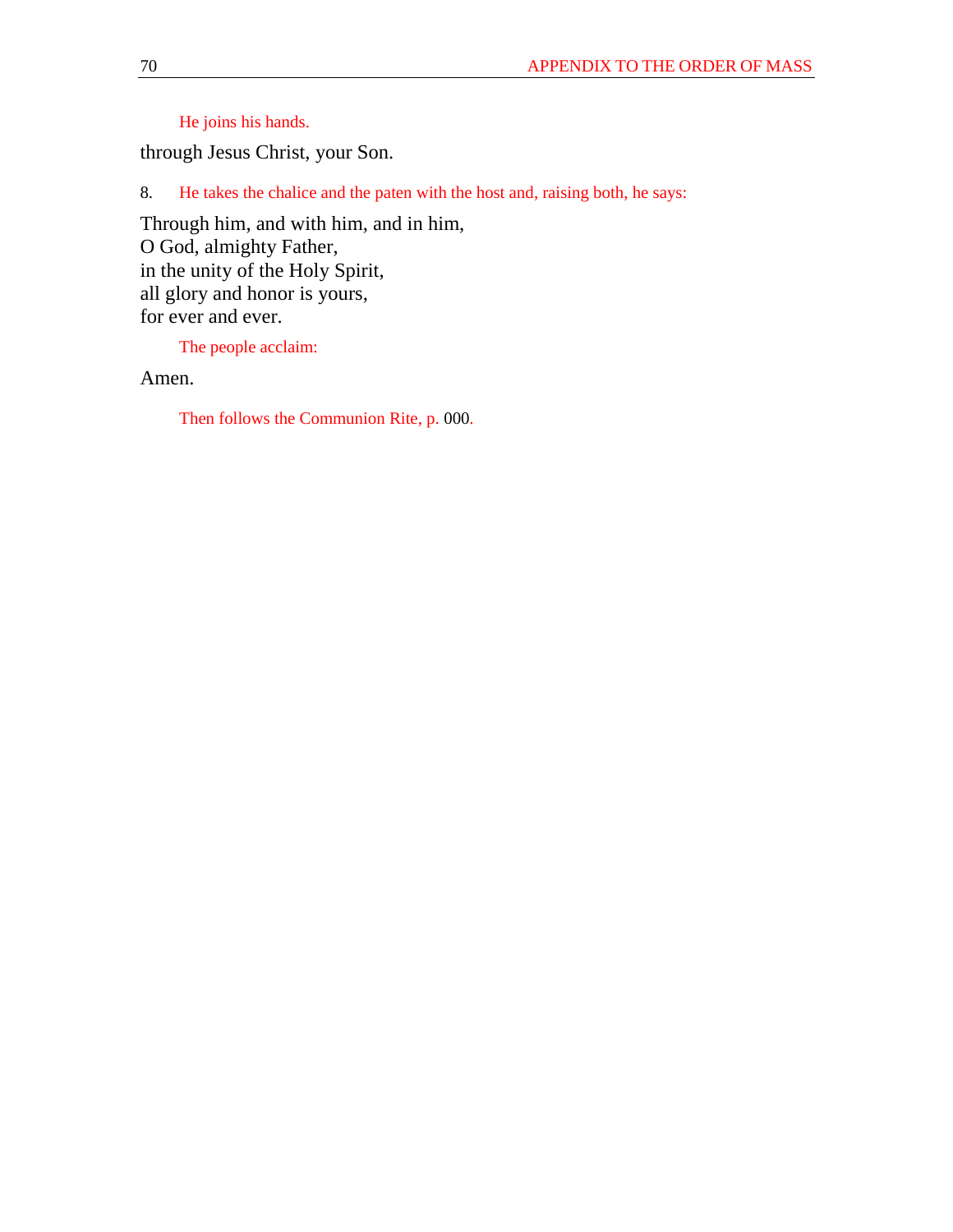*He joins his hands.*

through Jesus Christ, your Son.

8. *He takes the chalice and the paten with the host and, raising both, he says:*

Through him, and with him, and in him,
O God, almighty Father,
in the unity of the Holy Spirit,
all glory and honor is yours,
for ever and ever.

*The people acclaim:*

Amen.

*Then follows the Communion Rite, p.* 000.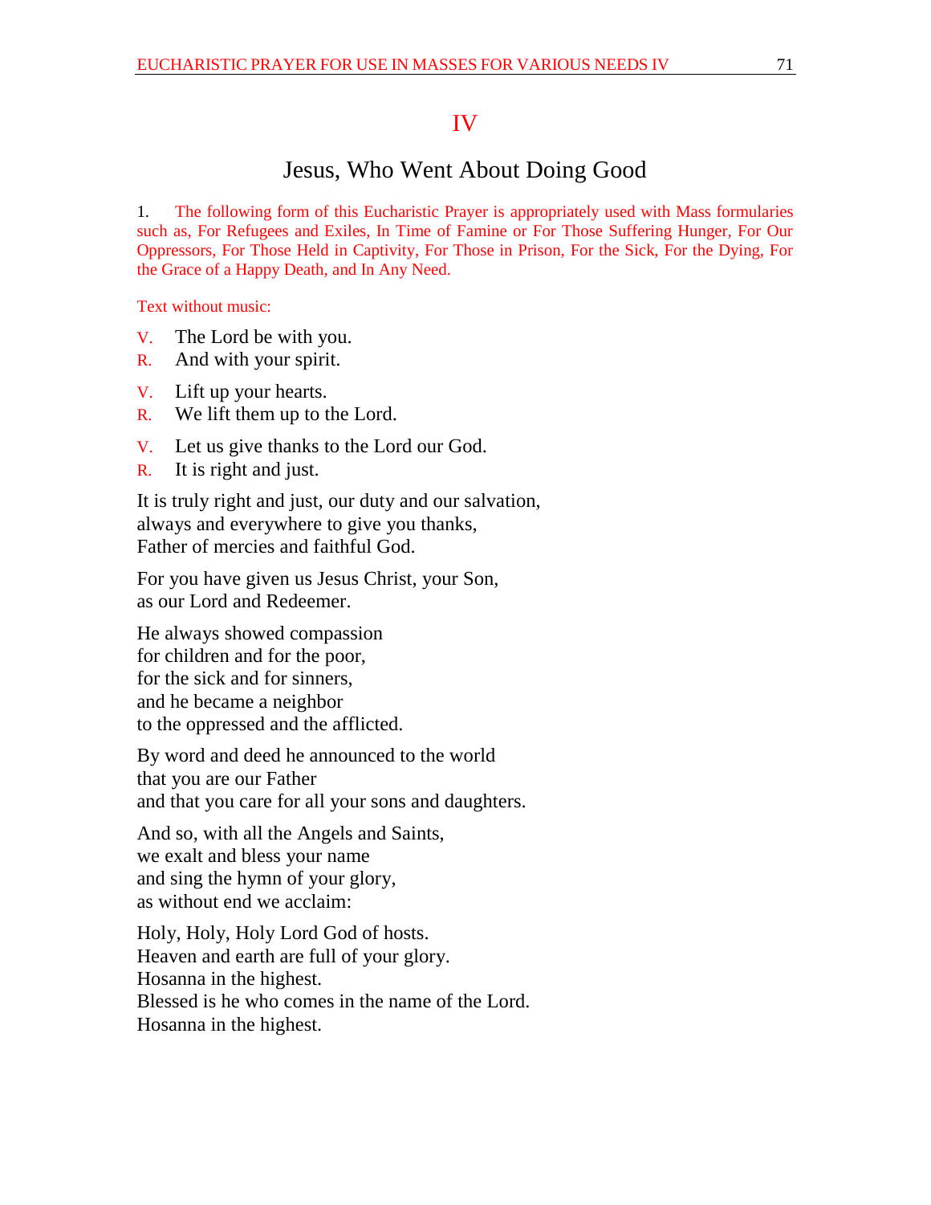# IV

## Jesus, Who Went About Doing Good

1. The following form of this Eucharistic Prayer is appropriately used with Mass formularies such as, For Refugees and Exiles, In Time of Famine or For Those Suffering Hunger, For Our Oppressors, For Those Held in Captivity, For Those in Prison, For the Sick, For the Dying, For the Grace of a Happy Death, and In Any Need.

Text without music:

V. The Lord be with you.
R. And with your spirit.

V. Lift up your hearts.
R. We lift them up to the Lord.

V. Let us give thanks to the Lord our God.
R. It is right and just.

It is truly right and just, our duty and our salvation,
always and everywhere to give you thanks,
Father of mercies and faithful God.

For you have given us Jesus Christ, your Son,
as our Lord and Redeemer.

He always showed compassion
for children and for the poor,
for the sick and for sinners,
and he became a neighbor
to the oppressed and the afflicted.

By word and deed he announced to the world
that you are our Father
and that you care for all your sons and daughters.

And so, with all the Angels and Saints,
we exalt and bless your name
and sing the hymn of your glory,
as without end we acclaim:

Holy, Holy, Holy Lord God of hosts.
Heaven and earth are full of your glory.
Hosanna in the highest.
Blessed is he who comes in the name of the Lord.
Hosanna in the highest.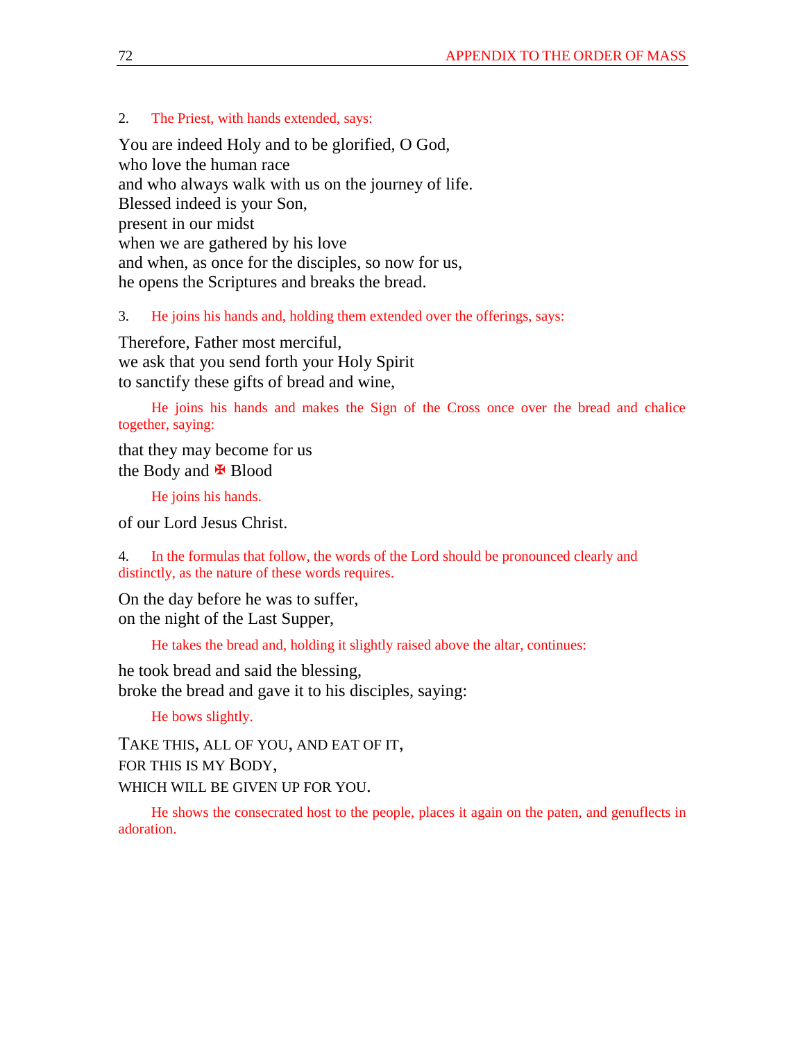2. *The Priest, with hands extended, says:*

You are indeed Holy and to be glorified, O God,
who love the human race
and who always walk with us on the journey of life.
Blessed indeed is your Son,
present in our midst
when we are gathered by his love
and when, as once for the disciples, so now for us,
he opens the Scriptures and breaks the bread.

3. *He joins his hands and, holding them extended over the offerings, says:*

Therefore, Father most merciful,
we ask that you send forth your Holy Spirit
to sanctify these gifts of bread and wine,

*He joins his hands and makes the Sign of the Cross once over the bread and chalice together, saying:*

that they may become for us
the Body and ✠ Blood

*He joins his hands.*

of our Lord Jesus Christ.

4. *In the formulas that follow, the words of the Lord should be pronounced clearly and distinctly, as the nature of these words requires.*

On the day before he was to suffer,
on the night of the Last Supper,

*He takes the bread and, holding it slightly raised above the altar, continues:*

he took bread and said the blessing,
broke the bread and gave it to his disciples, saying:

*He bows slightly.*

TAKE THIS, ALL OF YOU, AND EAT OF IT,
FOR THIS IS MY BODY,
WHICH WILL BE GIVEN UP FOR YOU.

*He shows the consecrated host to the people, places it again on the paten, and genuflects in adoration.*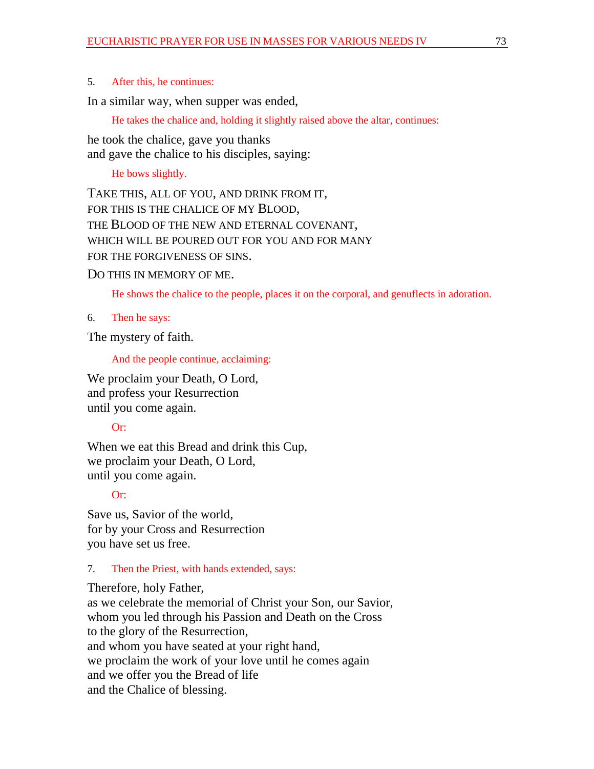5. *After this, he continues:*

In a similar way, when supper was ended,

*He takes the chalice and, holding it slightly raised above the altar, continues:*

he took the chalice, gave you thanks  
and gave the chalice to his disciples, saying:

*He bows slightly.*

TAKE THIS, ALL OF YOU, AND DRINK FROM IT,  
FOR THIS IS THE CHALICE OF MY BLOOD,  
THE BLOOD OF THE NEW AND ETERNAL COVENANT,  
WHICH WILL BE POURED OUT FOR YOU AND FOR MANY  
FOR THE FORGIVENESS OF SINS.

DO THIS IN MEMORY OF ME.

*He shows the chalice to the people, places it on the corporal, and genuflects in adoration.*

6. *Then he says:*

The mystery of faith.

*And the people continue, acclaiming:*

We proclaim your Death, O Lord,  
and profess your Resurrection  
until you come again.

*Or:*

When we eat this Bread and drink this Cup,  
we proclaim your Death, O Lord,  
until you come again.

*Or:*

Save us, Savior of the world,  
for by your Cross and Resurrection  
you have set us free.

7. *Then the Priest, with hands extended, says:*

Therefore, holy Father,  
as we celebrate the memorial of Christ your Son, our Savior,  
whom you led through his Passion and Death on the Cross  
to the glory of the Resurrection,  
and whom you have seated at your right hand,  
we proclaim the work of your love until he comes again  
and we offer you the Bread of life  
and the Chalice of blessing.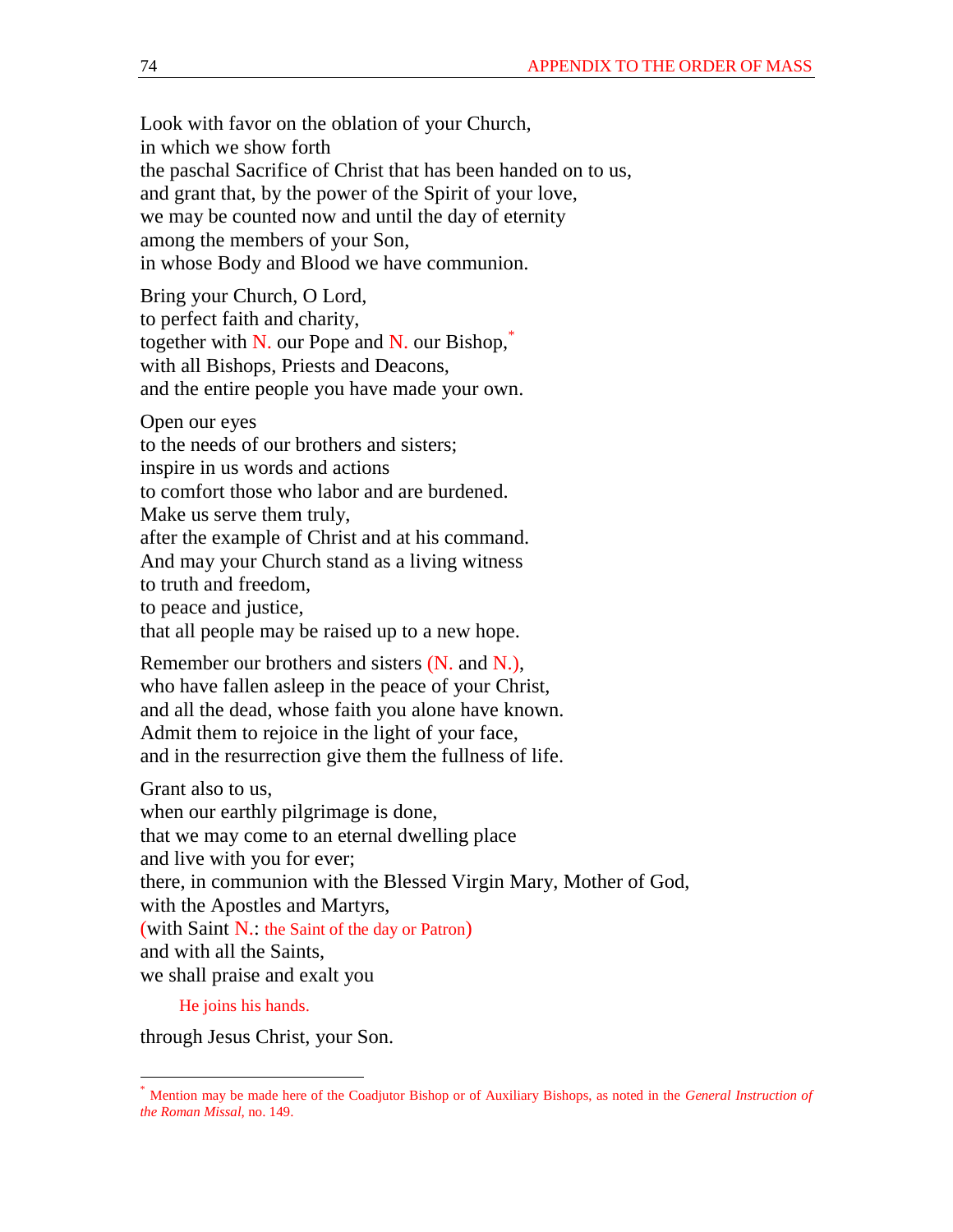Look with favor on the oblation of your Church,
in which we show forth
the paschal Sacrifice of Christ that has been handed on to us,
and grant that, by the power of the Spirit of your love,
we may be counted now and until the day of eternity
among the members of your Son,
in whose Body and Blood we have communion.

Bring your Church, O Lord,
to perfect faith and charity,
together with N. our Pope and N. our Bishop,*
with all Bishops, Priests and Deacons,
and the entire people you have made your own.

Open our eyes
to the needs of our brothers and sisters;
inspire in us words and actions
to comfort those who labor and are burdened.
Make us serve them truly,
after the example of Christ and at his command.
And may your Church stand as a living witness
to truth and freedom,
to peace and justice,
that all people may be raised up to a new hope.

Remember our brothers and sisters (N. and N.),
who have fallen asleep in the peace of your Christ,
and all the dead, whose faith you alone have known.
Admit them to rejoice in the light of your face,
and in the resurrection give them the fullness of life.

Grant also to us,
when our earthly pilgrimage is done,
that we may come to an eternal dwelling place
and live with you for ever;
there, in communion with the Blessed Virgin Mary, Mother of God,
with the Apostles and Martyrs,
(with Saint N.: the Saint of the day or Patron)
and with all the Saints,
we shall praise and exalt you

He joins his hands.

through Jesus Christ, your Son.

---

* Mention may be made here of the Coadjutor Bishop or of Auxiliary Bishops, as noted in the *General Instruction of the Roman Missal*, no. 149.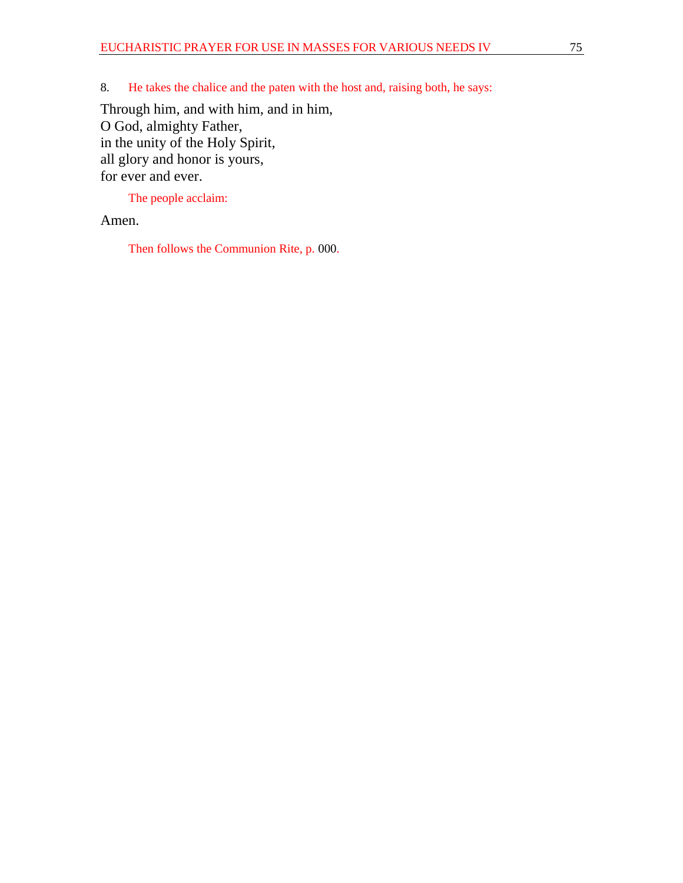8. He takes the chalice and the paten with the host and, raising both, he says:

Through him, and with him, and in him,  
O God, almighty Father,  
in the unity of the Holy Spirit,  
all glory and honor is yours,  
for ever and ever.

The people acclaim:

Amen.

Then follows the Communion Rite, p. 000.